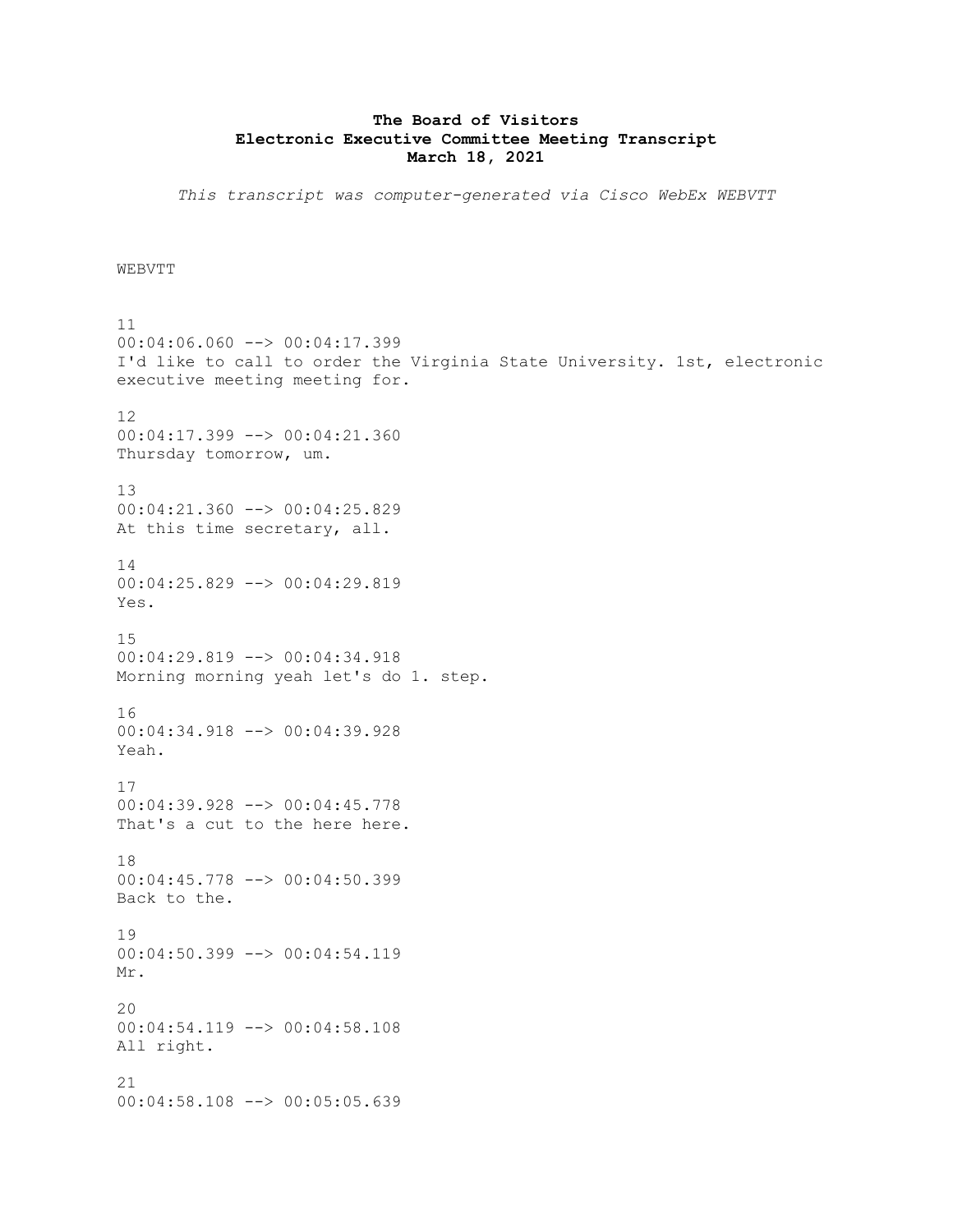**The Board of Visitors**
**Electronic Executive Committee Meeting Transcript**
**March 18, 2021**

*This transcript was computer-generated via Cisco WebEx WEBVTT*

WEBVTT

11
00:04:06.060 --> 00:04:17.399
I'd like to call to order the Virginia State University. 1st, electronic executive meeting meeting for.

12
00:04:17.399 --> 00:04:21.360
Thursday tomorrow, um.

13
00:04:21.360 --> 00:04:25.829
At this time secretary, all.

14
00:04:25.829 --> 00:04:29.819
Yes.

15
00:04:29.819 --> 00:04:34.918
Morning morning yeah let's do 1. step.

16
00:04:34.918 --> 00:04:39.928
Yeah.

17
00:04:39.928 --> 00:04:45.778
That's a cut to the here here.

18
00:04:45.778 --> 00:04:50.399
Back to the.

19
00:04:50.399 --> 00:04:54.119
Mr.

20
00:04:54.119 --> 00:04:58.108
All right.

21
00:04:58.108 --> 00:05:05.639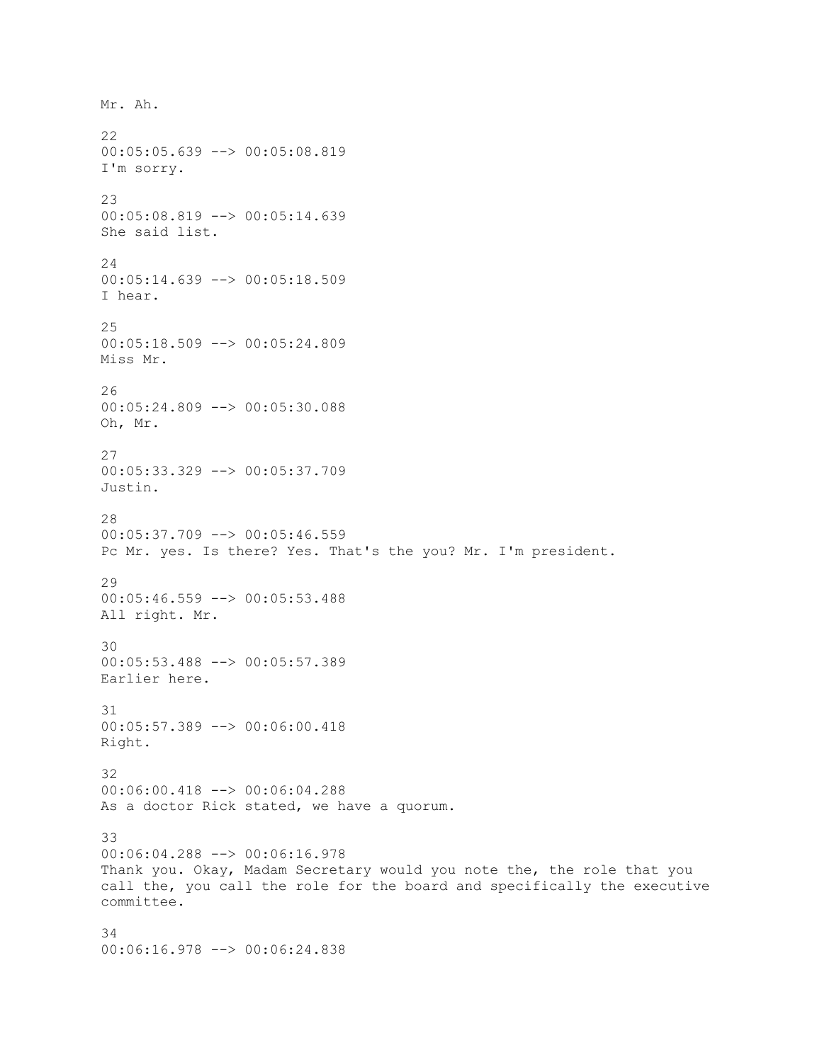Mr. Ah.

22
00:05:05.639 --> 00:05:08.819
I'm sorry.

23
00:05:08.819 --> 00:05:14.639
She said list.

24
00:05:14.639 --> 00:05:18.509
I hear.

25
00:05:18.509 --> 00:05:24.809
Miss Mr.

26
00:05:24.809 --> 00:05:30.088
Oh, Mr.

27
00:05:33.329 --> 00:05:37.709
Justin.

28
00:05:37.709 --> 00:05:46.559
Pc Mr. yes. Is there? Yes. That's the you? Mr. I'm president.

29
00:05:46.559 --> 00:05:53.488
All right. Mr.

30
00:05:53.488 --> 00:05:57.389
Earlier here.

31
00:05:57.389 --> 00:06:00.418
Right.

32
00:06:00.418 --> 00:06:04.288
As a doctor Rick stated, we have a quorum.

33
00:06:04.288 --> 00:06:16.978
Thank you. Okay, Madam Secretary would you note the, the role that you call the, you call the role for the board and specifically the executive committee.

34
00:06:16.978 --> 00:06:24.838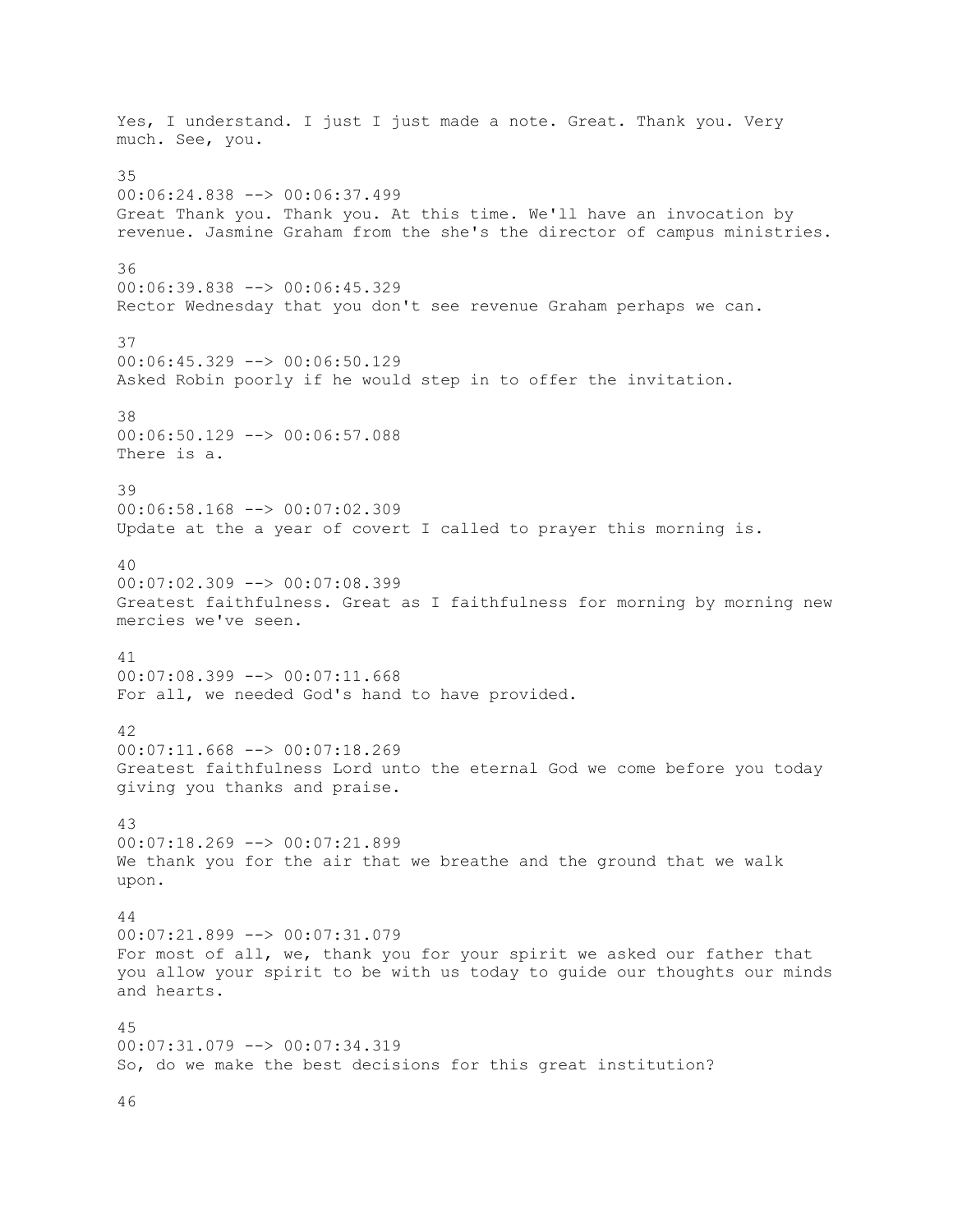Yes, I understand. I just I just made a note. Great. Thank you. Very much. See, you.

35
00:06:24.838 --> 00:06:37.499
Great Thank you. Thank you. At this time. We'll have an invocation by revenue. Jasmine Graham from the she's the director of campus ministries.

36
00:06:39.838 --> 00:06:45.329
Rector Wednesday that you don't see revenue Graham perhaps we can.

37
00:06:45.329 --> 00:06:50.129
Asked Robin poorly if he would step in to offer the invitation.

38
00:06:50.129 --> 00:06:57.088
There is a.

39
00:06:58.168 --> 00:07:02.309
Update at the a year of covert I called to prayer this morning is.

40
00:07:02.309 --> 00:07:08.399
Greatest faithfulness. Great as I faithfulness for morning by morning new mercies we've seen.

41
00:07:08.399 --> 00:07:11.668
For all, we needed God's hand to have provided.

42
00:07:11.668 --> 00:07:18.269
Greatest faithfulness Lord unto the eternal God we come before you today giving you thanks and praise.

43
00:07:18.269 --> 00:07:21.899
We thank you for the air that we breathe and the ground that we walk upon.

44
00:07:21.899 --> 00:07:31.079
For most of all, we, thank you for your spirit we asked our father that you allow your spirit to be with us today to guide our thoughts our minds and hearts.

45
00:07:31.079 --> 00:07:34.319
So, do we make the best decisions for this great institution?

46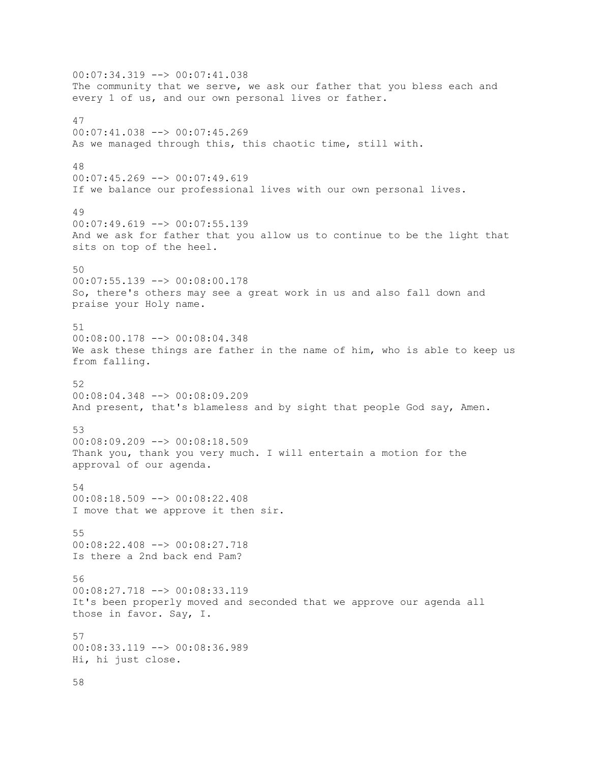00:07:34.319 --> 00:07:41.038
The community that we serve, we ask our father that you bless each and every 1 of us, and our own personal lives or father.

47
00:07:41.038 --> 00:07:45.269
As we managed through this, this chaotic time, still with.

48
00:07:45.269 --> 00:07:49.619
If we balance our professional lives with our own personal lives.

49
00:07:49.619 --> 00:07:55.139
And we ask for father that you allow us to continue to be the light that sits on top of the heel.

50
00:07:55.139 --> 00:08:00.178
So, there's others may see a great work in us and also fall down and praise your Holy name.

51
00:08:00.178 --> 00:08:04.348
We ask these things are father in the name of him, who is able to keep us from falling.

52
00:08:04.348 --> 00:08:09.209
And present, that's blameless and by sight that people God say, Amen.

53
00:08:09.209 --> 00:08:18.509
Thank you, thank you very much. I will entertain a motion for the approval of our agenda.

54
00:08:18.509 --> 00:08:22.408
I move that we approve it then sir.

55
00:08:22.408 --> 00:08:27.718
Is there a 2nd back end Pam?

56
00:08:27.718 --> 00:08:33.119
It's been properly moved and seconded that we approve our agenda all those in favor. Say, I.

57
00:08:33.119 --> 00:08:36.989
Hi, hi just close.

58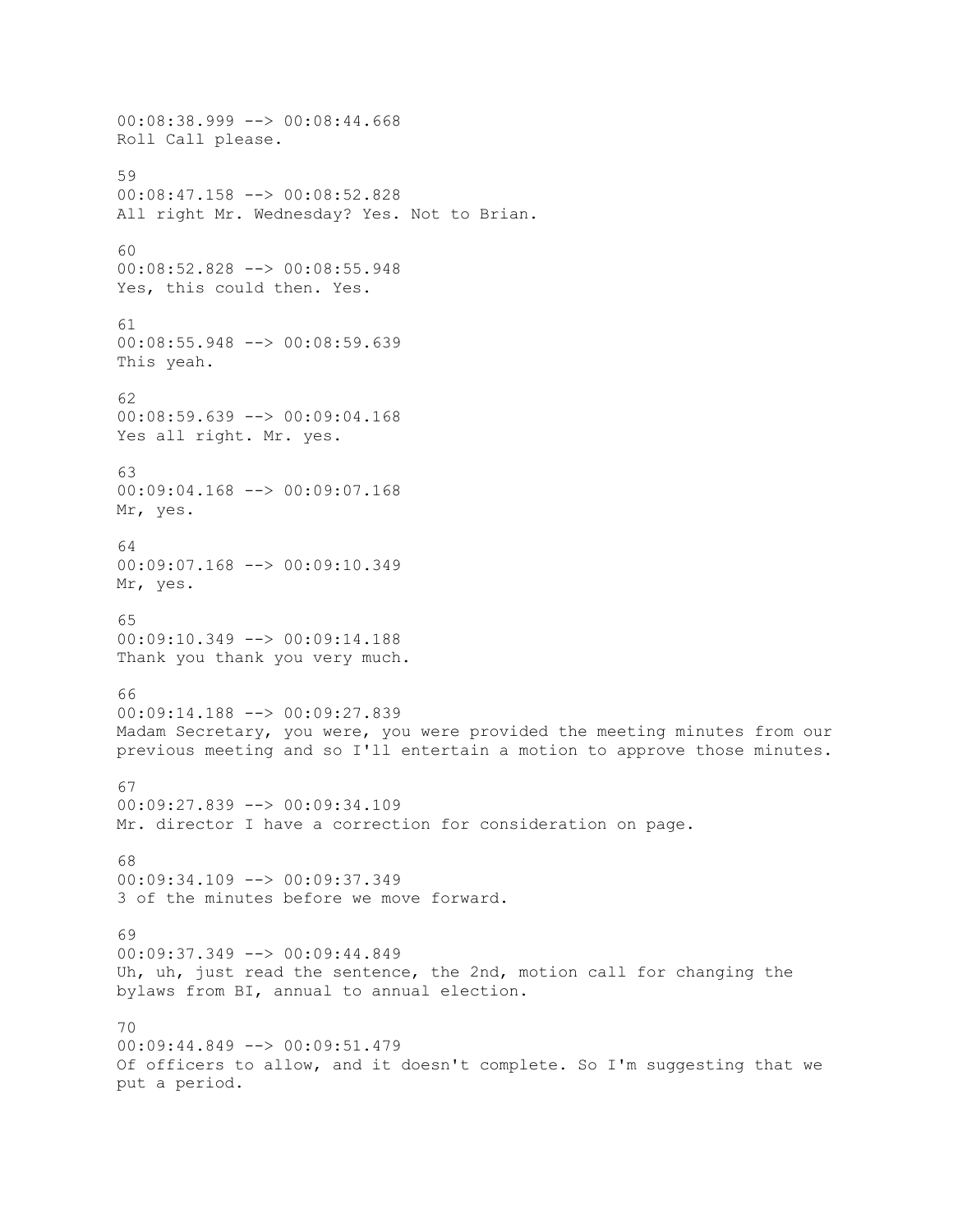00:08:38.999 --> 00:08:44.668
Roll Call please.

59
00:08:47.158 --> 00:08:52.828
All right Mr. Wednesday? Yes. Not to Brian.

60
00:08:52.828 --> 00:08:55.948
Yes, this could then. Yes.

61
00:08:55.948 --> 00:08:59.639
This yeah.

62
00:08:59.639 --> 00:09:04.168
Yes all right. Mr. yes.

63
00:09:04.168 --> 00:09:07.168
Mr, yes.

64
00:09:07.168 --> 00:09:10.349
Mr, yes.

65
00:09:10.349 --> 00:09:14.188
Thank you thank you very much.

66
00:09:14.188 --> 00:09:27.839
Madam Secretary, you were, you were provided the meeting minutes from our previous meeting and so I'll entertain a motion to approve those minutes.

67
00:09:27.839 --> 00:09:34.109
Mr. director I have a correction for consideration on page.

68
00:09:34.109 --> 00:09:37.349
3 of the minutes before we move forward.

69
00:09:37.349 --> 00:09:44.849
Uh, uh, just read the sentence, the 2nd, motion call for changing the bylaws from BI, annual to annual election.

70
00:09:44.849 --> 00:09:51.479
Of officers to allow, and it doesn't complete. So I'm suggesting that we put a period.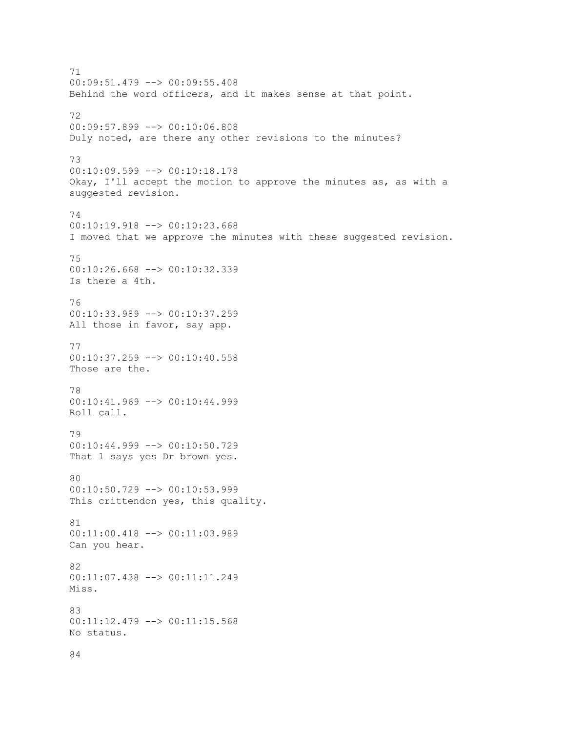71
00:09:51.479 --> 00:09:55.408
Behind the word officers, and it makes sense at that point.

72
00:09:57.899 --> 00:10:06.808
Duly noted, are there any other revisions to the minutes?

73
00:10:09.599 --> 00:10:18.178
Okay, I'll accept the motion to approve the minutes as, as with a suggested revision.

74
00:10:19.918 --> 00:10:23.668
I moved that we approve the minutes with these suggested revision.

75
00:10:26.668 --> 00:10:32.339
Is there a 4th.

76
00:10:33.989 --> 00:10:37.259
All those in favor, say app.

77
00:10:37.259 --> 00:10:40.558
Those are the.

78
00:10:41.969 --> 00:10:44.999
Roll call.

79
00:10:44.999 --> 00:10:50.729
That 1 says yes Dr brown yes.

80
00:10:50.729 --> 00:10:53.999
This crittendon yes, this quality.

81
00:11:00.418 --> 00:11:03.989
Can you hear.

82
00:11:07.438 --> 00:11:11.249
Miss.

83
00:11:12.479 --> 00:11:15.568
No status.

84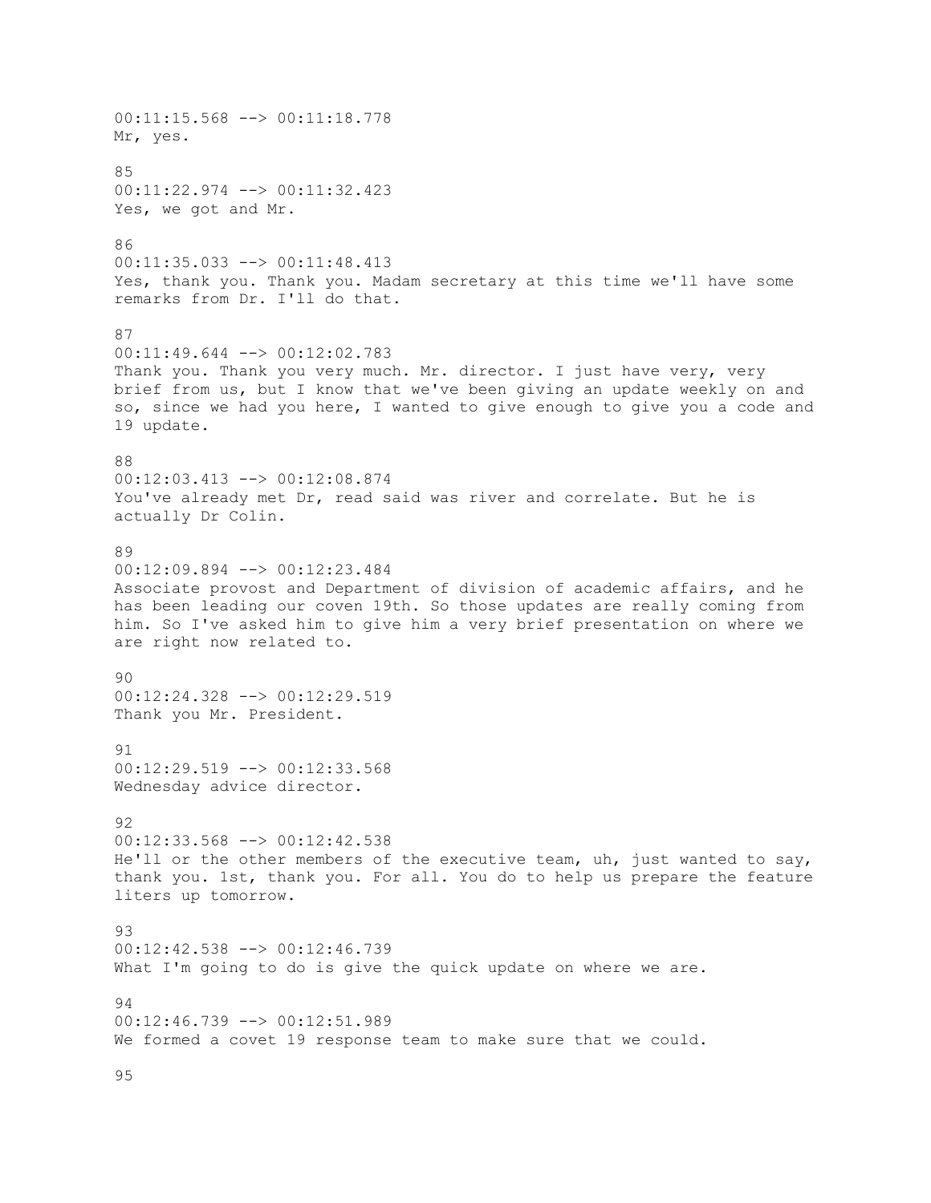00:11:15.568 --> 00:11:18.778
Mr, yes.

85
00:11:22.974 --> 00:11:32.423
Yes, we got and Mr.

86
00:11:35.033 --> 00:11:48.413
Yes, thank you. Thank you. Madam secretary at this time we'll have some remarks from Dr. I'll do that.

87
00:11:49.644 --> 00:12:02.783
Thank you. Thank you very much. Mr. director. I just have very, very brief from us, but I know that we've been giving an update weekly on and so, since we had you here, I wanted to give enough to give you a code and 19 update.

88
00:12:03.413 --> 00:12:08.874
You've already met Dr, read said was river and correlate. But he is actually Dr Colin.

89
00:12:09.894 --> 00:12:23.484
Associate provost and Department of division of academic affairs, and he has been leading our coven 19th. So those updates are really coming from him. So I've asked him to give him a very brief presentation on where we are right now related to.

90
00:12:24.328 --> 00:12:29.519
Thank you Mr. President.

91
00:12:29.519 --> 00:12:33.568
Wednesday advice director.

92
00:12:33.568 --> 00:12:42.538
He'll or the other members of the executive team, uh, just wanted to say, thank you. 1st, thank you. For all. You do to help us prepare the feature liters up tomorrow.

93
00:12:42.538 --> 00:12:46.739
What I'm going to do is give the quick update on where we are.

94
00:12:46.739 --> 00:12:51.989
We formed a covet 19 response team to make sure that we could.

95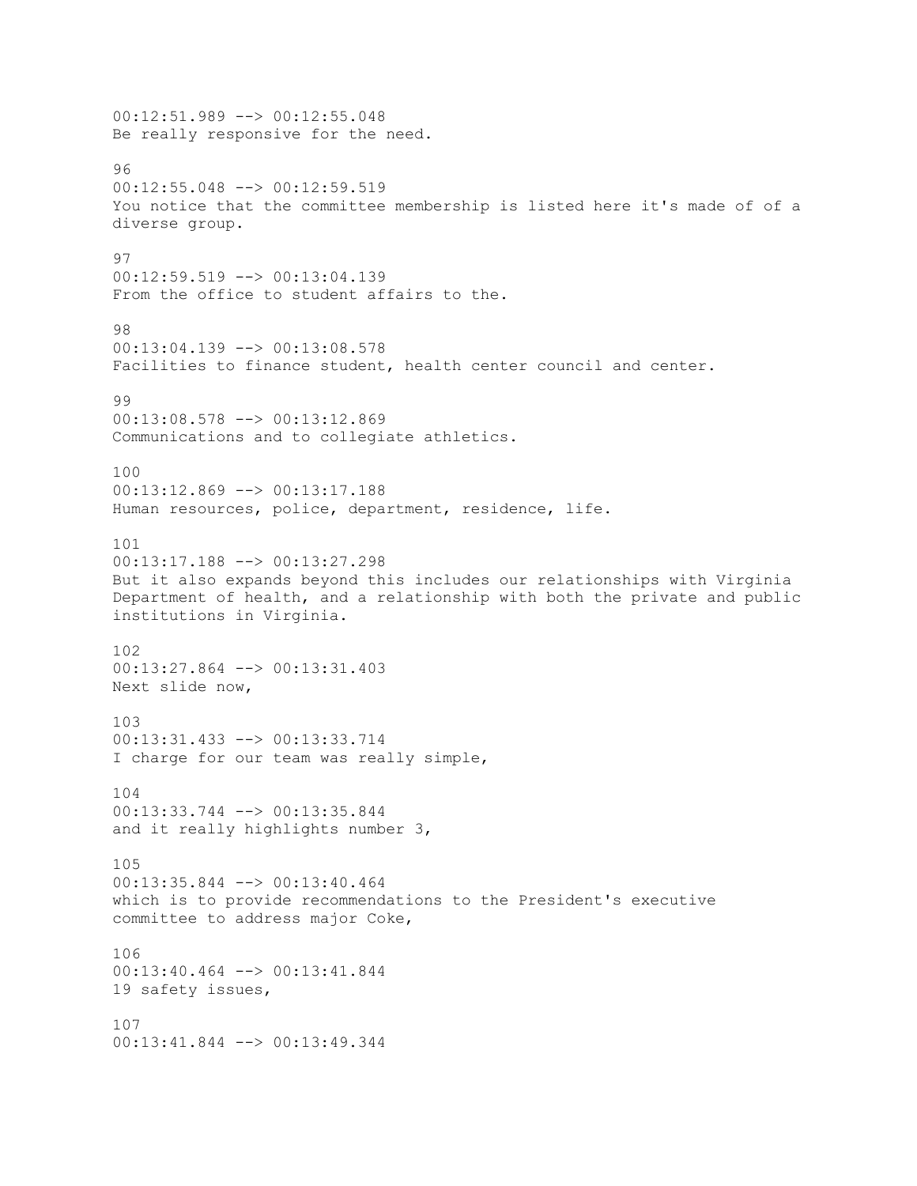00:12:51.989 --> 00:12:55.048
Be really responsive for the need.

96
00:12:55.048 --> 00:12:59.519
You notice that the committee membership is listed here it's made of of a diverse group.

97
00:12:59.519 --> 00:13:04.139
From the office to student affairs to the.

98
00:13:04.139 --> 00:13:08.578
Facilities to finance student, health center council and center.

99
00:13:08.578 --> 00:13:12.869
Communications and to collegiate athletics.

100
00:13:12.869 --> 00:13:17.188
Human resources, police, department, residence, life.

101
00:13:17.188 --> 00:13:27.298
But it also expands beyond this includes our relationships with Virginia Department of health, and a relationship with both the private and public institutions in Virginia.

102
00:13:27.864 --> 00:13:31.403
Next slide now,

103
00:13:31.433 --> 00:13:33.714
I charge for our team was really simple,

104
00:13:33.744 --> 00:13:35.844
and it really highlights number 3,

105
00:13:35.844 --> 00:13:40.464
which is to provide recommendations to the President's executive committee to address major Coke,

106
00:13:40.464 --> 00:13:41.844
19 safety issues,

107
00:13:41.844 --> 00:13:49.344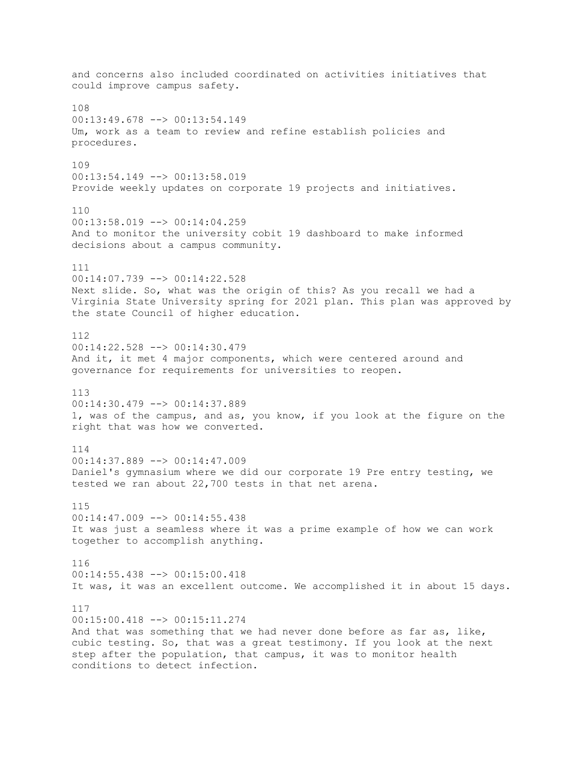and concerns also included coordinated on activities initiatives that could improve campus safety.

108
00:13:49.678 --> 00:13:54.149
Um, work as a team to review and refine establish policies and procedures.

109
00:13:54.149 --> 00:13:58.019
Provide weekly updates on corporate 19 projects and initiatives.

110
00:13:58.019 --> 00:14:04.259
And to monitor the university cobit 19 dashboard to make informed decisions about a campus community.

111
00:14:07.739 --> 00:14:22.528
Next slide. So, what was the origin of this? As you recall we had a Virginia State University spring for 2021 plan. This plan was approved by the state Council of higher education.

112
00:14:22.528 --> 00:14:30.479
And it, it met 4 major components, which were centered around and governance for requirements for universities to reopen.

113
00:14:30.479 --> 00:14:37.889
1, was of the campus, and as, you know, if you look at the figure on the right that was how we converted.

114
00:14:37.889 --> 00:14:47.009
Daniel's gymnasium where we did our corporate 19 Pre entry testing, we tested we ran about 22,700 tests in that net arena.

115
00:14:47.009 --> 00:14:55.438
It was just a seamless where it was a prime example of how we can work together to accomplish anything.

116
00:14:55.438 --> 00:15:00.418
It was, it was an excellent outcome. We accomplished it in about 15 days.

117
00:15:00.418 --> 00:15:11.274
And that was something that we had never done before as far as, like, cubic testing. So, that was a great testimony. If you look at the next step after the population, that campus, it was to monitor health conditions to detect infection.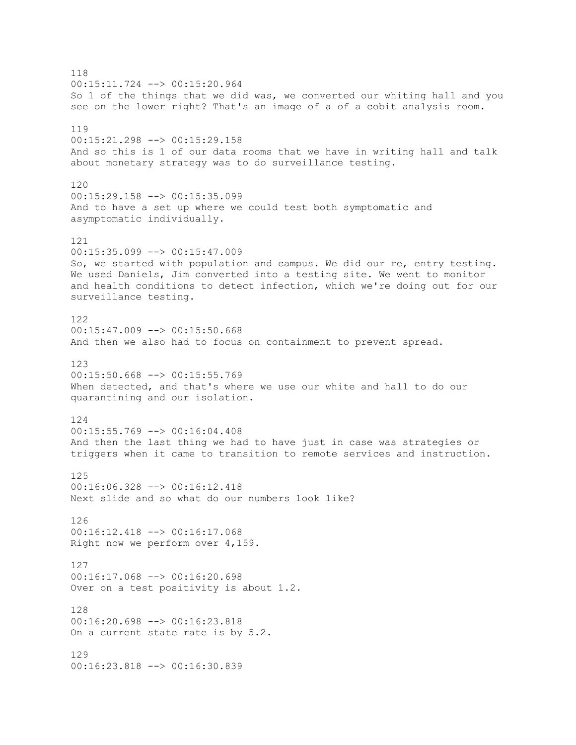118
00:15:11.724 --> 00:15:20.964
So 1 of the things that we did was, we converted our whiting hall and you see on the lower right? That's an image of a of a cobit analysis room.

119
00:15:21.298 --> 00:15:29.158
And so this is 1 of our data rooms that we have in writing hall and talk about monetary strategy was to do surveillance testing.

120
00:15:29.158 --> 00:15:35.099
And to have a set up where we could test both symptomatic and asymptomatic individually.

121
00:15:35.099 --> 00:15:47.009
So, we started with population and campus. We did our re, entry testing. We used Daniels, Jim converted into a testing site. We went to monitor and health conditions to detect infection, which we're doing out for our surveillance testing.

122
00:15:47.009 --> 00:15:50.668
And then we also had to focus on containment to prevent spread.

123
00:15:50.668 --> 00:15:55.769
When detected, and that's where we use our white and hall to do our quarantining and our isolation.

124
00:15:55.769 --> 00:16:04.408
And then the last thing we had to have just in case was strategies or triggers when it came to transition to remote services and instruction.

125
00:16:06.328 --> 00:16:12.418
Next slide and so what do our numbers look like?

126
00:16:12.418 --> 00:16:17.068
Right now we perform over 4,159.

127
00:16:17.068 --> 00:16:20.698
Over on a test positivity is about 1.2.

128
00:16:20.698 --> 00:16:23.818
On a current state rate is by 5.2.

129
00:16:23.818 --> 00:16:30.839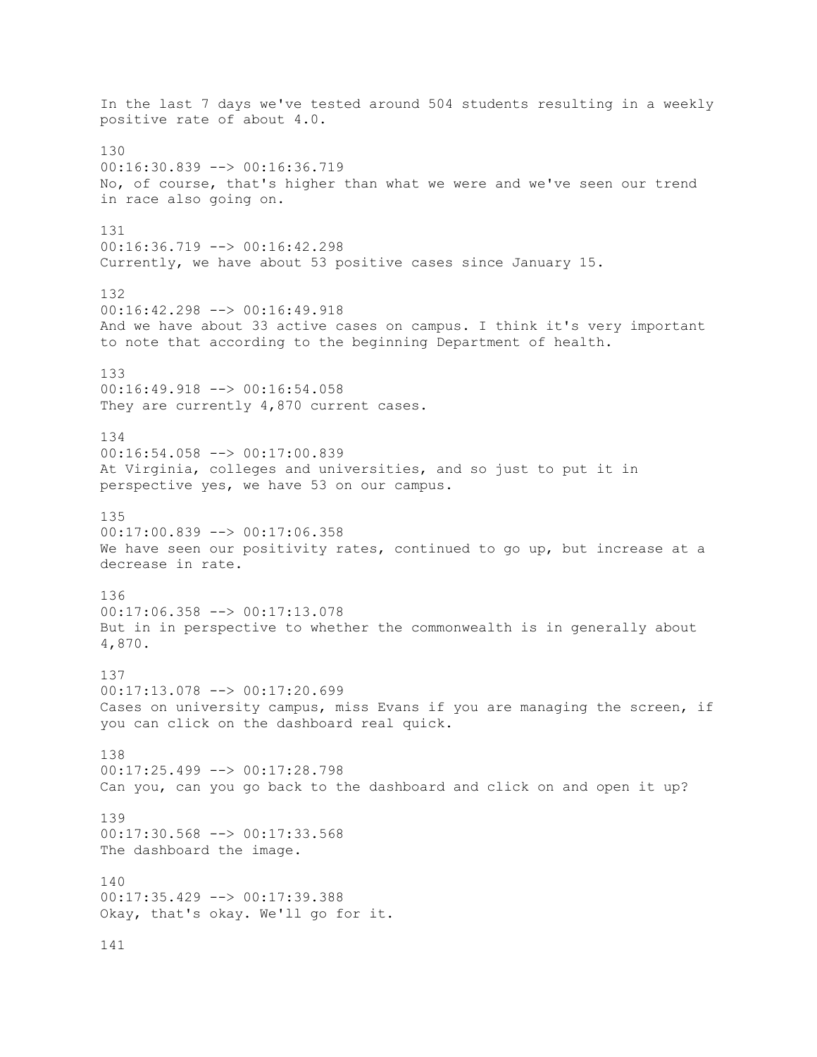In the last 7 days we've tested around 504 students resulting in a weekly positive rate of about 4.0.

130
00:16:30.839 --> 00:16:36.719
No, of course, that's higher than what we were and we've seen our trend in race also going on.

131
00:16:36.719 --> 00:16:42.298
Currently, we have about 53 positive cases since January 15.

132
00:16:42.298 --> 00:16:49.918
And we have about 33 active cases on campus. I think it's very important to note that according to the beginning Department of health.

133
00:16:49.918 --> 00:16:54.058
They are currently 4,870 current cases.

134
00:16:54.058 --> 00:17:00.839
At Virginia, colleges and universities, and so just to put it in perspective yes, we have 53 on our campus.

135
00:17:00.839 --> 00:17:06.358
We have seen our positivity rates, continued to go up, but increase at a decrease in rate.

136
00:17:06.358 --> 00:17:13.078
But in in perspective to whether the commonwealth is in generally about 4,870.

137
00:17:13.078 --> 00:17:20.699
Cases on university campus, miss Evans if you are managing the screen, if you can click on the dashboard real quick.

138
00:17:25.499 --> 00:17:28.798
Can you, can you go back to the dashboard and click on and open it up?

139
00:17:30.568 --> 00:17:33.568
The dashboard the image.

140
00:17:35.429 --> 00:17:39.388
Okay, that's okay. We'll go for it.

141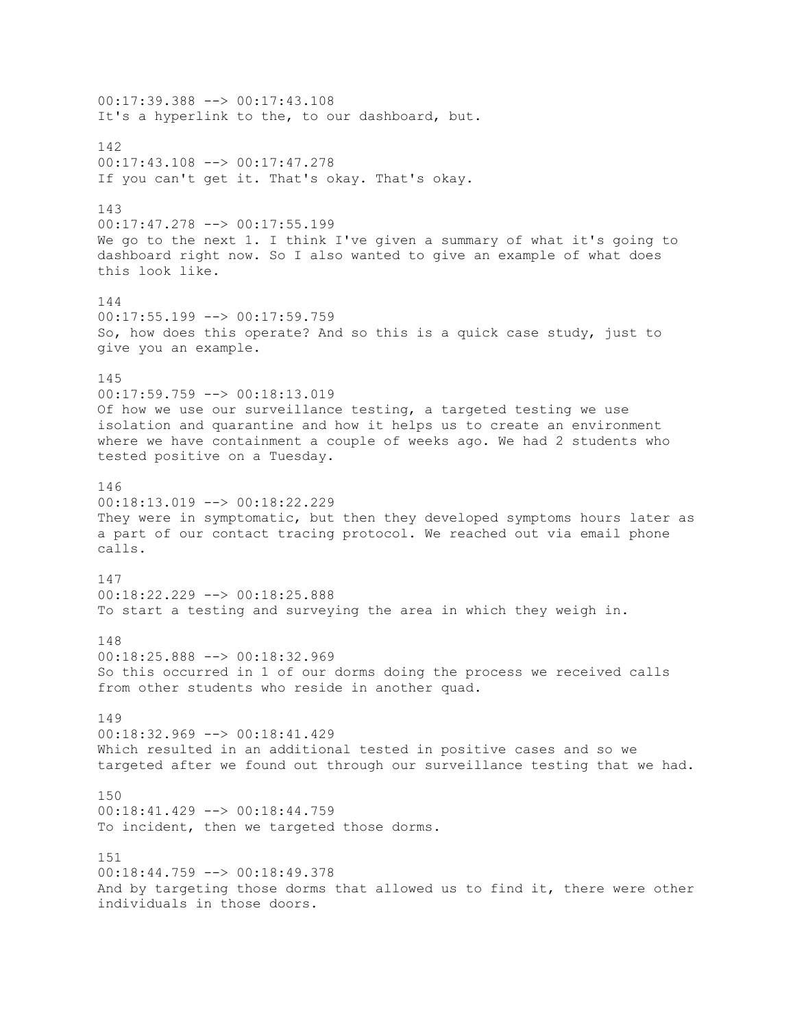00:17:39.388 --> 00:17:43.108
It's a hyperlink to the, to our dashboard, but.

142
00:17:43.108 --> 00:17:47.278
If you can't get it. That's okay. That's okay.

143
00:17:47.278 --> 00:17:55.199
We go to the next 1. I think I've given a summary of what it's going to dashboard right now. So I also wanted to give an example of what does this look like.

144
00:17:55.199 --> 00:17:59.759
So, how does this operate? And so this is a quick case study, just to give you an example.

145
00:17:59.759 --> 00:18:13.019
Of how we use our surveillance testing, a targeted testing we use isolation and quarantine and how it helps us to create an environment where we have containment a couple of weeks ago. We had 2 students who tested positive on a Tuesday.

146
00:18:13.019 --> 00:18:22.229
They were in symptomatic, but then they developed symptoms hours later as a part of our contact tracing protocol. We reached out via email phone calls.

147
00:18:22.229 --> 00:18:25.888
To start a testing and surveying the area in which they weigh in.

148
00:18:25.888 --> 00:18:32.969
So this occurred in 1 of our dorms doing the process we received calls from other students who reside in another quad.

149
00:18:32.969 --> 00:18:41.429
Which resulted in an additional tested in positive cases and so we targeted after we found out through our surveillance testing that we had.

150
00:18:41.429 --> 00:18:44.759
To incident, then we targeted those dorms.

151
00:18:44.759 --> 00:18:49.378
And by targeting those dorms that allowed us to find it, there were other individuals in those doors.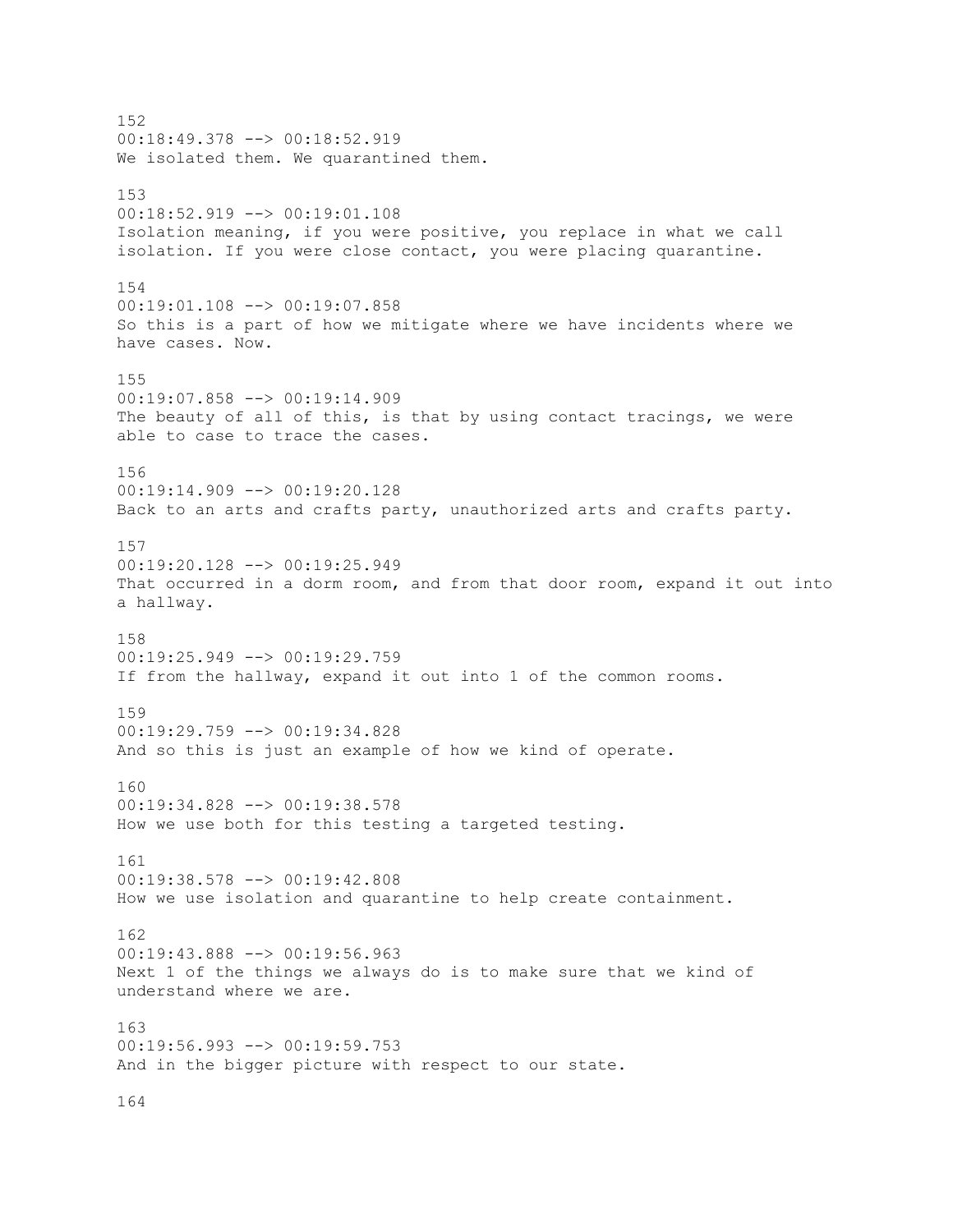152
00:18:49.378 --> 00:18:52.919
We isolated them. We quarantined them.

153
00:18:52.919 --> 00:19:01.108
Isolation meaning, if you were positive, you replace in what we call isolation. If you were close contact, you were placing quarantine.

154
00:19:01.108 --> 00:19:07.858
So this is a part of how we mitigate where we have incidents where we have cases. Now.

155
00:19:07.858 --> 00:19:14.909
The beauty of all of this, is that by using contact tracings, we were able to case to trace the cases.

156
00:19:14.909 --> 00:19:20.128
Back to an arts and crafts party, unauthorized arts and crafts party.

157
00:19:20.128 --> 00:19:25.949
That occurred in a dorm room, and from that door room, expand it out into a hallway.

158
00:19:25.949 --> 00:19:29.759
If from the hallway, expand it out into 1 of the common rooms.

159
00:19:29.759 --> 00:19:34.828
And so this is just an example of how we kind of operate.

160
00:19:34.828 --> 00:19:38.578
How we use both for this testing a targeted testing.

161
00:19:38.578 --> 00:19:42.808
How we use isolation and quarantine to help create containment.

162
00:19:43.888 --> 00:19:56.963
Next 1 of the things we always do is to make sure that we kind of understand where we are.

163
00:19:56.993 --> 00:19:59.753
And in the bigger picture with respect to our state.

164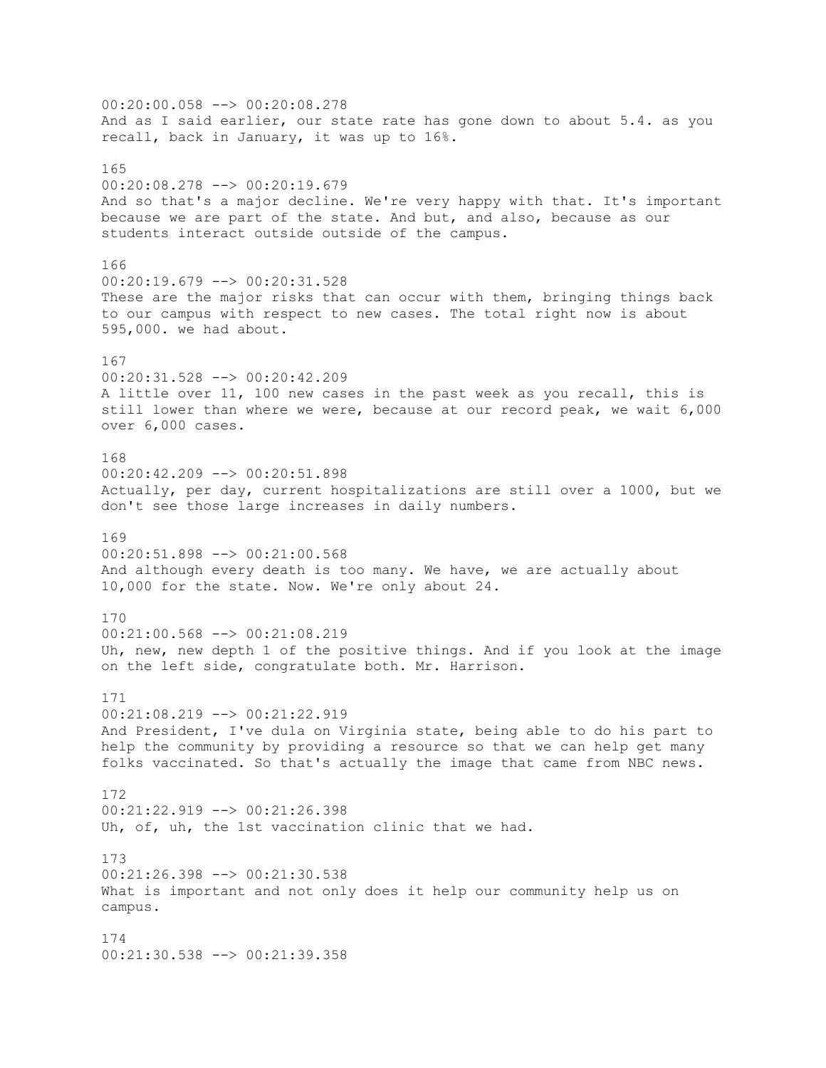00:20:00.058 --> 00:20:08.278
And as I said earlier, our state rate has gone down to about 5.4. as you recall, back in January, it was up to 16%.

165
00:20:08.278 --> 00:20:19.679
And so that's a major decline. We're very happy with that. It's important because we are part of the state. And but, and also, because as our students interact outside outside of the campus.

166
00:20:19.679 --> 00:20:31.528
These are the major risks that can occur with them, bringing things back to our campus with respect to new cases. The total right now is about 595,000. we had about.

167
00:20:31.528 --> 00:20:42.209
A little over 11, 100 new cases in the past week as you recall, this is still lower than where we were, because at our record peak, we wait 6,000 over 6,000 cases.

168
00:20:42.209 --> 00:20:51.898
Actually, per day, current hospitalizations are still over a 1000, but we don't see those large increases in daily numbers.

169
00:20:51.898 --> 00:21:00.568
And although every death is too many. We have, we are actually about 10,000 for the state. Now. We're only about 24.

170
00:21:00.568 --> 00:21:08.219
Uh, new, new depth 1 of the positive things. And if you look at the image on the left side, congratulate both. Mr. Harrison.

171
00:21:08.219 --> 00:21:22.919
And President, I've dula on Virginia state, being able to do his part to help the community by providing a resource so that we can help get many folks vaccinated. So that's actually the image that came from NBC news.

172
00:21:22.919 --> 00:21:26.398
Uh, of, uh, the 1st vaccination clinic that we had.

173
00:21:26.398 --> 00:21:30.538
What is important and not only does it help our community help us on campus.

174
00:21:30.538 --> 00:21:39.358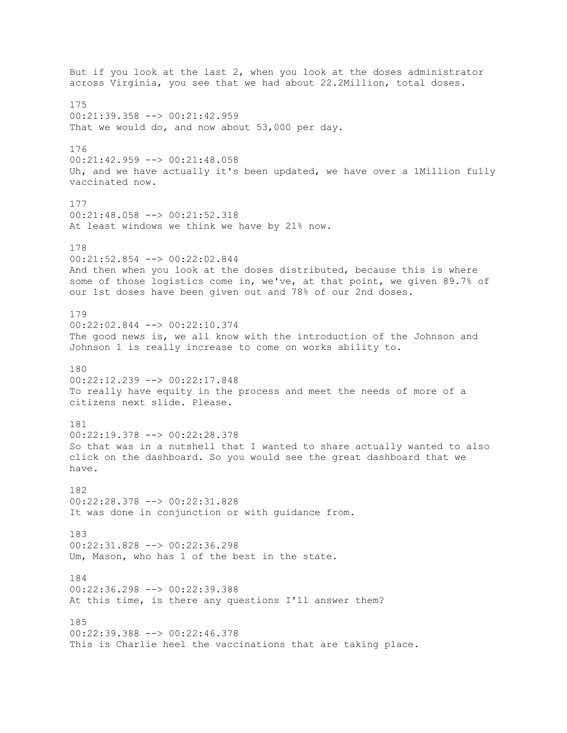But if you look at the last 2, when you look at the doses administrator across Virginia, you see that we had about 22.2Million, total doses.

175
00:21:39.358 --> 00:21:42.959
That we would do, and now about 53,000 per day.

176
00:21:42.959 --> 00:21:48.058
Uh, and we have actually it's been updated, we have over a 1Million fully vaccinated now.

177
00:21:48.058 --> 00:21:52.318
At least windows we think we have by 21% now.

178
00:21:52.854 --> 00:22:02.844
And then when you look at the doses distributed, because this is where some of those logistics come in, we've, at that point, we given 89.7% of our 1st doses have been given out and 78% of our 2nd doses.

179
00:22:02.844 --> 00:22:10.374
The good news is, we all know with the introduction of the Johnson and Johnson 1 is really increase to come on works ability to.

180
00:22:12.239 --> 00:22:17.848
To really have equity in the process and meet the needs of more of a citizens next slide. Please.

181
00:22:19.378 --> 00:22:28.378
So that was in a nutshell that I wanted to share actually wanted to also click on the dashboard. So you would see the great dashboard that we have.

182
00:22:28.378 --> 00:22:31.828
It was done in conjunction or with guidance from.

183
00:22:31.828 --> 00:22:36.298
Um, Mason, who has 1 of the best in the state.

184
00:22:36.298 --> 00:22:39.388
At this time, is there any questions I'll answer them?

185
00:22:39.388 --> 00:22:46.378
This is Charlie heel the vaccinations that are taking place.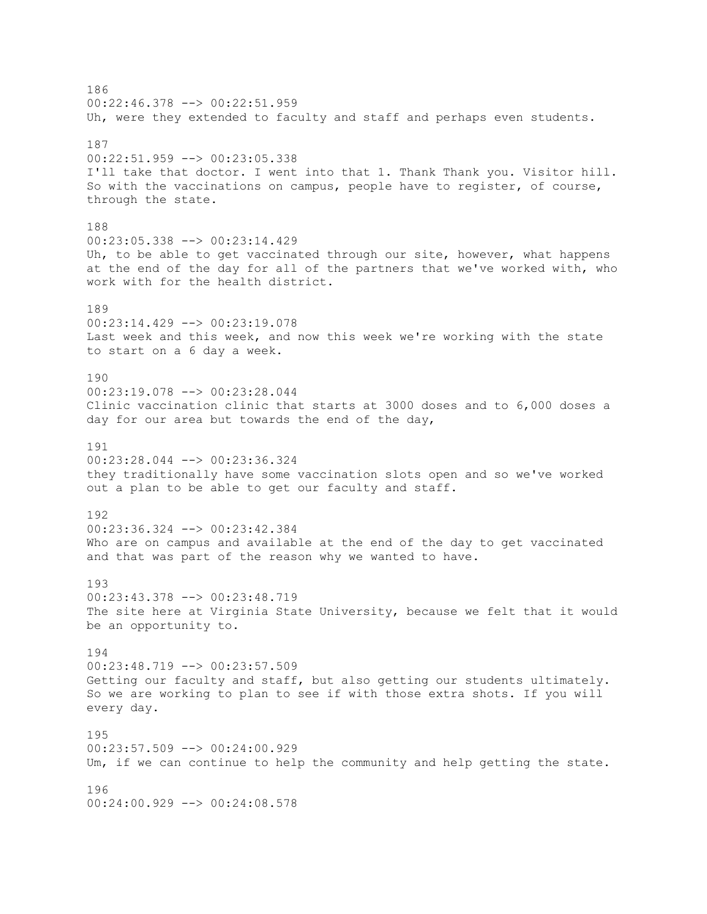186
00:22:46.378 --> 00:22:51.959
Uh, were they extended to faculty and staff and perhaps even students.

187
00:22:51.959 --> 00:23:05.338
I'll take that doctor. I went into that 1. Thank Thank you. Visitor hill. So with the vaccinations on campus, people have to register, of course, through the state.

188
00:23:05.338 --> 00:23:14.429
Uh, to be able to get vaccinated through our site, however, what happens at the end of the day for all of the partners that we've worked with, who work with for the health district.

189
00:23:14.429 --> 00:23:19.078
Last week and this week, and now this week we're working with the state to start on a 6 day a week.

190
00:23:19.078 --> 00:23:28.044
Clinic vaccination clinic that starts at 3000 doses and to 6,000 doses a day for our area but towards the end of the day,

191
00:23:28.044 --> 00:23:36.324
they traditionally have some vaccination slots open and so we've worked out a plan to be able to get our faculty and staff.

192
00:23:36.324 --> 00:23:42.384
Who are on campus and available at the end of the day to get vaccinated and that was part of the reason why we wanted to have.

193
00:23:43.378 --> 00:23:48.719
The site here at Virginia State University, because we felt that it would be an opportunity to.

194
00:23:48.719 --> 00:23:57.509
Getting our faculty and staff, but also getting our students ultimately. So we are working to plan to see if with those extra shots. If you will every day.

195
00:23:57.509 --> 00:24:00.929
Um, if we can continue to help the community and help getting the state.

196
00:24:00.929 --> 00:24:08.578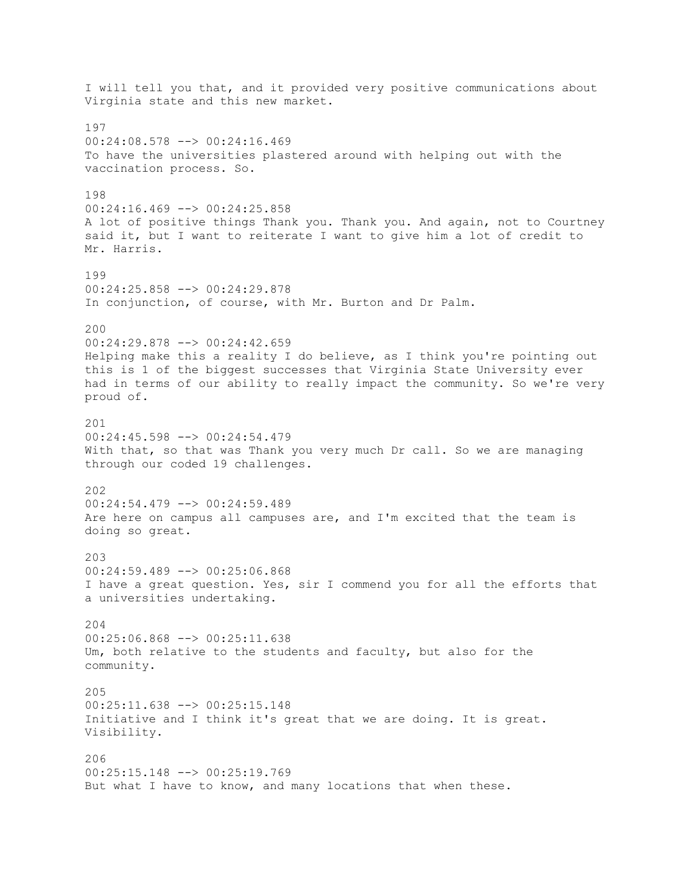I will tell you that, and it provided very positive communications about Virginia state and this new market.

197
00:24:08.578 --> 00:24:16.469
To have the universities plastered around with helping out with the vaccination process. So.

198
00:24:16.469 --> 00:24:25.858
A lot of positive things Thank you. Thank you. And again, not to Courtney said it, but I want to reiterate I want to give him a lot of credit to Mr. Harris.

199
00:24:25.858 --> 00:24:29.878
In conjunction, of course, with Mr. Burton and Dr Palm.

200
00:24:29.878 --> 00:24:42.659
Helping make this a reality I do believe, as I think you're pointing out this is 1 of the biggest successes that Virginia State University ever had in terms of our ability to really impact the community. So we're very proud of.

201
00:24:45.598 --> 00:24:54.479
With that, so that was Thank you very much Dr call. So we are managing through our coded 19 challenges.

202
00:24:54.479 --> 00:24:59.489
Are here on campus all campuses are, and I'm excited that the team is doing so great.

203
00:24:59.489 --> 00:25:06.868
I have a great question. Yes, sir I commend you for all the efforts that a universities undertaking.

204
00:25:06.868 --> 00:25:11.638
Um, both relative to the students and faculty, but also for the community.

205
00:25:11.638 --> 00:25:15.148
Initiative and I think it's great that we are doing. It is great. Visibility.

206
00:25:15.148 --> 00:25:19.769
But what I have to know, and many locations that when these.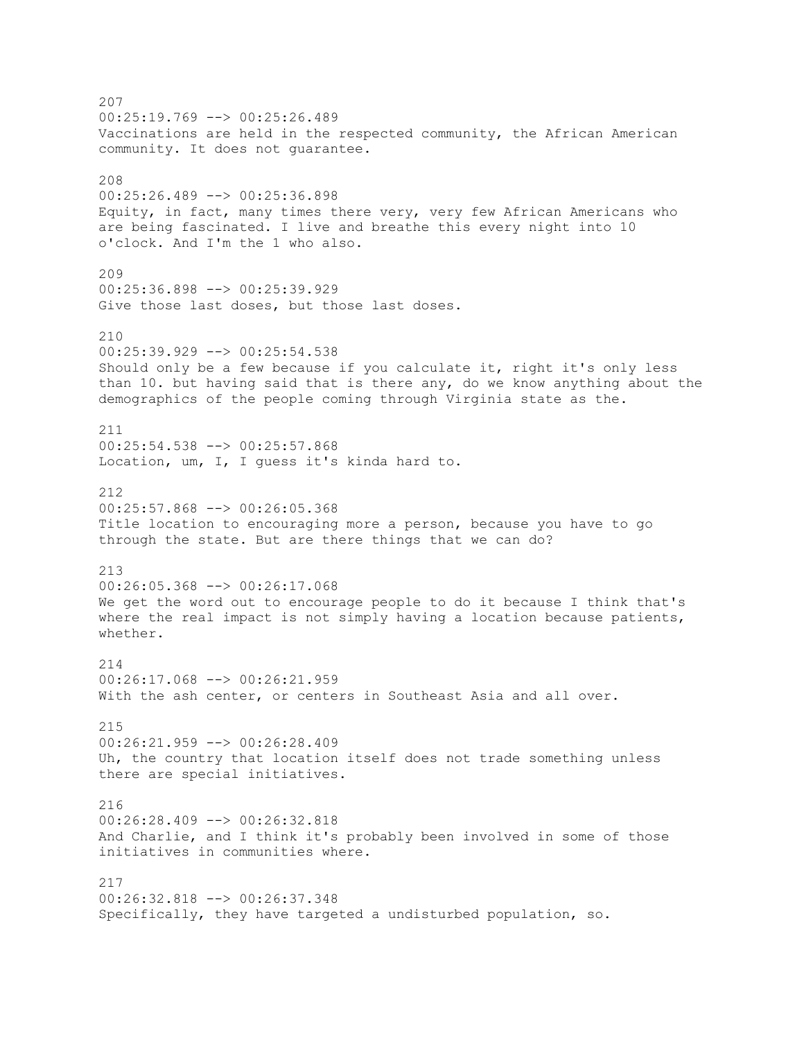207
00:25:19.769 --> 00:25:26.489
Vaccinations are held in the respected community, the African American community. It does not guarantee.

208
00:25:26.489 --> 00:25:36.898
Equity, in fact, many times there very, very few African Americans who are being fascinated. I live and breathe this every night into 10 o'clock. And I'm the 1 who also.

209
00:25:36.898 --> 00:25:39.929
Give those last doses, but those last doses.

210
00:25:39.929 --> 00:25:54.538
Should only be a few because if you calculate it, right it's only less than 10. but having said that is there any, do we know anything about the demographics of the people coming through Virginia state as the.

211
00:25:54.538 --> 00:25:57.868
Location, um, I, I guess it's kinda hard to.

212
00:25:57.868 --> 00:26:05.368
Title location to encouraging more a person, because you have to go through the state. But are there things that we can do?

213
00:26:05.368 --> 00:26:17.068
We get the word out to encourage people to do it because I think that's where the real impact is not simply having a location because patients, whether.

214
00:26:17.068 --> 00:26:21.959
With the ash center, or centers in Southeast Asia and all over.

215
00:26:21.959 --> 00:26:28.409
Uh, the country that location itself does not trade something unless there are special initiatives.

216
00:26:28.409 --> 00:26:32.818
And Charlie, and I think it's probably been involved in some of those initiatives in communities where.

217
00:26:32.818 --> 00:26:37.348
Specifically, they have targeted a undisturbed population, so.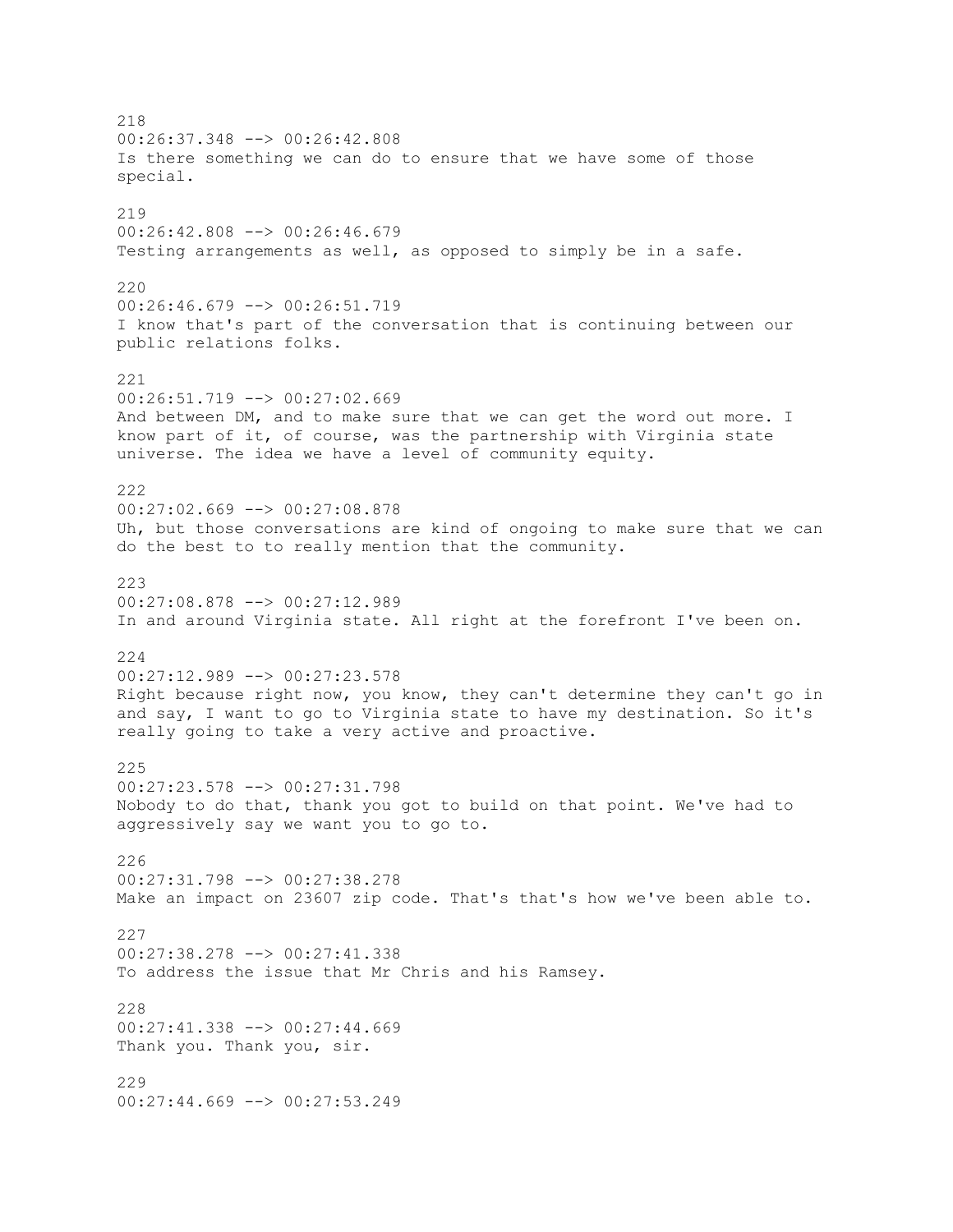218
00:26:37.348 --> 00:26:42.808
Is there something we can do to ensure that we have some of those special.

219
00:26:42.808 --> 00:26:46.679
Testing arrangements as well, as opposed to simply be in a safe.

220
00:26:46.679 --> 00:26:51.719
I know that's part of the conversation that is continuing between our public relations folks.

221
00:26:51.719 --> 00:27:02.669
And between DM, and to make sure that we can get the word out more. I know part of it, of course, was the partnership with Virginia state universe. The idea we have a level of community equity.

222
00:27:02.669 --> 00:27:08.878
Uh, but those conversations are kind of ongoing to make sure that we can do the best to to really mention that the community.

223
00:27:08.878 --> 00:27:12.989
In and around Virginia state. All right at the forefront I've been on.

224
00:27:12.989 --> 00:27:23.578
Right because right now, you know, they can't determine they can't go in and say, I want to go to Virginia state to have my destination. So it's really going to take a very active and proactive.

225
00:27:23.578 --> 00:27:31.798
Nobody to do that, thank you got to build on that point. We've had to aggressively say we want you to go to.

226
00:27:31.798 --> 00:27:38.278
Make an impact on 23607 zip code. That's that's how we've been able to.

227
00:27:38.278 --> 00:27:41.338
To address the issue that Mr Chris and his Ramsey.

228
00:27:41.338 --> 00:27:44.669
Thank you. Thank you, sir.

229
00:27:44.669 --> 00:27:53.249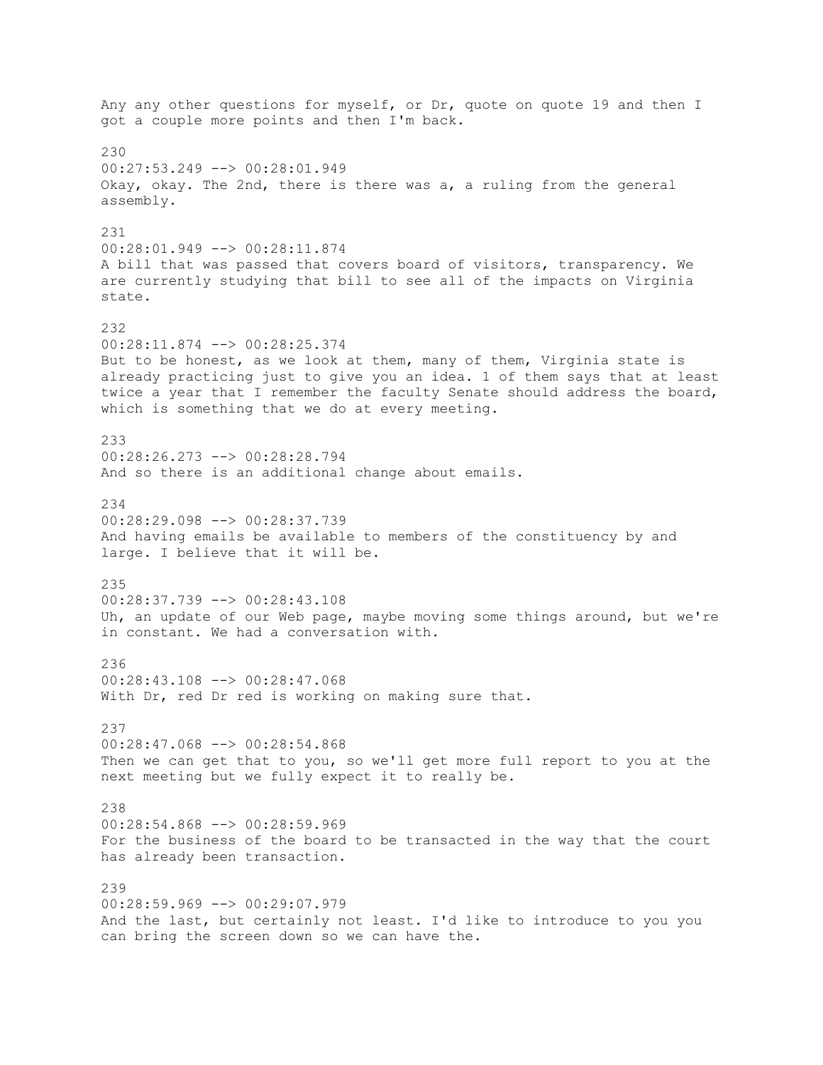Any any other questions for myself, or Dr, quote on quote 19 and then I got a couple more points and then I'm back.

230
00:27:53.249 --> 00:28:01.949
Okay, okay. The 2nd, there is there was a, a ruling from the general assembly.

231
00:28:01.949 --> 00:28:11.874
A bill that was passed that covers board of visitors, transparency. We are currently studying that bill to see all of the impacts on Virginia state.

232
00:28:11.874 --> 00:28:25.374
But to be honest, as we look at them, many of them, Virginia state is already practicing just to give you an idea. 1 of them says that at least twice a year that I remember the faculty Senate should address the board, which is something that we do at every meeting.

233
00:28:26.273 --> 00:28:28.794
And so there is an additional change about emails.

234
00:28:29.098 --> 00:28:37.739
And having emails be available to members of the constituency by and large. I believe that it will be.

235
00:28:37.739 --> 00:28:43.108
Uh, an update of our Web page, maybe moving some things around, but we're in constant. We had a conversation with.

236
00:28:43.108 --> 00:28:47.068
With Dr, red Dr red is working on making sure that.

237
00:28:47.068 --> 00:28:54.868
Then we can get that to you, so we'll get more full report to you at the next meeting but we fully expect it to really be.

238
00:28:54.868 --> 00:28:59.969
For the business of the board to be transacted in the way that the court has already been transaction.

239
00:28:59.969 --> 00:29:07.979
And the last, but certainly not least. I'd like to introduce to you you can bring the screen down so we can have the.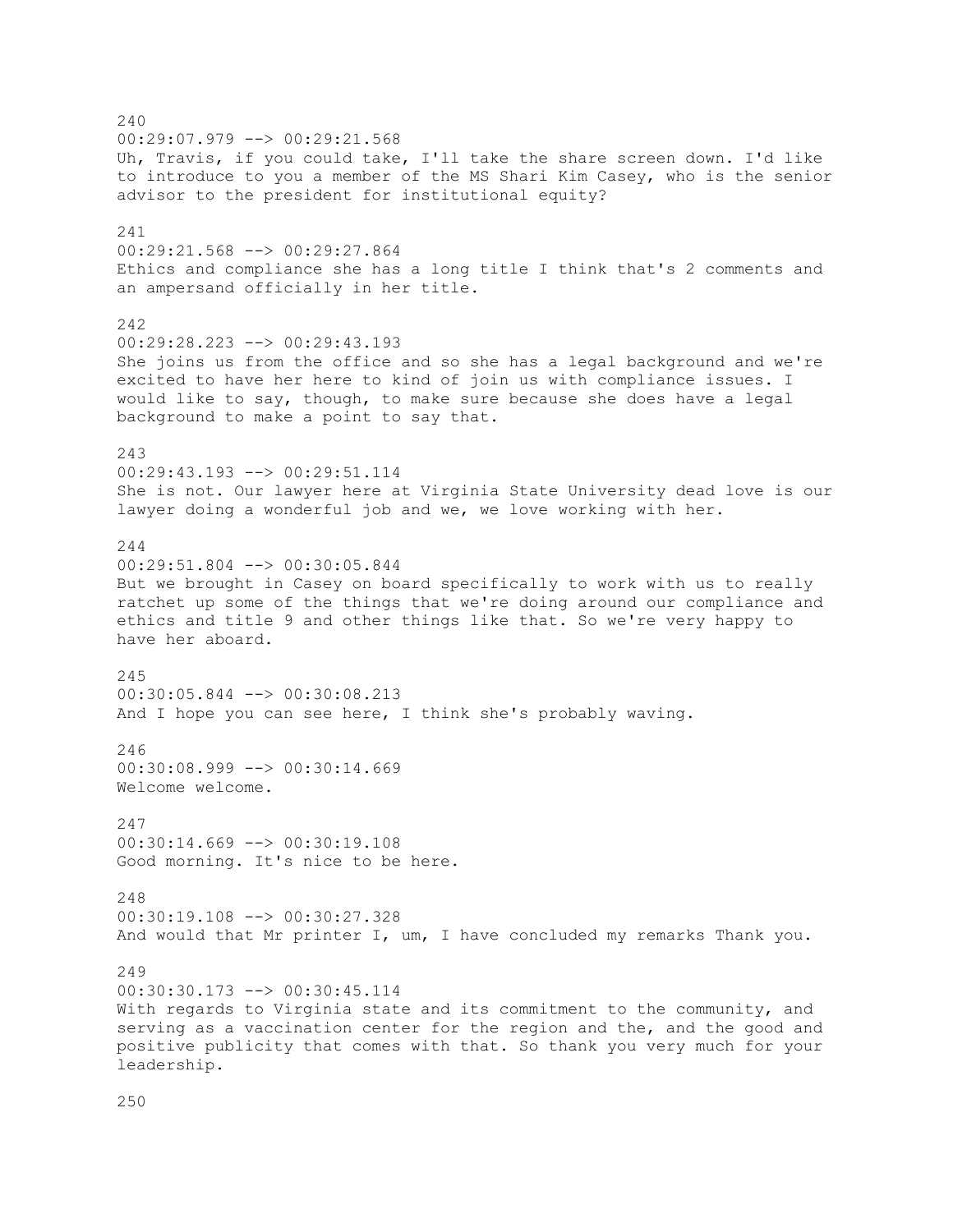240
00:29:07.979 --> 00:29:21.568
Uh, Travis, if you could take, I'll take the share screen down. I'd like to introduce to you a member of the MS Shari Kim Casey, who is the senior advisor to the president for institutional equity?

241
00:29:21.568 --> 00:29:27.864
Ethics and compliance she has a long title I think that's 2 comments and an ampersand officially in her title.

242
00:29:28.223 --> 00:29:43.193
She joins us from the office and so she has a legal background and we're excited to have her here to kind of join us with compliance issues. I would like to say, though, to make sure because she does have a legal background to make a point to say that.

243
00:29:43.193 --> 00:29:51.114
She is not. Our lawyer here at Virginia State University dead love is our lawyer doing a wonderful job and we, we love working with her.

244
00:29:51.804 --> 00:30:05.844
But we brought in Casey on board specifically to work with us to really ratchet up some of the things that we're doing around our compliance and ethics and title 9 and other things like that. So we're very happy to have her aboard.

245
00:30:05.844 --> 00:30:08.213
And I hope you can see here, I think she's probably waving.

246
00:30:08.999 --> 00:30:14.669
Welcome welcome.

247
00:30:14.669 --> 00:30:19.108
Good morning. It's nice to be here.

248
00:30:19.108 --> 00:30:27.328
And would that Mr printer I, um, I have concluded my remarks Thank you.

249
00:30:30.173 --> 00:30:45.114
With regards to Virginia state and its commitment to the community, and serving as a vaccination center for the region and the, and the good and positive publicity that comes with that. So thank you very much for your leadership.

250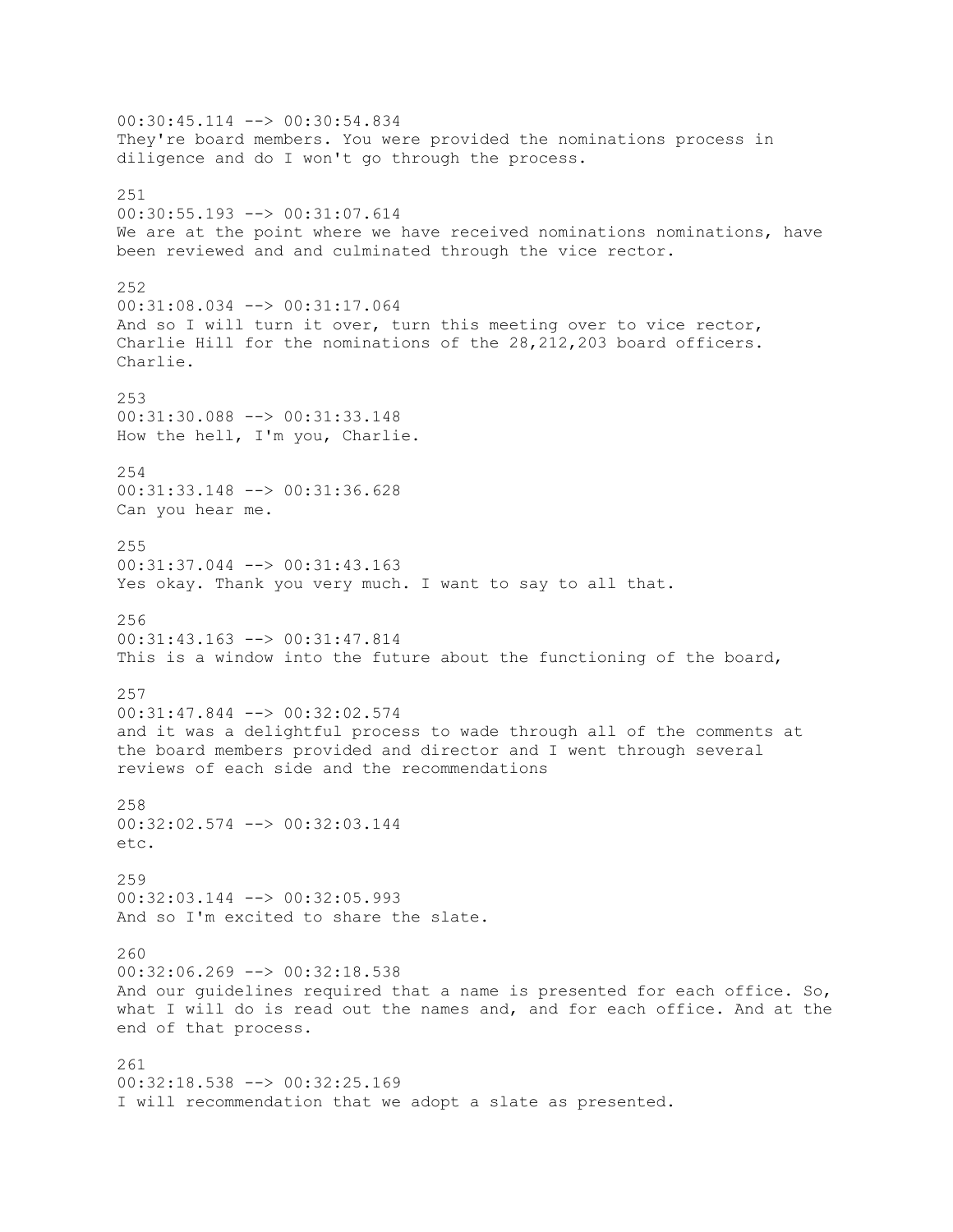00:30:45.114 --> 00:30:54.834
They're board members. You were provided the nominations process in diligence and do I won't go through the process.

251
00:30:55.193 --> 00:31:07.614
We are at the point where we have received nominations nominations, have been reviewed and and culminated through the vice rector.

252
00:31:08.034 --> 00:31:17.064
And so I will turn it over, turn this meeting over to vice rector, Charlie Hill for the nominations of the 28,212,203 board officers. Charlie.

253
00:31:30.088 --> 00:31:33.148
How the hell, I'm you, Charlie.

254
00:31:33.148 --> 00:31:36.628
Can you hear me.

255
00:31:37.044 --> 00:31:43.163
Yes okay. Thank you very much. I want to say to all that.

256
00:31:43.163 --> 00:31:47.814
This is a window into the future about the functioning of the board,

257
00:31:47.844 --> 00:32:02.574
and it was a delightful process to wade through all of the comments at the board members provided and director and I went through several reviews of each side and the recommendations

258
00:32:02.574 --> 00:32:03.144
etc.

259
00:32:03.144 --> 00:32:05.993
And so I'm excited to share the slate.

260
00:32:06.269 --> 00:32:18.538
And our guidelines required that a name is presented for each office. So, what I will do is read out the names and, and for each office. And at the end of that process.

261
00:32:18.538 --> 00:32:25.169
I will recommendation that we adopt a slate as presented.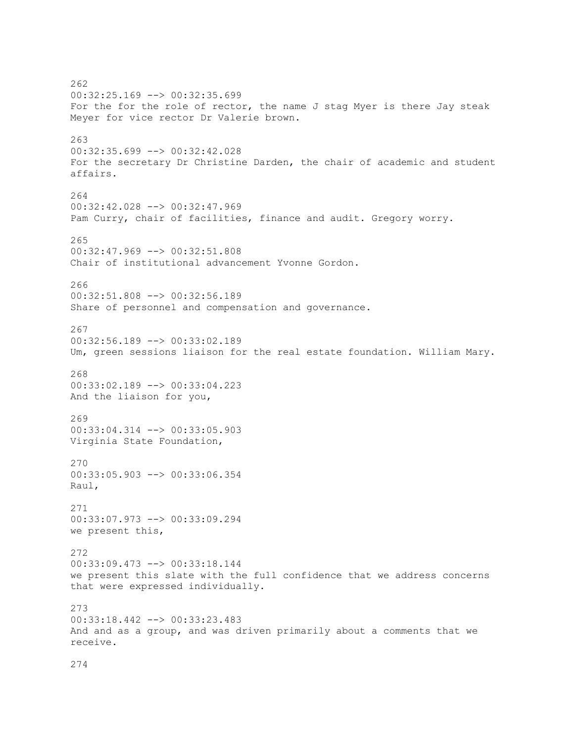262
00:32:25.169 --> 00:32:35.699
For the for the role of rector, the name J stag Myer is there Jay steak Meyer for vice rector Dr Valerie brown.

263
00:32:35.699 --> 00:32:42.028
For the secretary Dr Christine Darden, the chair of academic and student affairs.

264
00:32:42.028 --> 00:32:47.969
Pam Curry, chair of facilities, finance and audit. Gregory worry.

265
00:32:47.969 --> 00:32:51.808
Chair of institutional advancement Yvonne Gordon.

266
00:32:51.808 --> 00:32:56.189
Share of personnel and compensation and governance.

267
00:32:56.189 --> 00:33:02.189
Um, green sessions liaison for the real estate foundation. William Mary.

268
00:33:02.189 --> 00:33:04.223
And the liaison for you,

269
00:33:04.314 --> 00:33:05.903
Virginia State Foundation,

270
00:33:05.903 --> 00:33:06.354
Raul,

271
00:33:07.973 --> 00:33:09.294
we present this,

272
00:33:09.473 --> 00:33:18.144
we present this slate with the full confidence that we address concerns that were expressed individually.

273
00:33:18.442 --> 00:33:23.483
And and as a group, and was driven primarily about a comments that we receive.

274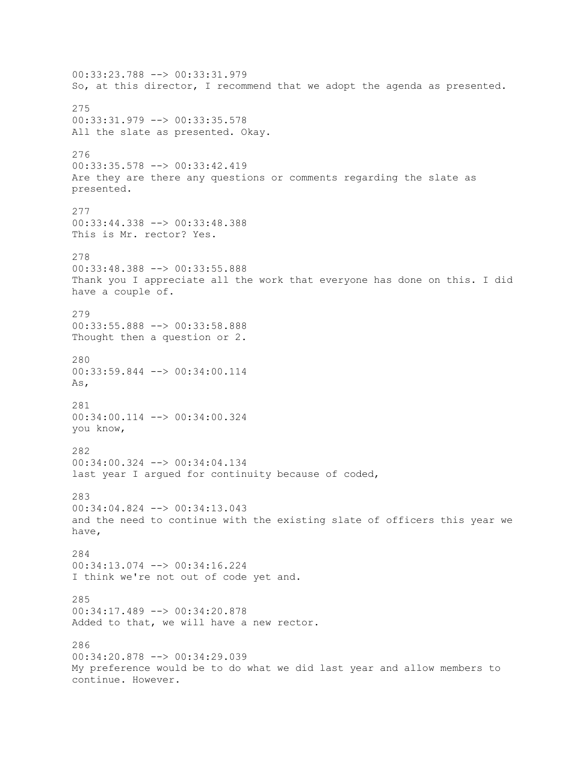00:33:23.788 --> 00:33:31.979
So, at this director, I recommend that we adopt the agenda as presented.

275
00:33:31.979 --> 00:33:35.578
All the slate as presented. Okay.

276
00:33:35.578 --> 00:33:42.419
Are they are there any questions or comments regarding the slate as presented.

277
00:33:44.338 --> 00:33:48.388
This is Mr. rector? Yes.

278
00:33:48.388 --> 00:33:55.888
Thank you I appreciate all the work that everyone has done on this. I did have a couple of.

279
00:33:55.888 --> 00:33:58.888
Thought then a question or 2.

280
00:33:59.844 --> 00:34:00.114
As,

281
00:34:00.114 --> 00:34:00.324
you know,

282
00:34:00.324 --> 00:34:04.134
last year I argued for continuity because of coded,

283
00:34:04.824 --> 00:34:13.043
and the need to continue with the existing slate of officers this year we have,

284
00:34:13.074 --> 00:34:16.224
I think we're not out of code yet and.

285
00:34:17.489 --> 00:34:20.878
Added to that, we will have a new rector.

286
00:34:20.878 --> 00:34:29.039
My preference would be to do what we did last year and allow members to continue. However.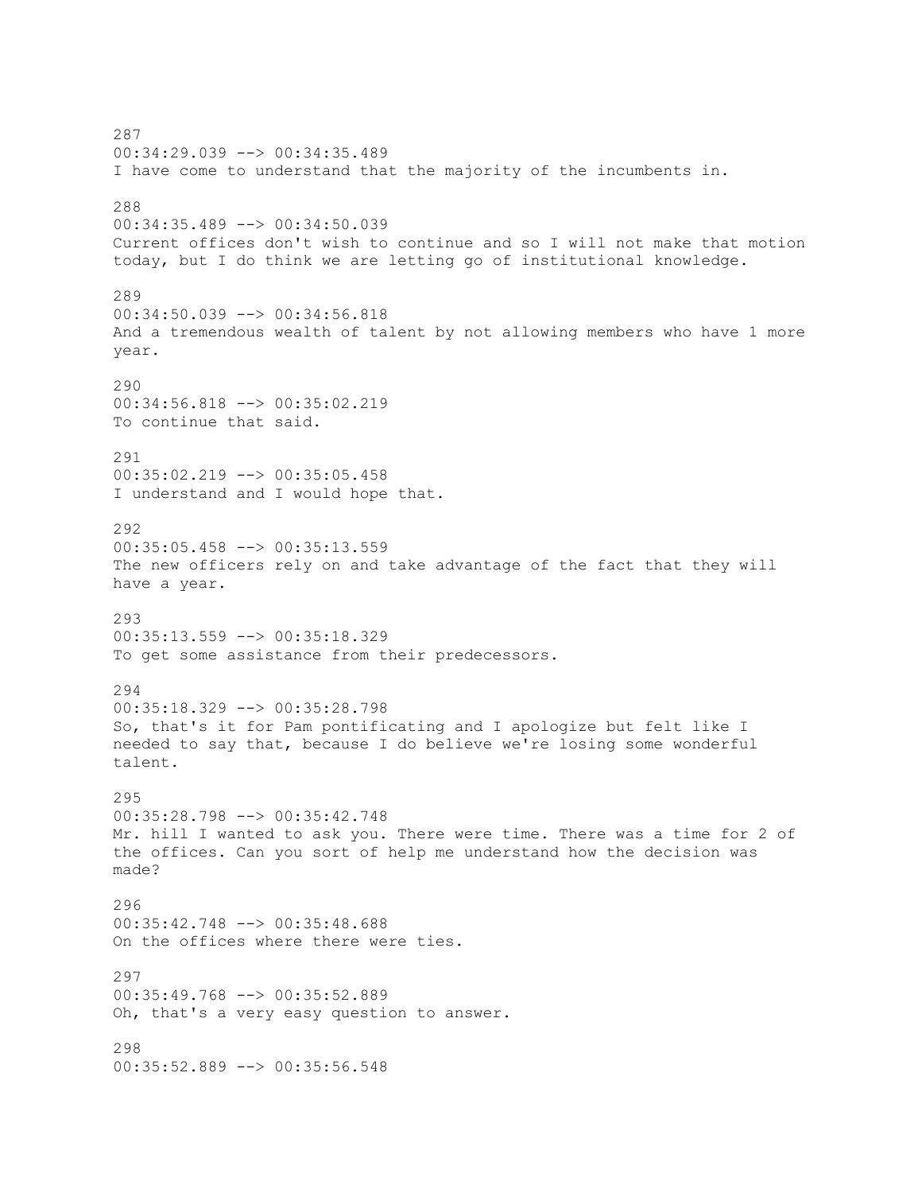287
00:34:29.039 --> 00:34:35.489
I have come to understand that the majority of the incumbents in.

288
00:34:35.489 --> 00:34:50.039
Current offices don't wish to continue and so I will not make that motion today, but I do think we are letting go of institutional knowledge.

289
00:34:50.039 --> 00:34:56.818
And a tremendous wealth of talent by not allowing members who have 1 more year.

290
00:34:56.818 --> 00:35:02.219
To continue that said.

291
00:35:02.219 --> 00:35:05.458
I understand and I would hope that.

292
00:35:05.458 --> 00:35:13.559
The new officers rely on and take advantage of the fact that they will have a year.

293
00:35:13.559 --> 00:35:18.329
To get some assistance from their predecessors.

294
00:35:18.329 --> 00:35:28.798
So, that's it for Pam pontificating and I apologize but felt like I needed to say that, because I do believe we're losing some wonderful talent.

295
00:35:28.798 --> 00:35:42.748
Mr. hill I wanted to ask you. There were time. There was a time for 2 of the offices. Can you sort of help me understand how the decision was made?

296
00:35:42.748 --> 00:35:48.688
On the offices where there were ties.

297
00:35:49.768 --> 00:35:52.889
Oh, that's a very easy question to answer.

298
00:35:52.889 --> 00:35:56.548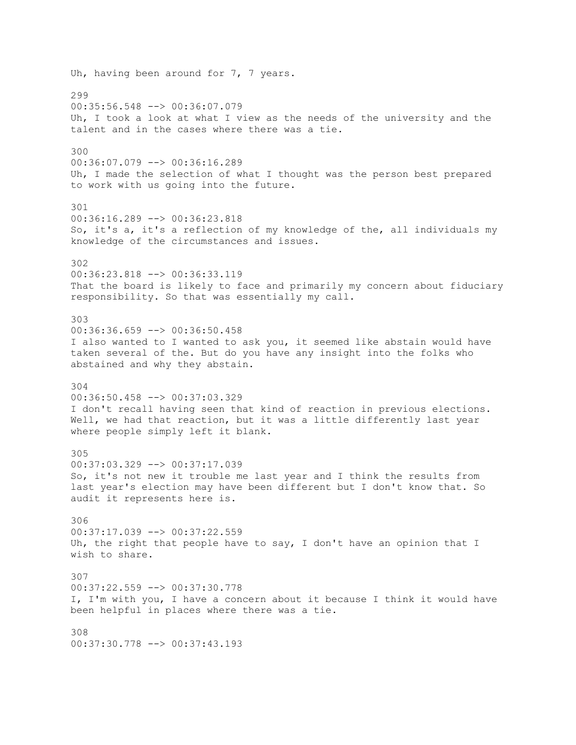Uh, having been around for 7, 7 years.

299
00:35:56.548 --> 00:36:07.079
Uh, I took a look at what I view as the needs of the university and the talent and in the cases where there was a tie.

300
00:36:07.079 --> 00:36:16.289
Uh, I made the selection of what I thought was the person best prepared to work with us going into the future.

301
00:36:16.289 --> 00:36:23.818
So, it's a, it's a reflection of my knowledge of the, all individuals my knowledge of the circumstances and issues.

302
00:36:23.818 --> 00:36:33.119
That the board is likely to face and primarily my concern about fiduciary responsibility. So that was essentially my call.

303
00:36:36.659 --> 00:36:50.458
I also wanted to I wanted to ask you, it seemed like abstain would have taken several of the. But do you have any insight into the folks who abstained and why they abstain.

304
00:36:50.458 --> 00:37:03.329
I don't recall having seen that kind of reaction in previous elections. Well, we had that reaction, but it was a little differently last year where people simply left it blank.

305
00:37:03.329 --> 00:37:17.039
So, it's not new it trouble me last year and I think the results from last year's election may have been different but I don't know that. So audit it represents here is.

306
00:37:17.039 --> 00:37:22.559
Uh, the right that people have to say, I don't have an opinion that I wish to share.

307
00:37:22.559 --> 00:37:30.778
I, I'm with you, I have a concern about it because I think it would have been helpful in places where there was a tie.

308
00:37:30.778 --> 00:37:43.193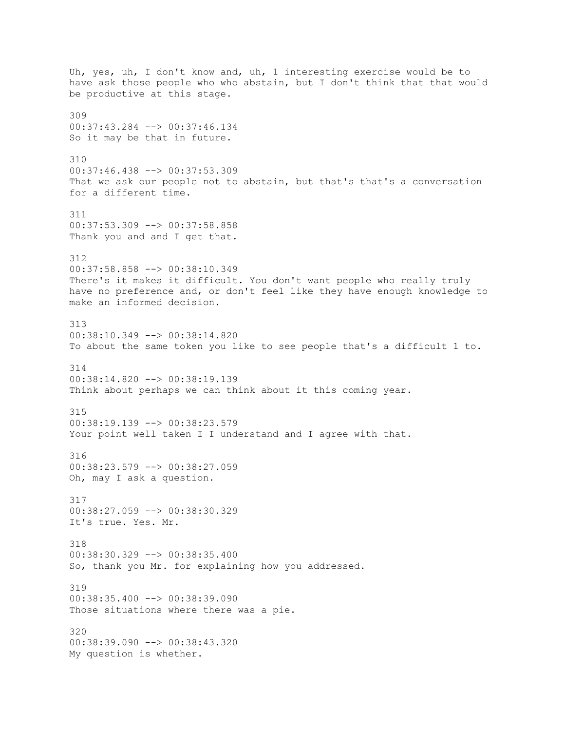Uh, yes, uh, I don't know and, uh, 1 interesting exercise would be to have ask those people who who abstain, but I don't think that that would be productive at this stage.

309
00:37:43.284 --> 00:37:46.134
So it may be that in future.

310
00:37:46.438 --> 00:37:53.309
That we ask our people not to abstain, but that's that's a conversation for a different time.

311
00:37:53.309 --> 00:37:58.858
Thank you and and I get that.

312
00:37:58.858 --> 00:38:10.349
There's it makes it difficult. You don't want people who really truly have no preference and, or don't feel like they have enough knowledge to make an informed decision.

313
00:38:10.349 --> 00:38:14.820
To about the same token you like to see people that's a difficult 1 to.

314
00:38:14.820 --> 00:38:19.139
Think about perhaps we can think about it this coming year.

315
00:38:19.139 --> 00:38:23.579
Your point well taken I I understand and I agree with that.

316
00:38:23.579 --> 00:38:27.059
Oh, may I ask a question.

317
00:38:27.059 --> 00:38:30.329
It's true. Yes. Mr.

318
00:38:30.329 --> 00:38:35.400
So, thank you Mr. for explaining how you addressed.

319
00:38:35.400 --> 00:38:39.090
Those situations where there was a pie.

320
00:38:39.090 --> 00:38:43.320
My question is whether.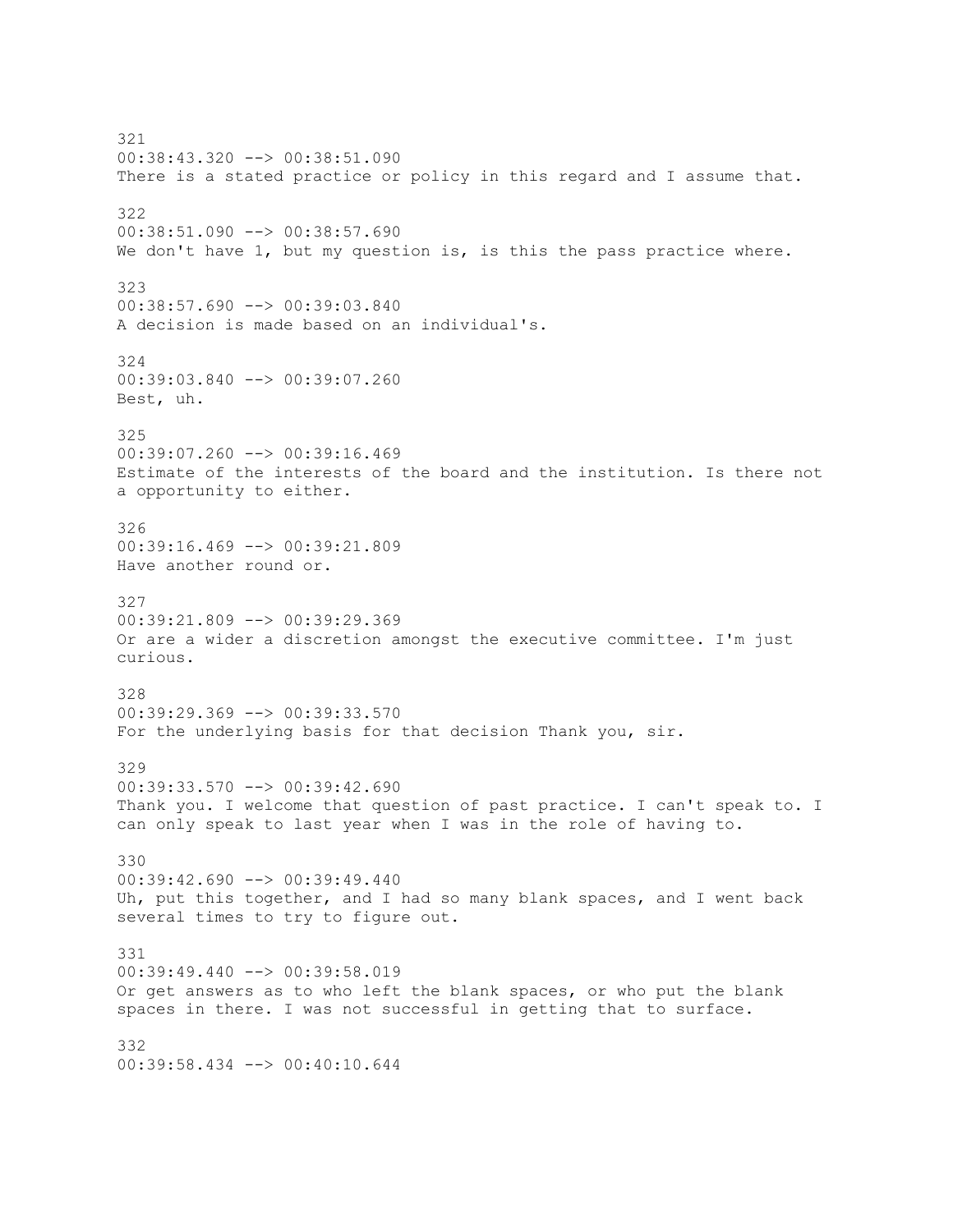321
00:38:43.320 --> 00:38:51.090
There is a stated practice or policy in this regard and I assume that.

322
00:38:51.090 --> 00:38:57.690
We don't have 1, but my question is, is this the pass practice where.

323
00:38:57.690 --> 00:39:03.840
A decision is made based on an individual's.

324
00:39:03.840 --> 00:39:07.260
Best, uh.

325
00:39:07.260 --> 00:39:16.469
Estimate of the interests of the board and the institution. Is there not a opportunity to either.

326
00:39:16.469 --> 00:39:21.809
Have another round or.

327
00:39:21.809 --> 00:39:29.369
Or are a wider a discretion amongst the executive committee. I'm just curious.

328
00:39:29.369 --> 00:39:33.570
For the underlying basis for that decision Thank you, sir.

329
00:39:33.570 --> 00:39:42.690
Thank you. I welcome that question of past practice. I can't speak to. I can only speak to last year when I was in the role of having to.

330
00:39:42.690 --> 00:39:49.440
Uh, put this together, and I had so many blank spaces, and I went back several times to try to figure out.

331
00:39:49.440 --> 00:39:58.019
Or get answers as to who left the blank spaces, or who put the blank spaces in there. I was not successful in getting that to surface.

332
00:39:58.434 --> 00:40:10.644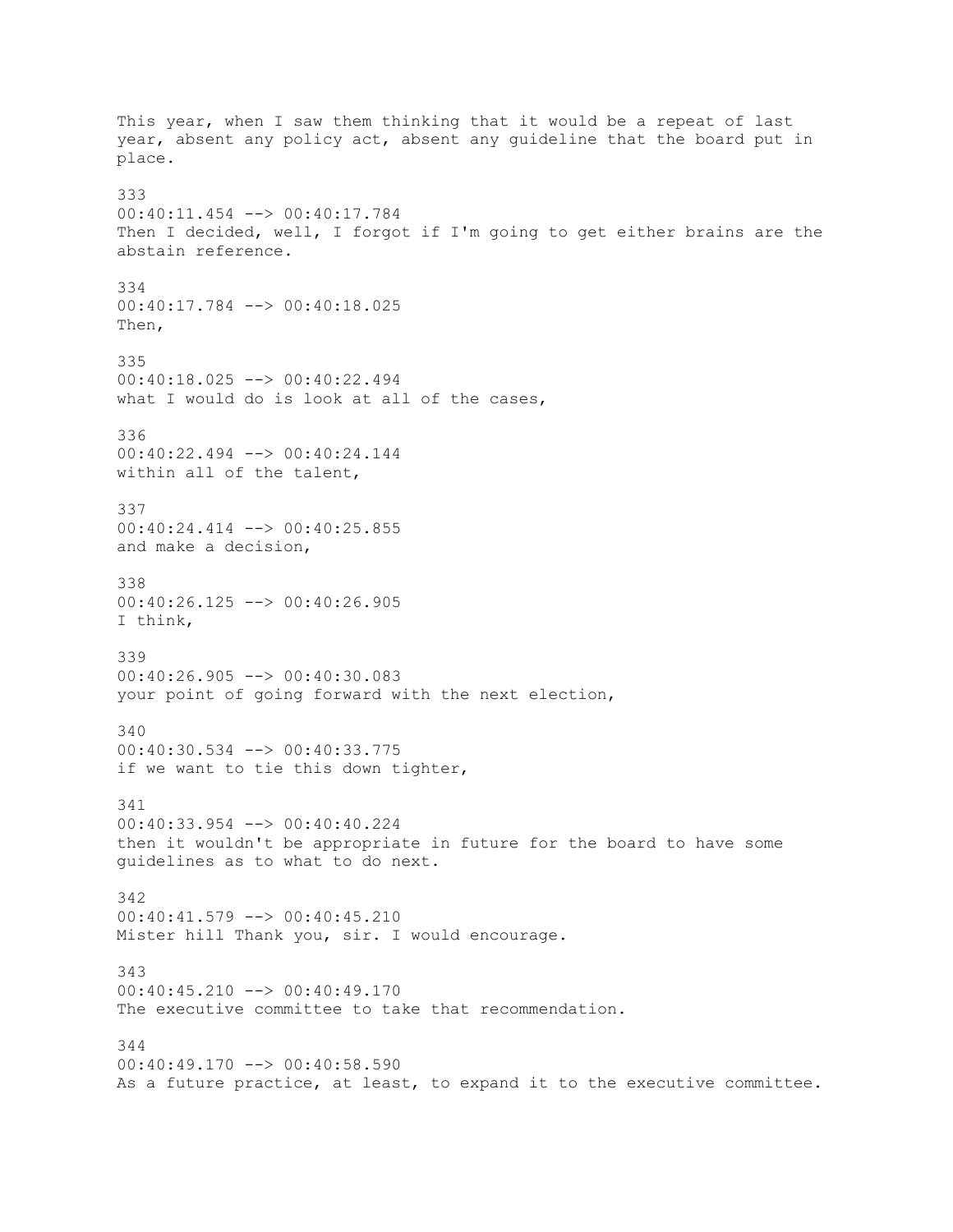This year, when I saw them thinking that it would be a repeat of last year, absent any policy act, absent any guideline that the board put in place.

333
00:40:11.454 --> 00:40:17.784
Then I decided, well, I forgot if I'm going to get either brains are the abstain reference.

334
00:40:17.784 --> 00:40:18.025
Then,

335
00:40:18.025 --> 00:40:22.494
what I would do is look at all of the cases,

336
00:40:22.494 --> 00:40:24.144
within all of the talent,

337
00:40:24.414 --> 00:40:25.855
and make a decision,

338
00:40:26.125 --> 00:40:26.905
I think,

339
00:40:26.905 --> 00:40:30.083
your point of going forward with the next election,

340
00:40:30.534 --> 00:40:33.775
if we want to tie this down tighter,

341
00:40:33.954 --> 00:40:40.224
then it wouldn't be appropriate in future for the board to have some guidelines as to what to do next.

342
00:40:41.579 --> 00:40:45.210
Mister hill Thank you, sir. I would encourage.

343
00:40:45.210 --> 00:40:49.170
The executive committee to take that recommendation.

344
00:40:49.170 --> 00:40:58.590
As a future practice, at least, to expand it to the executive committee.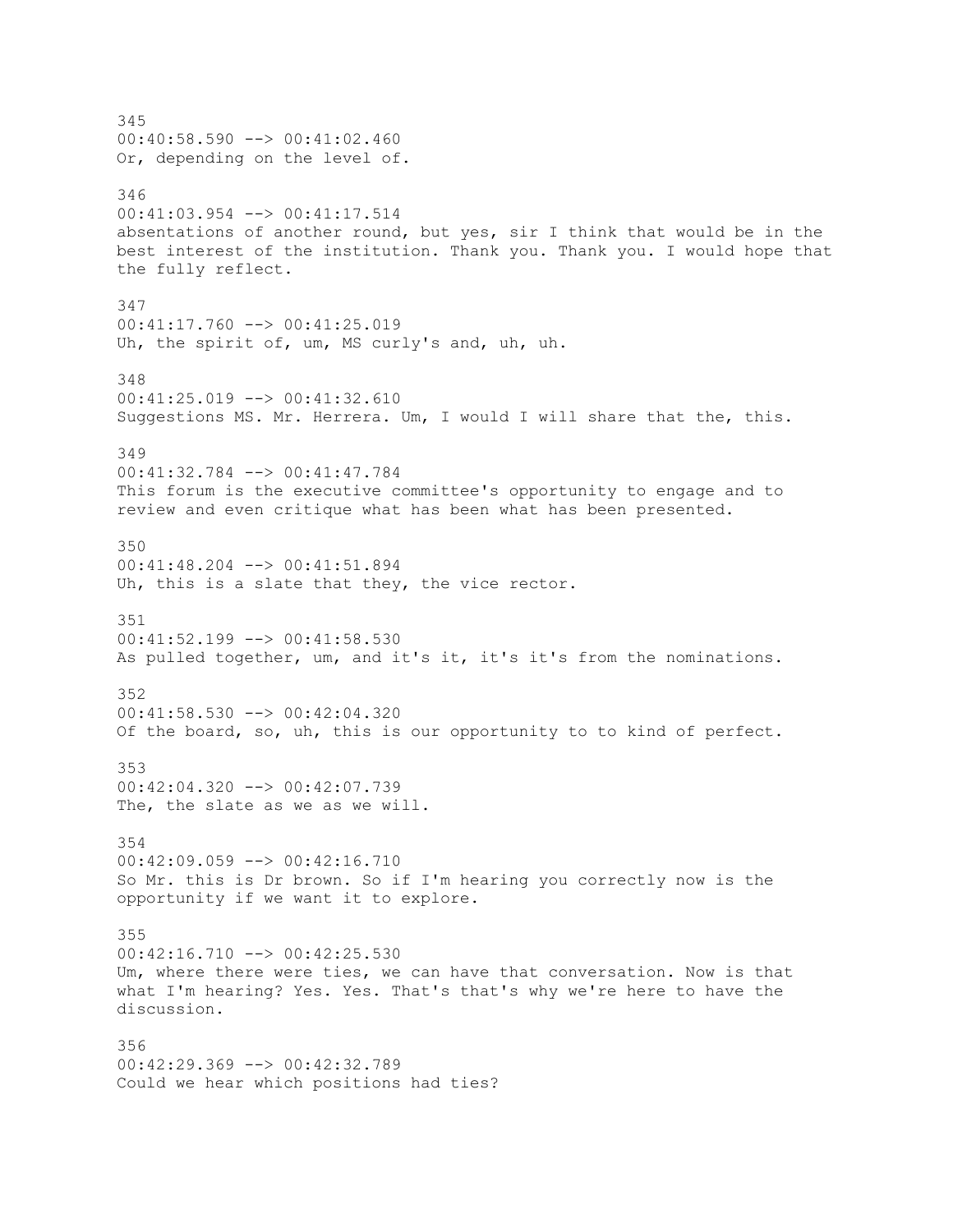345
00:40:58.590 --> 00:41:02.460
Or, depending on the level of.

346
00:41:03.954 --> 00:41:17.514
absentations of another round, but yes, sir I think that would be in the best interest of the institution. Thank you. Thank you. I would hope that the fully reflect.

347
00:41:17.760 --> 00:41:25.019
Uh, the spirit of, um, MS curly's and, uh, uh.

348
00:41:25.019 --> 00:41:32.610
Suggestions MS. Mr. Herrera. Um, I would I will share that the, this.

349
00:41:32.784 --> 00:41:47.784
This forum is the executive committee's opportunity to engage and to review and even critique what has been what has been presented.

350
00:41:48.204 --> 00:41:51.894
Uh, this is a slate that they, the vice rector.

351
00:41:52.199 --> 00:41:58.530
As pulled together, um, and it's it, it's it's from the nominations.

352
00:41:58.530 --> 00:42:04.320
Of the board, so, uh, this is our opportunity to to kind of perfect.

353
00:42:04.320 --> 00:42:07.739
The, the slate as we as we will.

354
00:42:09.059 --> 00:42:16.710
So Mr. this is Dr brown. So if I'm hearing you correctly now is the opportunity if we want it to explore.

355
00:42:16.710 --> 00:42:25.530
Um, where there were ties, we can have that conversation. Now is that what I'm hearing? Yes. Yes. That's that's why we're here to have the discussion.

356
00:42:29.369 --> 00:42:32.789
Could we hear which positions had ties?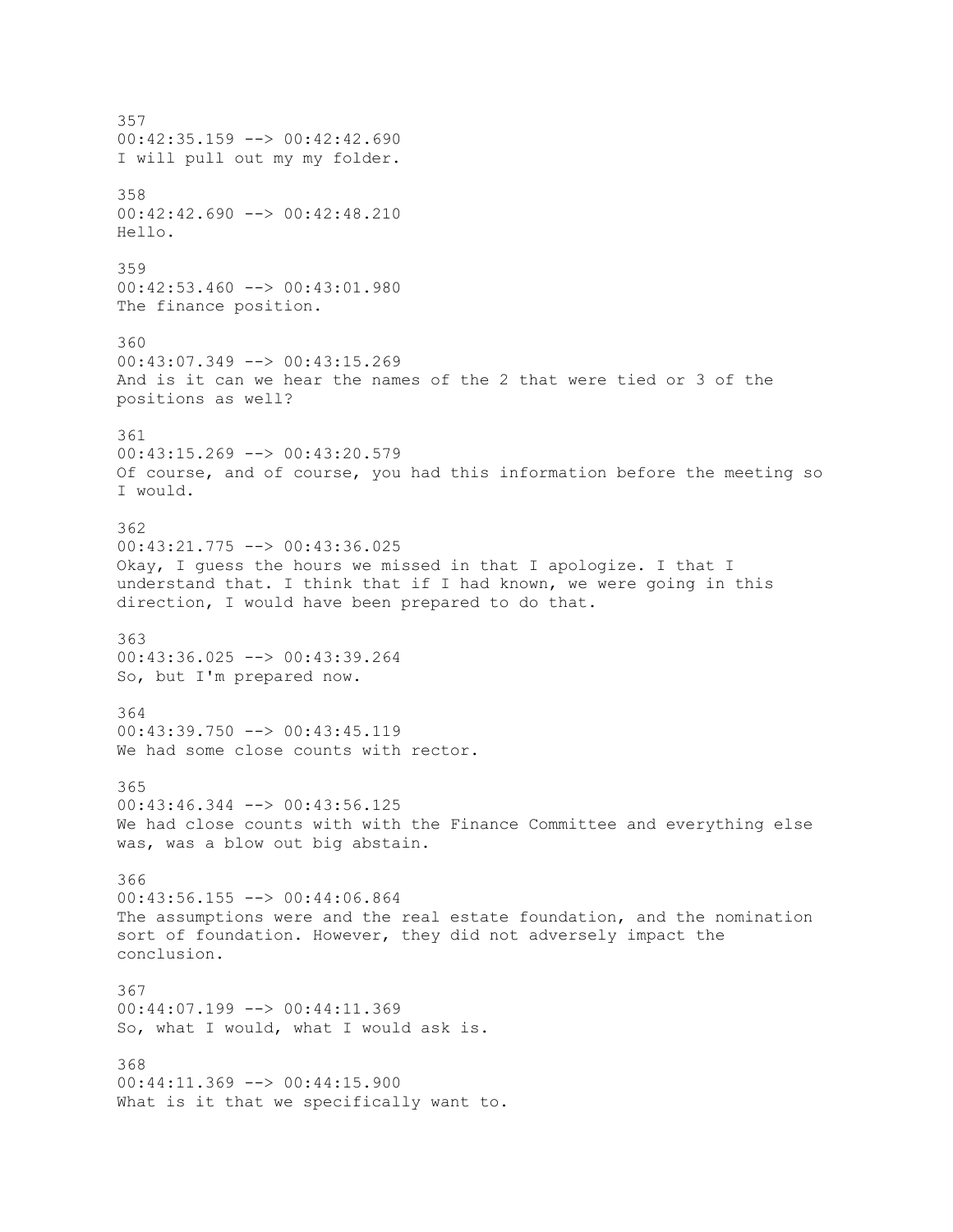357
00:42:35.159 --> 00:42:42.690
I will pull out my my folder.

358
00:42:42.690 --> 00:42:48.210
Hello.

359
00:42:53.460 --> 00:43:01.980
The finance position.

360
00:43:07.349 --> 00:43:15.269
And is it can we hear the names of the 2 that were tied or 3 of the positions as well?

361
00:43:15.269 --> 00:43:20.579
Of course, and of course, you had this information before the meeting so I would.

362
00:43:21.775 --> 00:43:36.025
Okay, I guess the hours we missed in that I apologize. I that I understand that. I think that if I had known, we were going in this direction, I would have been prepared to do that.

363
00:43:36.025 --> 00:43:39.264
So, but I'm prepared now.

364
00:43:39.750 --> 00:43:45.119
We had some close counts with rector.

365
00:43:46.344 --> 00:43:56.125
We had close counts with with the Finance Committee and everything else was, was a blow out big abstain.

366
00:43:56.155 --> 00:44:06.864
The assumptions were and the real estate foundation, and the nomination sort of foundation. However, they did not adversely impact the conclusion.

367
00:44:07.199 --> 00:44:11.369
So, what I would, what I would ask is.

368
00:44:11.369 --> 00:44:15.900
What is it that we specifically want to.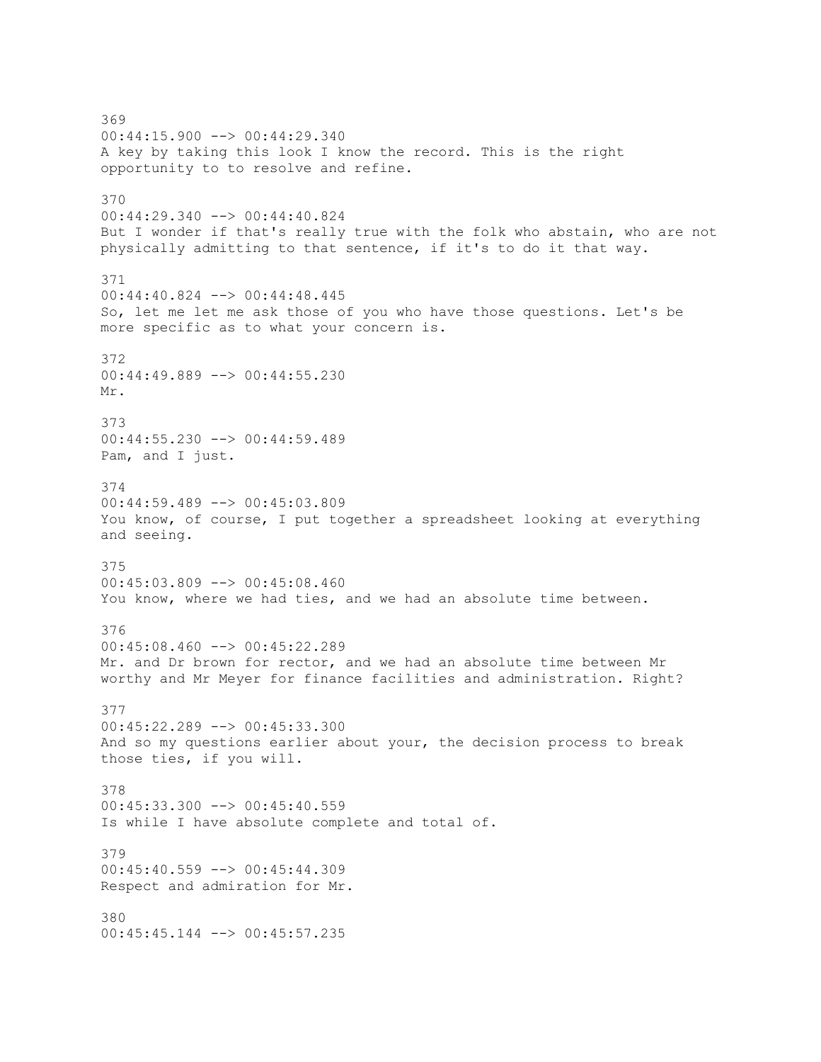369
00:44:15.900 --> 00:44:29.340
A key by taking this look I know the record. This is the right opportunity to to resolve and refine.

370
00:44:29.340 --> 00:44:40.824
But I wonder if that's really true with the folk who abstain, who are not physically admitting to that sentence, if it's to do it that way.

371
00:44:40.824 --> 00:44:48.445
So, let me let me ask those of you who have those questions. Let's be more specific as to what your concern is.

372
00:44:49.889 --> 00:44:55.230
Mr.

373
00:44:55.230 --> 00:44:59.489
Pam, and I just.

374
00:44:59.489 --> 00:45:03.809
You know, of course, I put together a spreadsheet looking at everything and seeing.

375
00:45:03.809 --> 00:45:08.460
You know, where we had ties, and we had an absolute time between.

376
00:45:08.460 --> 00:45:22.289
Mr. and Dr brown for rector, and we had an absolute time between Mr worthy and Mr Meyer for finance facilities and administration. Right?

377
00:45:22.289 --> 00:45:33.300
And so my questions earlier about your, the decision process to break those ties, if you will.

378
00:45:33.300 --> 00:45:40.559
Is while I have absolute complete and total of.

379
00:45:40.559 --> 00:45:44.309
Respect and admiration for Mr.

380
00:45:45.144 --> 00:45:57.235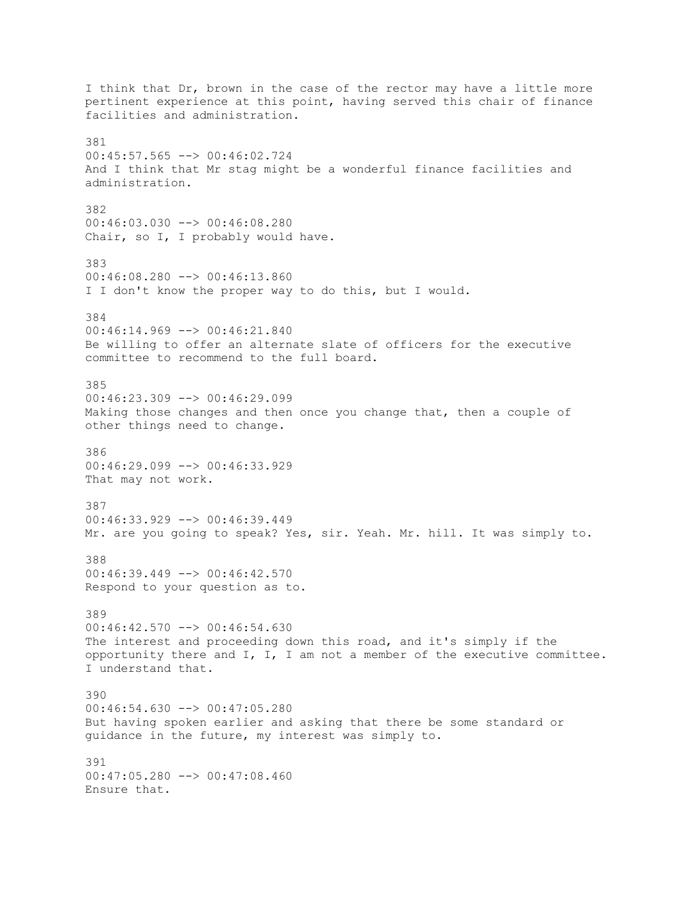I think that Dr, brown in the case of the rector may have a little more pertinent experience at this point, having served this chair of finance facilities and administration.

381
00:45:57.565 --> 00:46:02.724
And I think that Mr stag might be a wonderful finance facilities and administration.

382
00:46:03.030 --> 00:46:08.280
Chair, so I, I probably would have.

383
00:46:08.280 --> 00:46:13.860
I I don't know the proper way to do this, but I would.

384
00:46:14.969 --> 00:46:21.840
Be willing to offer an alternate slate of officers for the executive committee to recommend to the full board.

385
00:46:23.309 --> 00:46:29.099
Making those changes and then once you change that, then a couple of other things need to change.

386
00:46:29.099 --> 00:46:33.929
That may not work.

387
00:46:33.929 --> 00:46:39.449
Mr. are you going to speak? Yes, sir. Yeah. Mr. hill. It was simply to.

388
00:46:39.449 --> 00:46:42.570
Respond to your question as to.

389
00:46:42.570 --> 00:46:54.630
The interest and proceeding down this road, and it's simply if the opportunity there and I, I, I am not a member of the executive committee. I understand that.

390
00:46:54.630 --> 00:47:05.280
But having spoken earlier and asking that there be some standard or guidance in the future, my interest was simply to.

391
00:47:05.280 --> 00:47:08.460
Ensure that.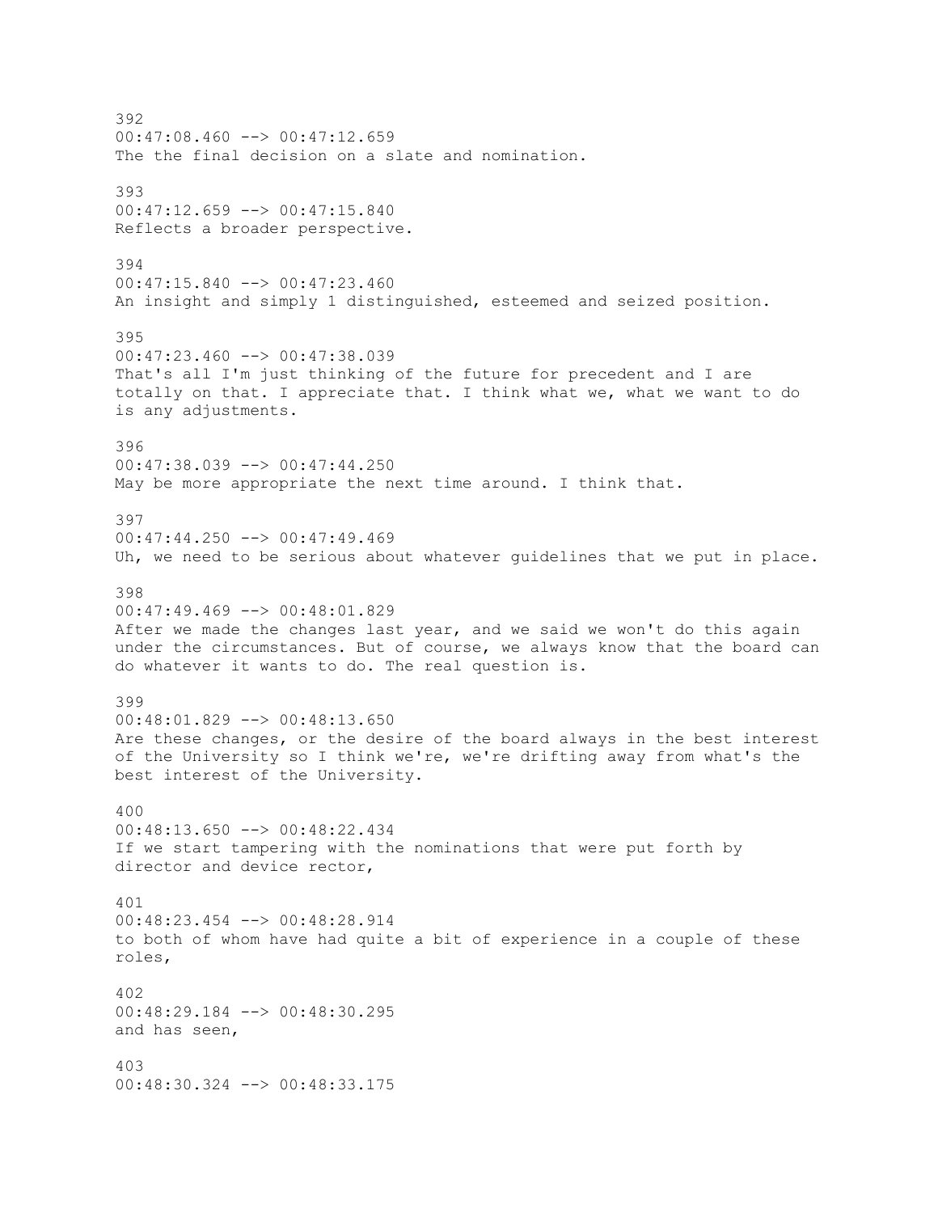392
00:47:08.460 --> 00:47:12.659
The the final decision on a slate and nomination.

393
00:47:12.659 --> 00:47:15.840
Reflects a broader perspective.

394
00:47:15.840 --> 00:47:23.460
An insight and simply 1 distinguished, esteemed and seized position.

395
00:47:23.460 --> 00:47:38.039
That's all I'm just thinking of the future for precedent and I are totally on that. I appreciate that. I think what we, what we want to do is any adjustments.

396
00:47:38.039 --> 00:47:44.250
May be more appropriate the next time around. I think that.

397
00:47:44.250 --> 00:47:49.469
Uh, we need to be serious about whatever guidelines that we put in place.

398
00:47:49.469 --> 00:48:01.829
After we made the changes last year, and we said we won't do this again under the circumstances. But of course, we always know that the board can do whatever it wants to do. The real question is.

399
00:48:01.829 --> 00:48:13.650
Are these changes, or the desire of the board always in the best interest of the University so I think we're, we're drifting away from what's the best interest of the University.

400
00:48:13.650 --> 00:48:22.434
If we start tampering with the nominations that were put forth by director and device rector,

401
00:48:23.454 --> 00:48:28.914
to both of whom have had quite a bit of experience in a couple of these roles,

402
00:48:29.184 --> 00:48:30.295
and has seen,

403
00:48:30.324 --> 00:48:33.175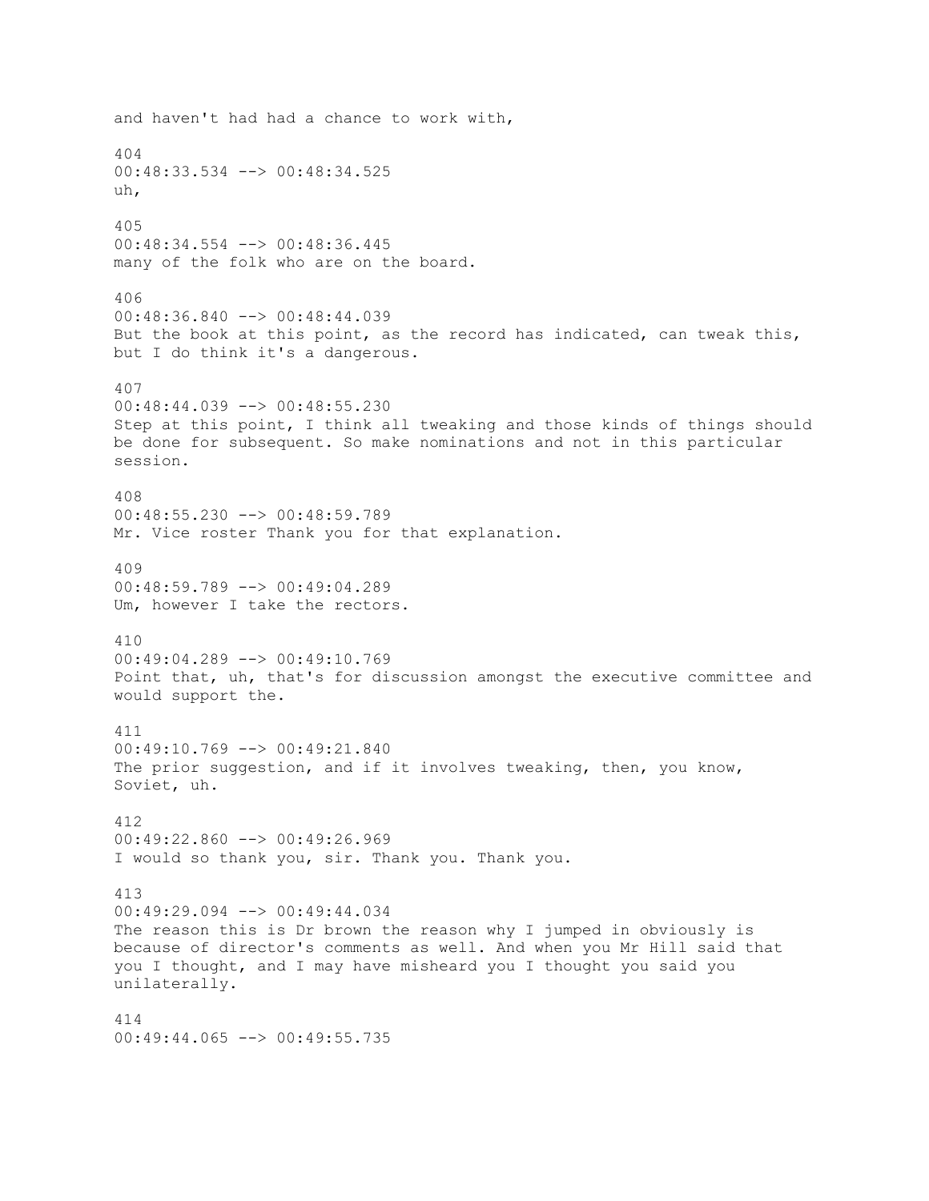and haven't had had a chance to work with,

404
00:48:33.534 --> 00:48:34.525
uh,

405
00:48:34.554 --> 00:48:36.445
many of the folk who are on the board.

406
00:48:36.840 --> 00:48:44.039
But the book at this point, as the record has indicated, can tweak this, but I do think it's a dangerous.

407
00:48:44.039 --> 00:48:55.230
Step at this point, I think all tweaking and those kinds of things should be done for subsequent. So make nominations and not in this particular session.

408
00:48:55.230 --> 00:48:59.789
Mr. Vice roster Thank you for that explanation.

409
00:48:59.789 --> 00:49:04.289
Um, however I take the rectors.

410
00:49:04.289 --> 00:49:10.769
Point that, uh, that's for discussion amongst the executive committee and would support the.

411
00:49:10.769 --> 00:49:21.840
The prior suggestion, and if it involves tweaking, then, you know, Soviet, uh.

412
00:49:22.860 --> 00:49:26.969
I would so thank you, sir. Thank you. Thank you.

413
00:49:29.094 --> 00:49:44.034
The reason this is Dr brown the reason why I jumped in obviously is because of director's comments as well. And when you Mr Hill said that you I thought, and I may have misheard you I thought you said you unilaterally.

414
00:49:44.065 --> 00:49:55.735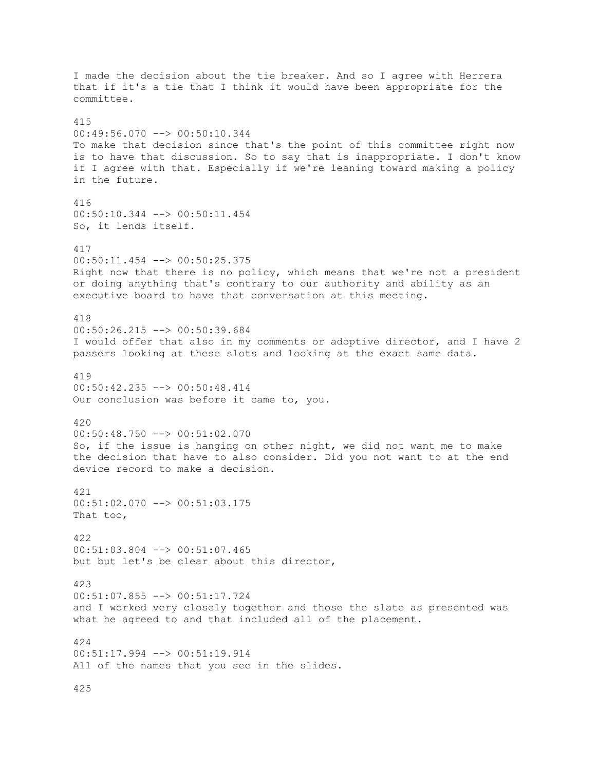I made the decision about the tie breaker. And so I agree with Herrera that if it's a tie that I think it would have been appropriate for the committee.

415
00:49:56.070 --> 00:50:10.344
To make that decision since that's the point of this committee right now is to have that discussion. So to say that is inappropriate. I don't know if I agree with that. Especially if we're leaning toward making a policy in the future.

416
00:50:10.344 --> 00:50:11.454
So, it lends itself.

417
00:50:11.454 --> 00:50:25.375
Right now that there is no policy, which means that we're not a president or doing anything that's contrary to our authority and ability as an executive board to have that conversation at this meeting.

418
00:50:26.215 --> 00:50:39.684
I would offer that also in my comments or adoptive director, and I have 2 passers looking at these slots and looking at the exact same data.

419
00:50:42.235 --> 00:50:48.414
Our conclusion was before it came to, you.

420
00:50:48.750 --> 00:51:02.070
So, if the issue is hanging on other night, we did not want me to make the decision that have to also consider. Did you not want to at the end device record to make a decision.

421
00:51:02.070 --> 00:51:03.175
That too,

422
00:51:03.804 --> 00:51:07.465
but but let's be clear about this director,

423
00:51:07.855 --> 00:51:17.724
and I worked very closely together and those the slate as presented was what he agreed to and that included all of the placement.

424
00:51:17.994 --> 00:51:19.914
All of the names that you see in the slides.

425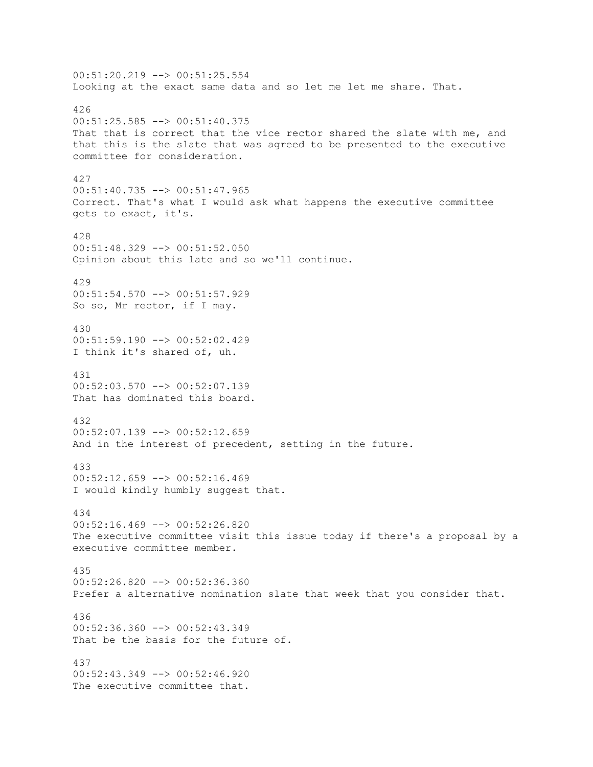00:51:20.219 --> 00:51:25.554
Looking at the exact same data and so let me let me share. That.

426
00:51:25.585 --> 00:51:40.375
That that is correct that the vice rector shared the slate with me, and that this is the slate that was agreed to be presented to the executive committee for consideration.

427
00:51:40.735 --> 00:51:47.965
Correct. That's what I would ask what happens the executive committee gets to exact, it's.

428
00:51:48.329 --> 00:51:52.050
Opinion about this late and so we'll continue.

429
00:51:54.570 --> 00:51:57.929
So so, Mr rector, if I may.

430
00:51:59.190 --> 00:52:02.429
I think it's shared of, uh.

431
00:52:03.570 --> 00:52:07.139
That has dominated this board.

432
00:52:07.139 --> 00:52:12.659
And in the interest of precedent, setting in the future.

433
00:52:12.659 --> 00:52:16.469
I would kindly humbly suggest that.

434
00:52:16.469 --> 00:52:26.820
The executive committee visit this issue today if there's a proposal by a executive committee member.

435
00:52:26.820 --> 00:52:36.360
Prefer a alternative nomination slate that week that you consider that.

436
00:52:36.360 --> 00:52:43.349
That be the basis for the future of.

437
00:52:43.349 --> 00:52:46.920
The executive committee that.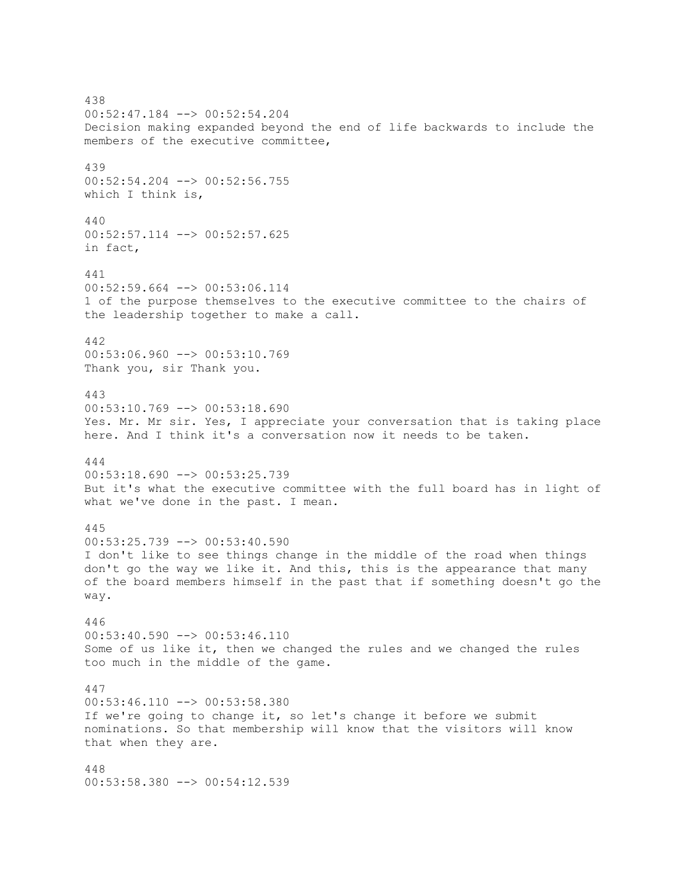438
00:52:47.184 --> 00:52:54.204
Decision making expanded beyond the end of life backwards to include the members of the executive committee,

439
00:52:54.204 --> 00:52:56.755
which I think is,

440
00:52:57.114 --> 00:52:57.625
in fact,

441
00:52:59.664 --> 00:53:06.114
1 of the purpose themselves to the executive committee to the chairs of the leadership together to make a call.

442
00:53:06.960 --> 00:53:10.769
Thank you, sir Thank you.

443
00:53:10.769 --> 00:53:18.690
Yes. Mr. Mr sir. Yes, I appreciate your conversation that is taking place here. And I think it's a conversation now it needs to be taken.

444
00:53:18.690 --> 00:53:25.739
But it's what the executive committee with the full board has in light of what we've done in the past. I mean.

445
00:53:25.739 --> 00:53:40.590
I don't like to see things change in the middle of the road when things don't go the way we like it. And this, this is the appearance that many of the board members himself in the past that if something doesn't go the way.

446
00:53:40.590 --> 00:53:46.110
Some of us like it, then we changed the rules and we changed the rules too much in the middle of the game.

447
00:53:46.110 --> 00:53:58.380
If we're going to change it, so let's change it before we submit nominations. So that membership will know that the visitors will know that when they are.

448
00:53:58.380 --> 00:54:12.539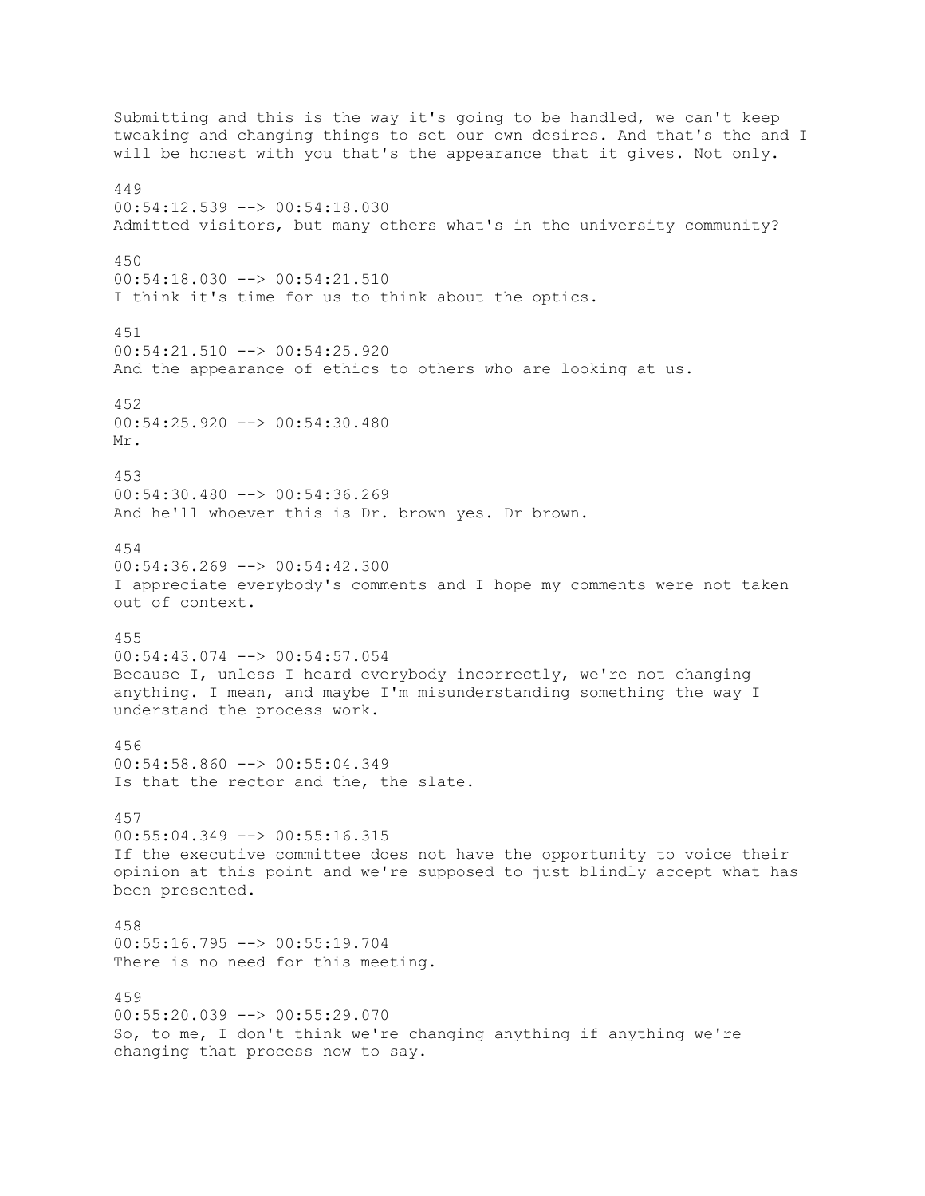Submitting and this is the way it's going to be handled, we can't keep tweaking and changing things to set our own desires. And that's the and I will be honest with you that's the appearance that it gives. Not only.

449
00:54:12.539 --> 00:54:18.030
Admitted visitors, but many others what's in the university community?

450
00:54:18.030 --> 00:54:21.510
I think it's time for us to think about the optics.

451
00:54:21.510 --> 00:54:25.920
And the appearance of ethics to others who are looking at us.

452
00:54:25.920 --> 00:54:30.480
Mr.

453
00:54:30.480 --> 00:54:36.269
And he'll whoever this is Dr. brown yes. Dr brown.

454
00:54:36.269 --> 00:54:42.300
I appreciate everybody's comments and I hope my comments were not taken out of context.

455
00:54:43.074 --> 00:54:57.054
Because I, unless I heard everybody incorrectly, we're not changing anything. I mean, and maybe I'm misunderstanding something the way I understand the process work.

456
00:54:58.860 --> 00:55:04.349
Is that the rector and the, the slate.

457
00:55:04.349 --> 00:55:16.315
If the executive committee does not have the opportunity to voice their opinion at this point and we're supposed to just blindly accept what has been presented.

458
00:55:16.795 --> 00:55:19.704
There is no need for this meeting.

459
00:55:20.039 --> 00:55:29.070
So, to me, I don't think we're changing anything if anything we're changing that process now to say.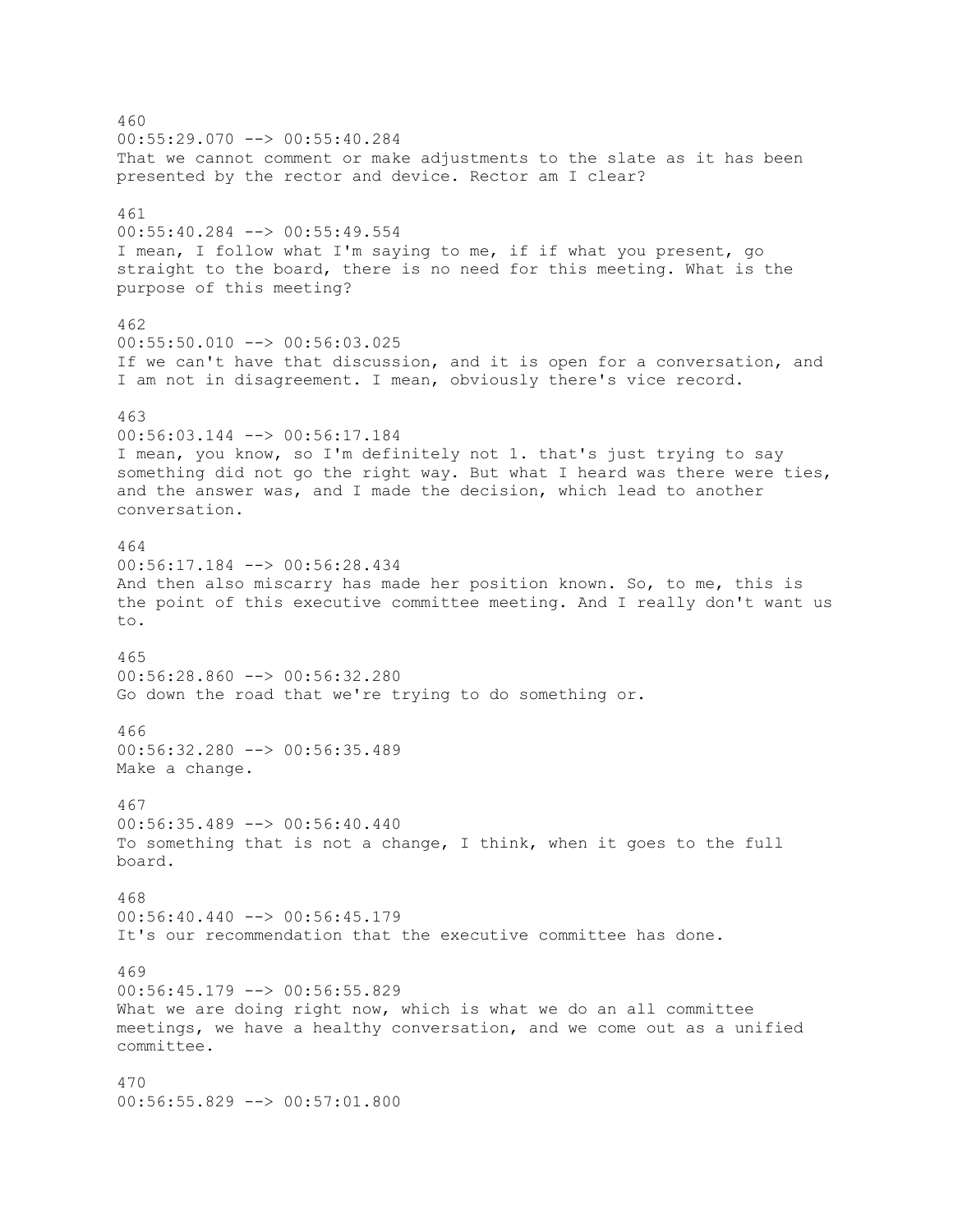460
00:55:29.070 --> 00:55:40.284
That we cannot comment or make adjustments to the slate as it has been presented by the rector and device. Rector am I clear?

461
00:55:40.284 --> 00:55:49.554
I mean, I follow what I'm saying to me, if if what you present, go straight to the board, there is no need for this meeting. What is the purpose of this meeting?

462
00:55:50.010 --> 00:56:03.025
If we can't have that discussion, and it is open for a conversation, and I am not in disagreement. I mean, obviously there's vice record.

463
00:56:03.144 --> 00:56:17.184
I mean, you know, so I'm definitely not 1. that's just trying to say something did not go the right way. But what I heard was there were ties, and the answer was, and I made the decision, which lead to another conversation.

464
00:56:17.184 --> 00:56:28.434
And then also miscarry has made her position known. So, to me, this is the point of this executive committee meeting. And I really don't want us to.

465
00:56:28.860 --> 00:56:32.280
Go down the road that we're trying to do something or.

466
00:56:32.280 --> 00:56:35.489
Make a change.

467
00:56:35.489 --> 00:56:40.440
To something that is not a change, I think, when it goes to the full board.

468
00:56:40.440 --> 00:56:45.179
It's our recommendation that the executive committee has done.

469
00:56:45.179 --> 00:56:55.829
What we are doing right now, which is what we do an all committee meetings, we have a healthy conversation, and we come out as a unified committee.

470
00:56:55.829 --> 00:57:01.800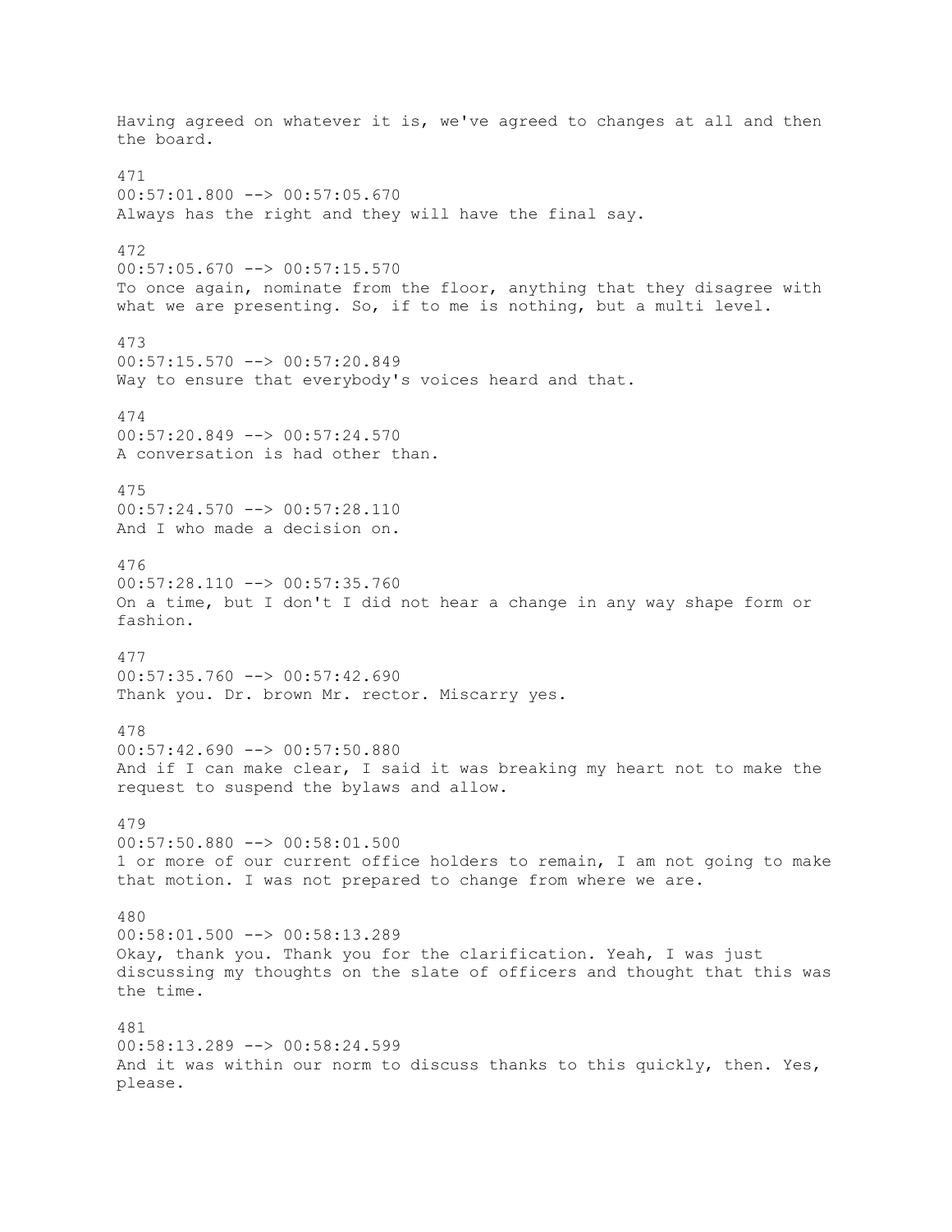Having agreed on whatever it is, we've agreed to changes at all and then the board.

471
00:57:01.800 --> 00:57:05.670
Always has the right and they will have the final say.

472
00:57:05.670 --> 00:57:15.570
To once again, nominate from the floor, anything that they disagree with what we are presenting. So, if to me is nothing, but a multi level.

473
00:57:15.570 --> 00:57:20.849
Way to ensure that everybody's voices heard and that.

474
00:57:20.849 --> 00:57:24.570
A conversation is had other than.

475
00:57:24.570 --> 00:57:28.110
And I who made a decision on.

476
00:57:28.110 --> 00:57:35.760
On a time, but I don't I did not hear a change in any way shape form or fashion.

477
00:57:35.760 --> 00:57:42.690
Thank you. Dr. brown Mr. rector. Miscarry yes.

478
00:57:42.690 --> 00:57:50.880
And if I can make clear, I said it was breaking my heart not to make the request to suspend the bylaws and allow.

479
00:57:50.880 --> 00:58:01.500
1 or more of our current office holders to remain, I am not going to make that motion. I was not prepared to change from where we are.

480
00:58:01.500 --> 00:58:13.289
Okay, thank you. Thank you for the clarification. Yeah, I was just discussing my thoughts on the slate of officers and thought that this was the time.

481
00:58:13.289 --> 00:58:24.599
And it was within our norm to discuss thanks to this quickly, then. Yes, please.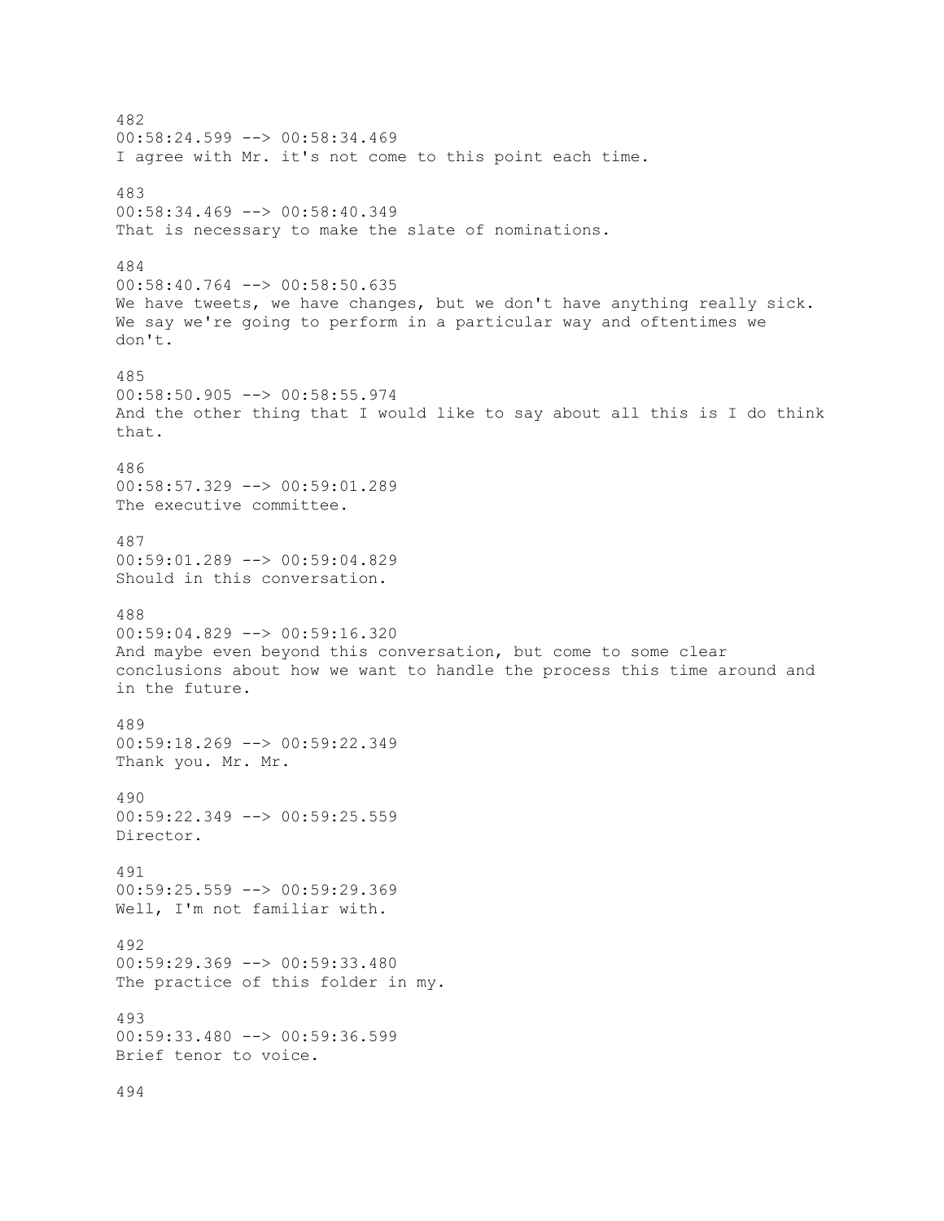482
00:58:24.599 --> 00:58:34.469
I agree with Mr. it's not come to this point each time.

483
00:58:34.469 --> 00:58:40.349
That is necessary to make the slate of nominations.

484
00:58:40.764 --> 00:58:50.635
We have tweets, we have changes, but we don't have anything really sick. We say we're going to perform in a particular way and oftentimes we don't.

485
00:58:50.905 --> 00:58:55.974
And the other thing that I would like to say about all this is I do think that.

486
00:58:57.329 --> 00:59:01.289
The executive committee.

487
00:59:01.289 --> 00:59:04.829
Should in this conversation.

488
00:59:04.829 --> 00:59:16.320
And maybe even beyond this conversation, but come to some clear conclusions about how we want to handle the process this time around and in the future.

489
00:59:18.269 --> 00:59:22.349
Thank you. Mr. Mr.

490
00:59:22.349 --> 00:59:25.559
Director.

491
00:59:25.559 --> 00:59:29.369
Well, I'm not familiar with.

492
00:59:29.369 --> 00:59:33.480
The practice of this folder in my.

493
00:59:33.480 --> 00:59:36.599
Brief tenor to voice.

494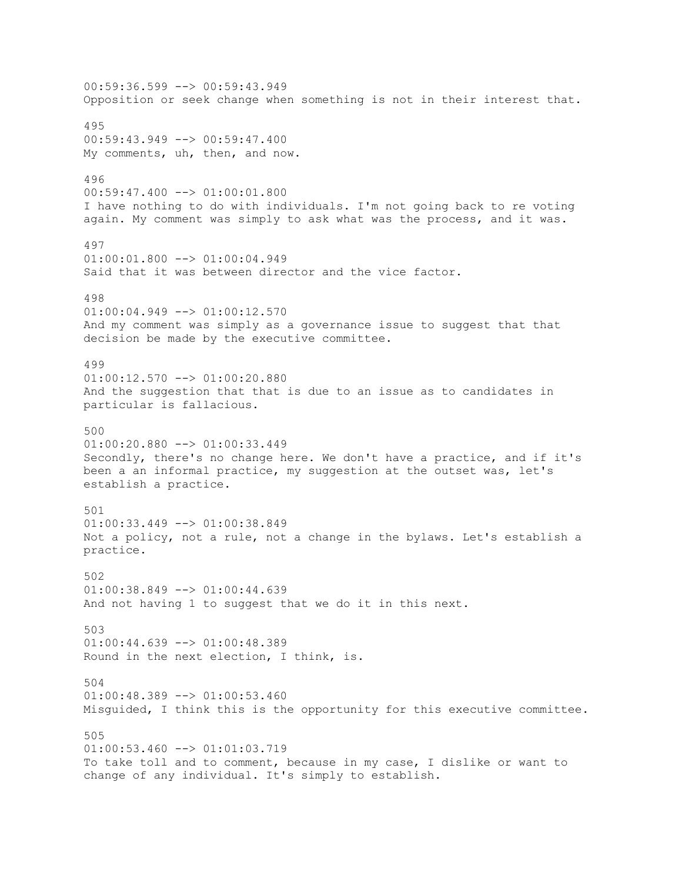00:59:36.599 --> 00:59:43.949
Opposition or seek change when something is not in their interest that.

495
00:59:43.949 --> 00:59:47.400
My comments, uh, then, and now.

496
00:59:47.400 --> 01:00:01.800
I have nothing to do with individuals. I'm not going back to re voting again. My comment was simply to ask what was the process, and it was.

497
01:00:01.800 --> 01:00:04.949
Said that it was between director and the vice factor.

498
01:00:04.949 --> 01:00:12.570
And my comment was simply as a governance issue to suggest that that decision be made by the executive committee.

499
01:00:12.570 --> 01:00:20.880
And the suggestion that that is due to an issue as to candidates in particular is fallacious.

500
01:00:20.880 --> 01:00:33.449
Secondly, there's no change here. We don't have a practice, and if it's been a an informal practice, my suggestion at the outset was, let's establish a practice.

501
01:00:33.449 --> 01:00:38.849
Not a policy, not a rule, not a change in the bylaws. Let's establish a practice.

502
01:00:38.849 --> 01:00:44.639
And not having 1 to suggest that we do it in this next.

503
01:00:44.639 --> 01:00:48.389
Round in the next election, I think, is.

504
01:00:48.389 --> 01:00:53.460
Misguided, I think this is the opportunity for this executive committee.

505
01:00:53.460 --> 01:01:03.719
To take toll and to comment, because in my case, I dislike or want to change of any individual. It's simply to establish.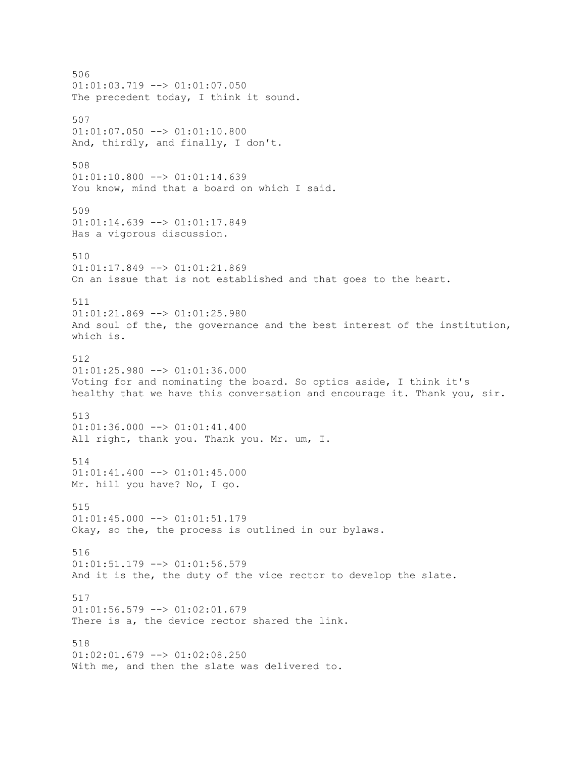506
01:01:03.719 --> 01:01:07.050
The precedent today, I think it sound.

507
01:01:07.050 --> 01:01:10.800
And, thirdly, and finally, I don't.

508
01:01:10.800 --> 01:01:14.639
You know, mind that a board on which I said.

509
01:01:14.639 --> 01:01:17.849
Has a vigorous discussion.

510
01:01:17.849 --> 01:01:21.869
On an issue that is not established and that goes to the heart.

511
01:01:21.869 --> 01:01:25.980
And soul of the, the governance and the best interest of the institution, which is.

512
01:01:25.980 --> 01:01:36.000
Voting for and nominating the board. So optics aside, I think it's healthy that we have this conversation and encourage it. Thank you, sir.

513
01:01:36.000 --> 01:01:41.400
All right, thank you. Thank you. Mr. um, I.

514
01:01:41.400 --> 01:01:45.000
Mr. hill you have? No, I go.

515
01:01:45.000 --> 01:01:51.179
Okay, so the, the process is outlined in our bylaws.

516
01:01:51.179 --> 01:01:56.579
And it is the, the duty of the vice rector to develop the slate.

517
01:01:56.579 --> 01:02:01.679
There is a, the device rector shared the link.

518
01:02:01.679 --> 01:02:08.250
With me, and then the slate was delivered to.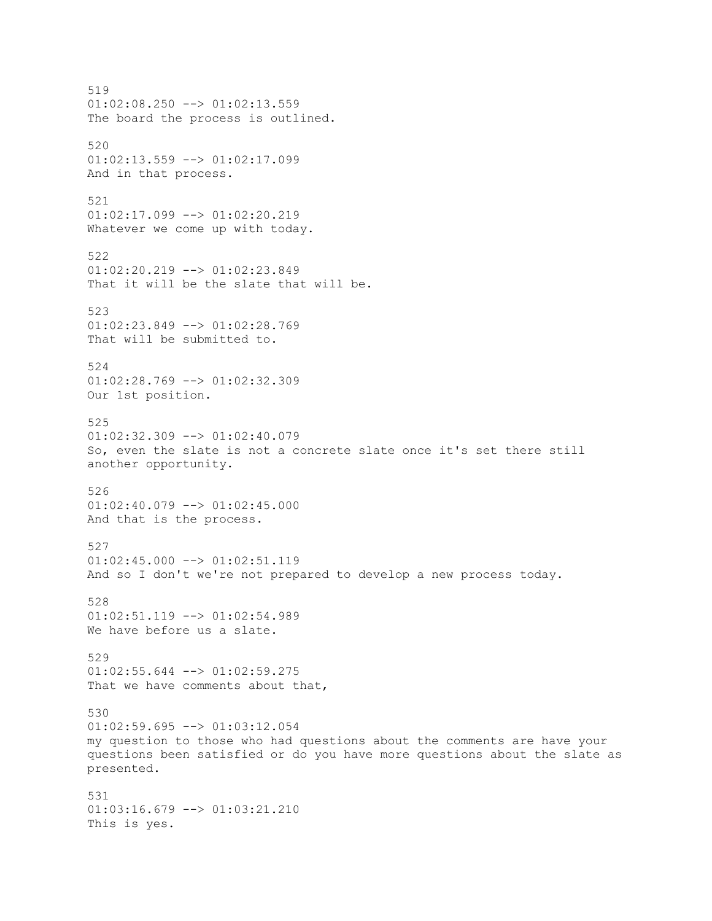519
01:02:08.250 --> 01:02:13.559
The board the process is outlined.

520
01:02:13.559 --> 01:02:17.099
And in that process.

521
01:02:17.099 --> 01:02:20.219
Whatever we come up with today.

522
01:02:20.219 --> 01:02:23.849
That it will be the slate that will be.

523
01:02:23.849 --> 01:02:28.769
That will be submitted to.

524
01:02:28.769 --> 01:02:32.309
Our 1st position.

525
01:02:32.309 --> 01:02:40.079
So, even the slate is not a concrete slate once it's set there still another opportunity.

526
01:02:40.079 --> 01:02:45.000
And that is the process.

527
01:02:45.000 --> 01:02:51.119
And so I don't we're not prepared to develop a new process today.

528
01:02:51.119 --> 01:02:54.989
We have before us a slate.

529
01:02:55.644 --> 01:02:59.275
That we have comments about that,

530
01:02:59.695 --> 01:03:12.054
my question to those who had questions about the comments are have your questions been satisfied or do you have more questions about the slate as presented.

531
01:03:16.679 --> 01:03:21.210
This is yes.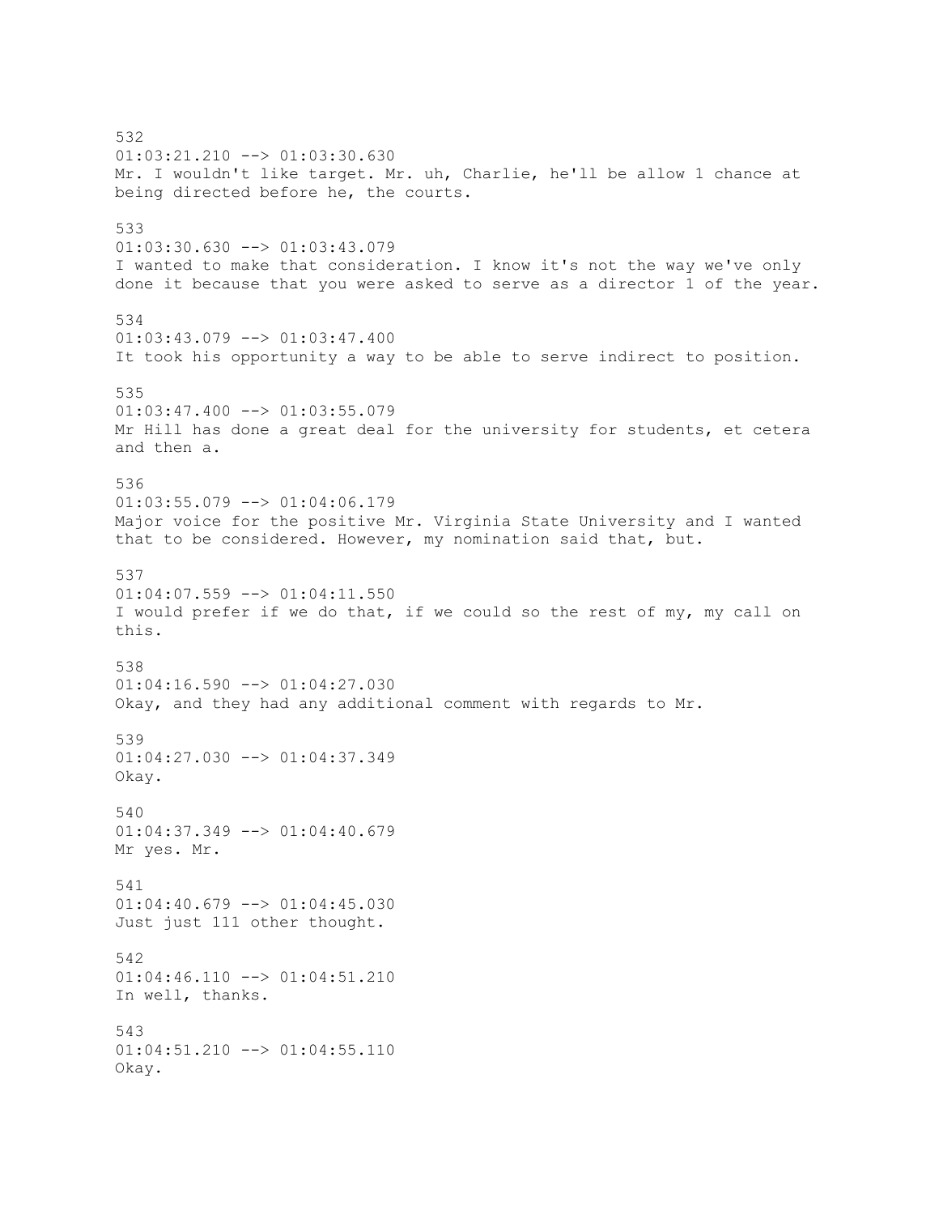532
01:03:21.210 --> 01:03:30.630
Mr. I wouldn't like target. Mr. uh, Charlie, he'll be allow 1 chance at being directed before he, the courts.

533
01:03:30.630 --> 01:03:43.079
I wanted to make that consideration. I know it's not the way we've only done it because that you were asked to serve as a director 1 of the year.

534
01:03:43.079 --> 01:03:47.400
It took his opportunity a way to be able to serve indirect to position.

535
01:03:47.400 --> 01:03:55.079
Mr Hill has done a great deal for the university for students, et cetera and then a.

536
01:03:55.079 --> 01:04:06.179
Major voice for the positive Mr. Virginia State University and I wanted that to be considered. However, my nomination said that, but.

537
01:04:07.559 --> 01:04:11.550
I would prefer if we do that, if we could so the rest of my, my call on this.

538
01:04:16.590 --> 01:04:27.030
Okay, and they had any additional comment with regards to Mr.

539
01:04:27.030 --> 01:04:37.349
Okay.

540
01:04:37.349 --> 01:04:40.679
Mr yes. Mr.

541
01:04:40.679 --> 01:04:45.030
Just just 111 other thought.

542
01:04:46.110 --> 01:04:51.210
In well, thanks.

543
01:04:51.210 --> 01:04:55.110
Okay.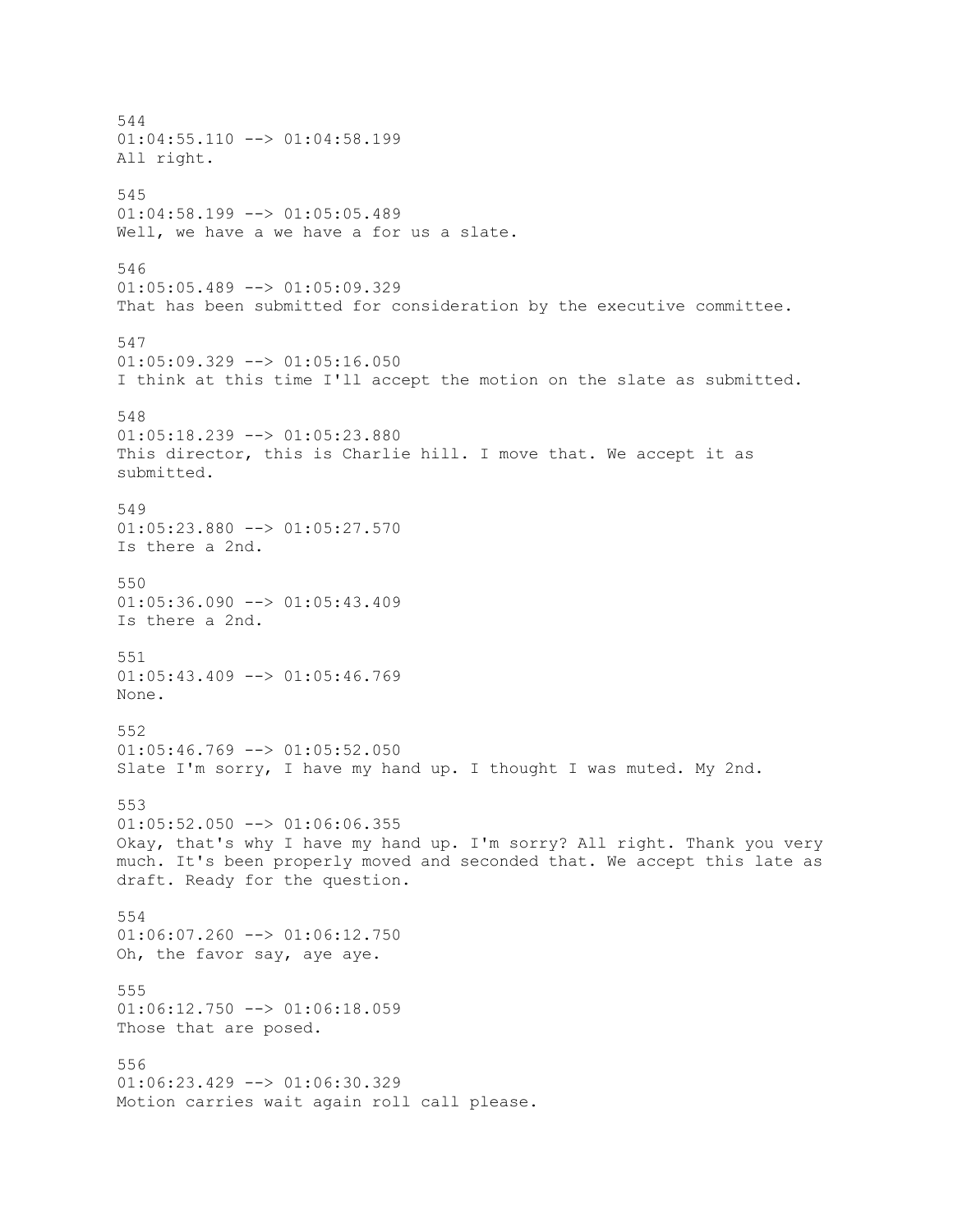544
01:04:55.110 --> 01:04:58.199
All right.

545
01:04:58.199 --> 01:05:05.489
Well, we have a we have a for us a slate.

546
01:05:05.489 --> 01:05:09.329
That has been submitted for consideration by the executive committee.

547
01:05:09.329 --> 01:05:16.050
I think at this time I'll accept the motion on the slate as submitted.

548
01:05:18.239 --> 01:05:23.880
This director, this is Charlie hill. I move that. We accept it as submitted.

549
01:05:23.880 --> 01:05:27.570
Is there a 2nd.

550
01:05:36.090 --> 01:05:43.409
Is there a 2nd.

551
01:05:43.409 --> 01:05:46.769
None.

552
01:05:46.769 --> 01:05:52.050
Slate I'm sorry, I have my hand up. I thought I was muted. My 2nd.

553
01:05:52.050 --> 01:06:06.355
Okay, that's why I have my hand up. I'm sorry? All right. Thank you very much. It's been properly moved and seconded that. We accept this late as draft. Ready for the question.

554
01:06:07.260 --> 01:06:12.750
Oh, the favor say, aye aye.

555
01:06:12.750 --> 01:06:18.059
Those that are posed.

556
01:06:23.429 --> 01:06:30.329
Motion carries wait again roll call please.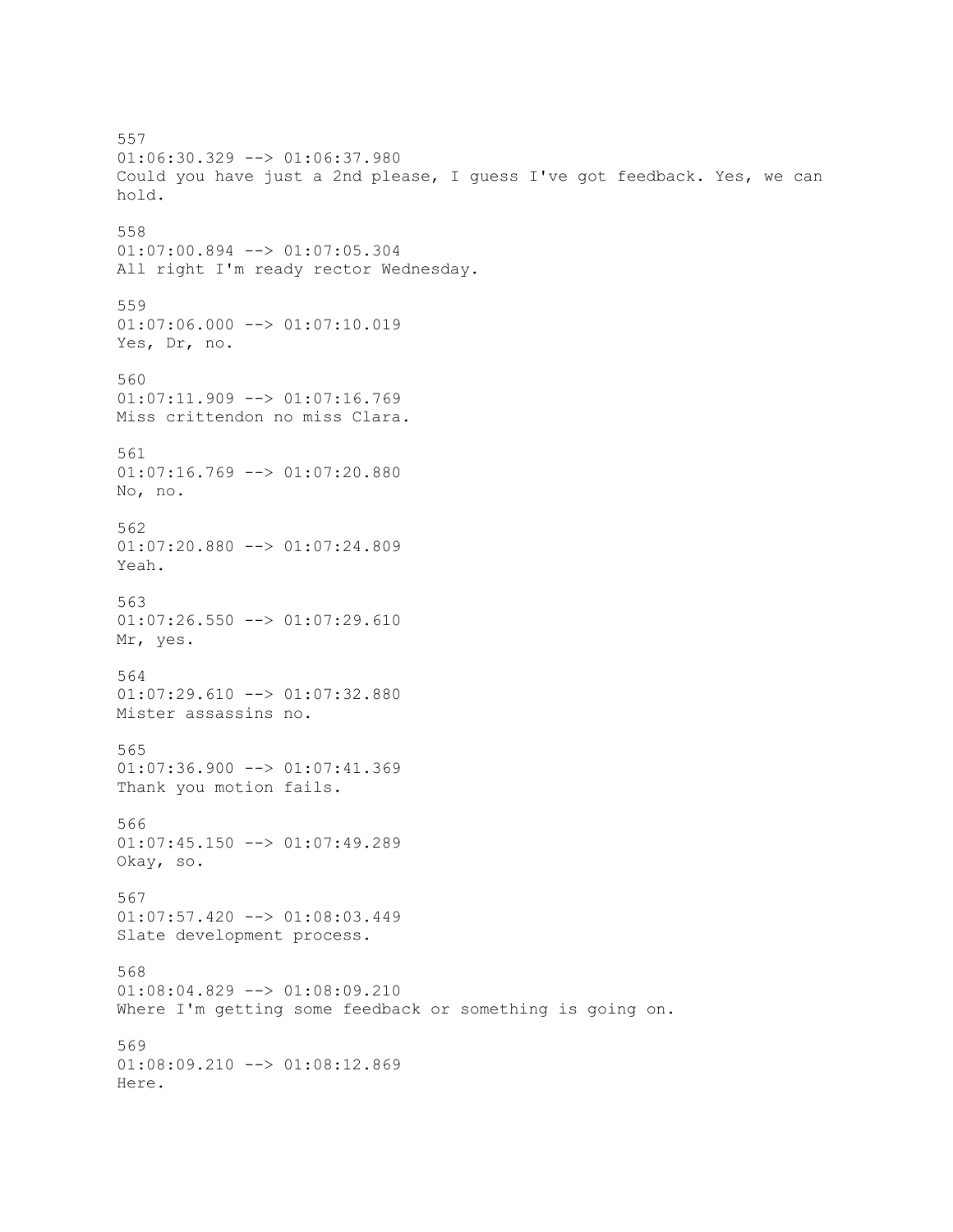557
01:06:30.329 --> 01:06:37.980
Could you have just a 2nd please, I guess I've got feedback. Yes, we can hold.

558
01:07:00.894 --> 01:07:05.304
All right I'm ready rector Wednesday.

559
01:07:06.000 --> 01:07:10.019
Yes, Dr, no.

560
01:07:11.909 --> 01:07:16.769
Miss crittendon no miss Clara.

561
01:07:16.769 --> 01:07:20.880
No, no.

562
01:07:20.880 --> 01:07:24.809
Yeah.

563
01:07:26.550 --> 01:07:29.610
Mr, yes.

564
01:07:29.610 --> 01:07:32.880
Mister assassins no.

565
01:07:36.900 --> 01:07:41.369
Thank you motion fails.

566
01:07:45.150 --> 01:07:49.289
Okay, so.

567
01:07:57.420 --> 01:08:03.449
Slate development process.

568
01:08:04.829 --> 01:08:09.210
Where I'm getting some feedback or something is going on.

569
01:08:09.210 --> 01:08:12.869
Here.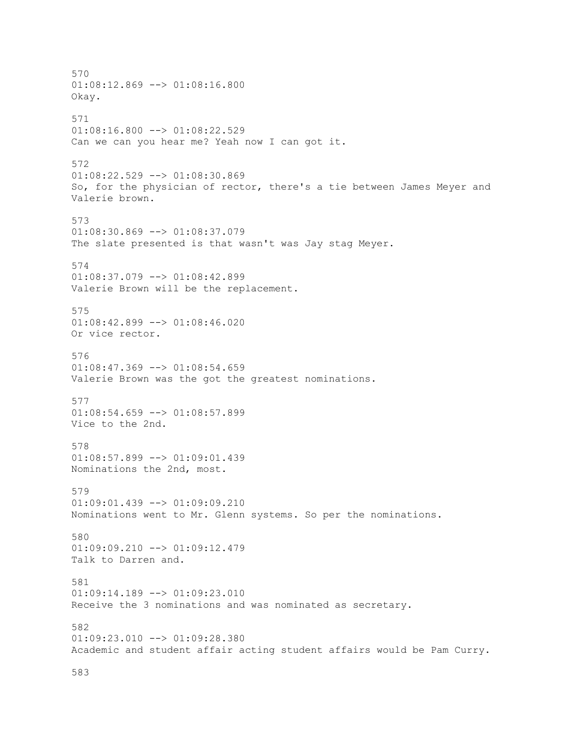570
01:08:12.869 --> 01:08:16.800
Okay.

571
01:08:16.800 --> 01:08:22.529
Can we can you hear me? Yeah now I can got it.

572
01:08:22.529 --> 01:08:30.869
So, for the physician of rector, there's a tie between James Meyer and Valerie brown.

573
01:08:30.869 --> 01:08:37.079
The slate presented is that wasn't was Jay stag Meyer.

574
01:08:37.079 --> 01:08:42.899
Valerie Brown will be the replacement.

575
01:08:42.899 --> 01:08:46.020
Or vice rector.

576
01:08:47.369 --> 01:08:54.659
Valerie Brown was the got the greatest nominations.

577
01:08:54.659 --> 01:08:57.899
Vice to the 2nd.

578
01:08:57.899 --> 01:09:01.439
Nominations the 2nd, most.

579
01:09:01.439 --> 01:09:09.210
Nominations went to Mr. Glenn systems. So per the nominations.

580
01:09:09.210 --> 01:09:12.479
Talk to Darren and.

581
01:09:14.189 --> 01:09:23.010
Receive the 3 nominations and was nominated as secretary.

582
01:09:23.010 --> 01:09:28.380
Academic and student affair acting student affairs would be Pam Curry.

583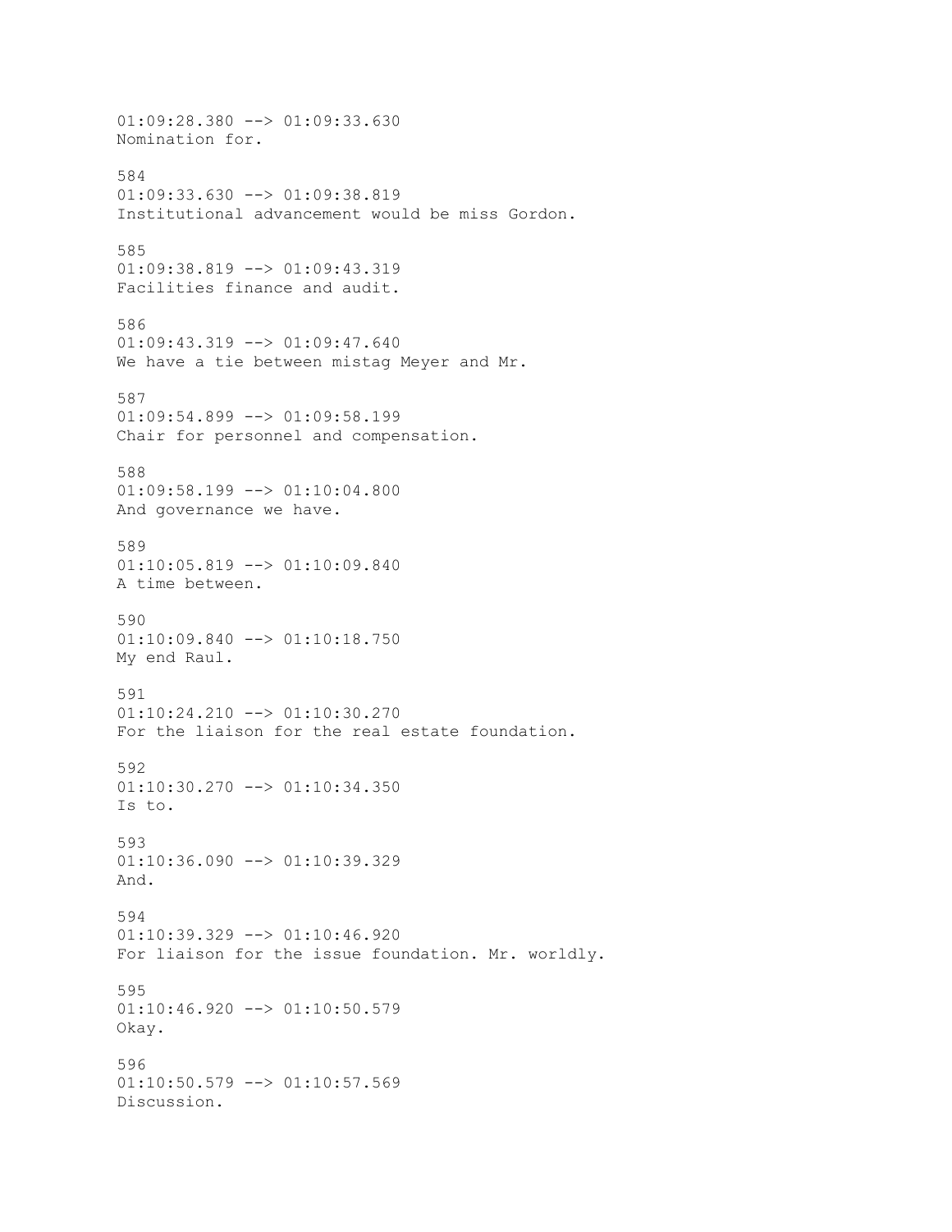01:09:28.380 --> 01:09:33.630
Nomination for.

584
01:09:33.630 --> 01:09:38.819
Institutional advancement would be miss Gordon.

585
01:09:38.819 --> 01:09:43.319
Facilities finance and audit.

586
01:09:43.319 --> 01:09:47.640
We have a tie between mistag Meyer and Mr.

587
01:09:54.899 --> 01:09:58.199
Chair for personnel and compensation.

588
01:09:58.199 --> 01:10:04.800
And governance we have.

589
01:10:05.819 --> 01:10:09.840
A time between.

590
01:10:09.840 --> 01:10:18.750
My end Raul.

591
01:10:24.210 --> 01:10:30.270
For the liaison for the real estate foundation.

592
01:10:30.270 --> 01:10:34.350
Is to.

593
01:10:36.090 --> 01:10:39.329
And.

594
01:10:39.329 --> 01:10:46.920
For liaison for the issue foundation. Mr. worldly.

595
01:10:46.920 --> 01:10:50.579
Okay.

596
01:10:50.579 --> 01:10:57.569
Discussion.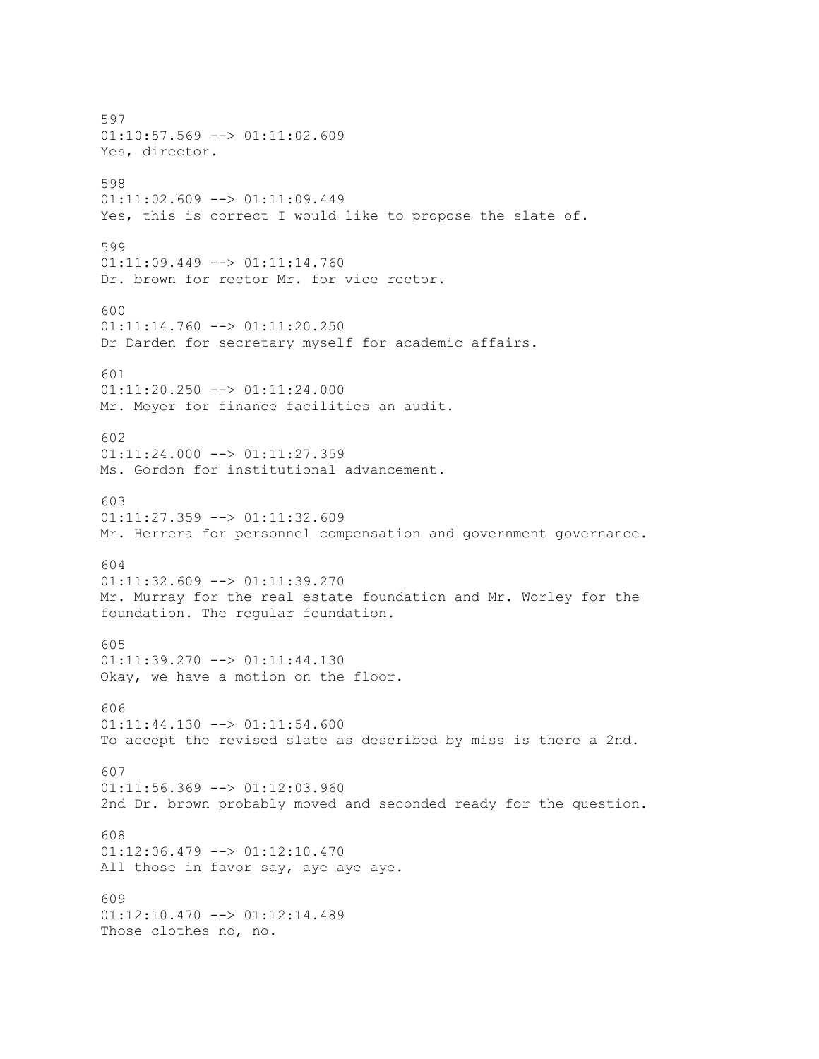597
01:10:57.569 --> 01:11:02.609
Yes, director.

598
01:11:02.609 --> 01:11:09.449
Yes, this is correct I would like to propose the slate of.

599
01:11:09.449 --> 01:11:14.760
Dr. brown for rector Mr. for vice rector.

600
01:11:14.760 --> 01:11:20.250
Dr Darden for secretary myself for academic affairs.

601
01:11:20.250 --> 01:11:24.000
Mr. Meyer for finance facilities an audit.

602
01:11:24.000 --> 01:11:27.359
Ms. Gordon for institutional advancement.

603
01:11:27.359 --> 01:11:32.609
Mr. Herrera for personnel compensation and government governance.

604
01:11:32.609 --> 01:11:39.270
Mr. Murray for the real estate foundation and Mr. Worley for the foundation. The regular foundation.

605
01:11:39.270 --> 01:11:44.130
Okay, we have a motion on the floor.

606
01:11:44.130 --> 01:11:54.600
To accept the revised slate as described by miss is there a 2nd.

607
01:11:56.369 --> 01:12:03.960
2nd Dr. brown probably moved and seconded ready for the question.

608
01:12:06.479 --> 01:12:10.470
All those in favor say, aye aye aye.

609
01:12:10.470 --> 01:12:14.489
Those clothes no, no.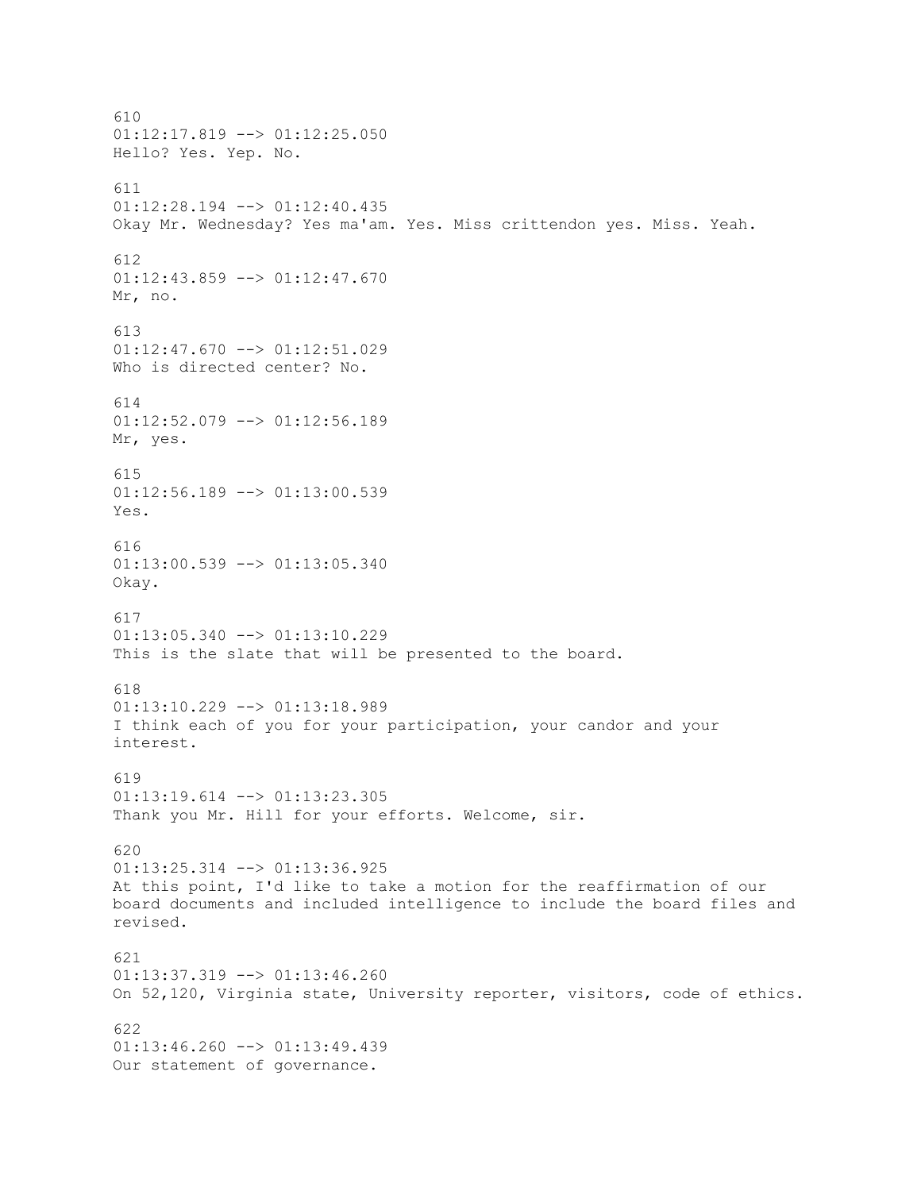610
01:12:17.819 --> 01:12:25.050
Hello? Yes. Yep. No.

611
01:12:28.194 --> 01:12:40.435
Okay Mr. Wednesday? Yes ma'am. Yes. Miss crittendon yes. Miss. Yeah.

612
01:12:43.859 --> 01:12:47.670
Mr, no.

613
01:12:47.670 --> 01:12:51.029
Who is directed center? No.

614
01:12:52.079 --> 01:12:56.189
Mr, yes.

615
01:12:56.189 --> 01:13:00.539
Yes.

616
01:13:00.539 --> 01:13:05.340
Okay.

617
01:13:05.340 --> 01:13:10.229
This is the slate that will be presented to the board.

618
01:13:10.229 --> 01:13:18.989
I think each of you for your participation, your candor and your interest.

619
01:13:19.614 --> 01:13:23.305
Thank you Mr. Hill for your efforts. Welcome, sir.

620
01:13:25.314 --> 01:13:36.925
At this point, I'd like to take a motion for the reaffirmation of our board documents and included intelligence to include the board files and revised.

621
01:13:37.319 --> 01:13:46.260
On 52,120, Virginia state, University reporter, visitors, code of ethics.

622
01:13:46.260 --> 01:13:49.439
Our statement of governance.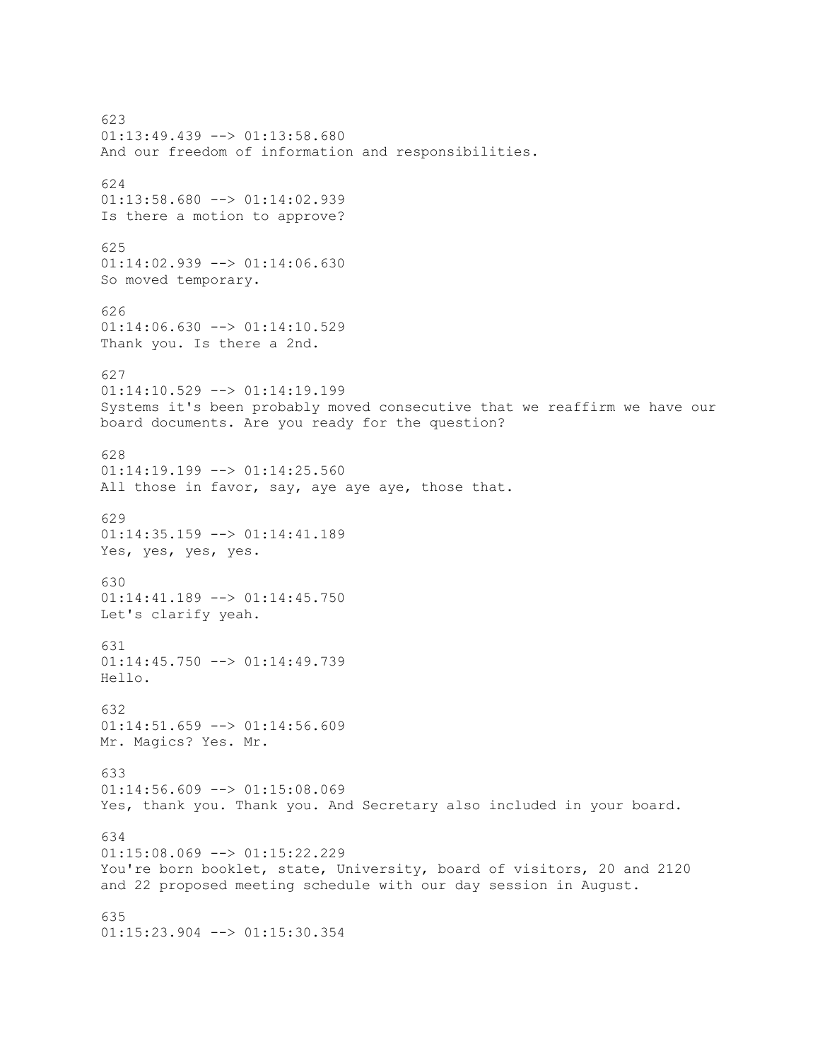623
01:13:49.439 --> 01:13:58.680
And our freedom of information and responsibilities.

624
01:13:58.680 --> 01:14:02.939
Is there a motion to approve?

625
01:14:02.939 --> 01:14:06.630
So moved temporary.

626
01:14:06.630 --> 01:14:10.529
Thank you. Is there a 2nd.

627
01:14:10.529 --> 01:14:19.199
Systems it's been probably moved consecutive that we reaffirm we have our board documents. Are you ready for the question?

628
01:14:19.199 --> 01:14:25.560
All those in favor, say, aye aye aye, those that.

629
01:14:35.159 --> 01:14:41.189
Yes, yes, yes, yes.

630
01:14:41.189 --> 01:14:45.750
Let's clarify yeah.

631
01:14:45.750 --> 01:14:49.739
Hello.

632
01:14:51.659 --> 01:14:56.609
Mr. Magics? Yes. Mr.

633
01:14:56.609 --> 01:15:08.069
Yes, thank you. Thank you. And Secretary also included in your board.

634
01:15:08.069 --> 01:15:22.229
You're born booklet, state, University, board of visitors, 20 and 2120 and 22 proposed meeting schedule with our day session in August.

635
01:15:23.904 --> 01:15:30.354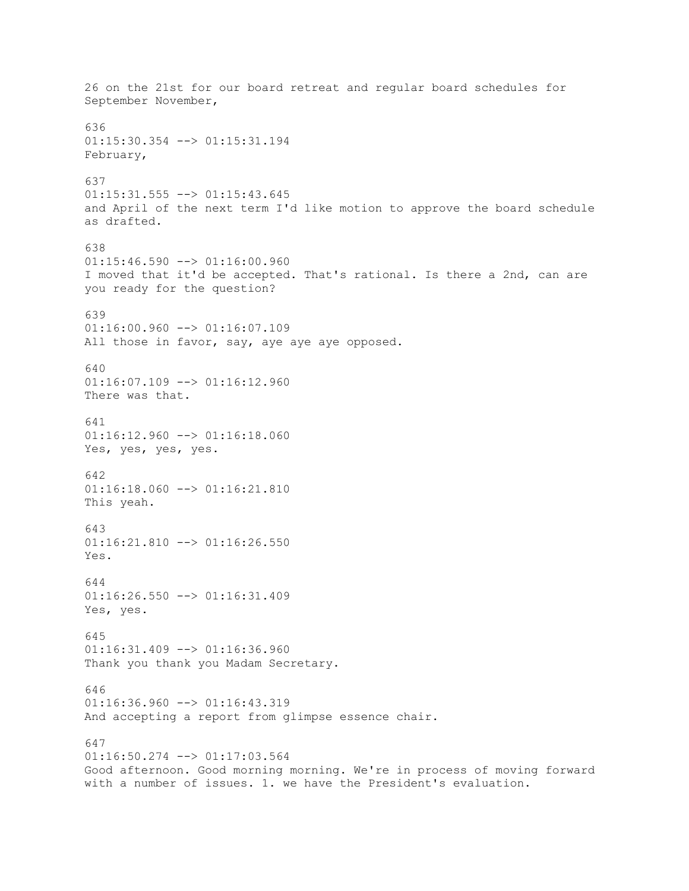26 on the 21st for our board retreat and regular board schedules for September November,

636
01:15:30.354 --> 01:15:31.194
February,

637
01:15:31.555 --> 01:15:43.645
and April of the next term I'd like motion to approve the board schedule as drafted.

638
01:15:46.590 --> 01:16:00.960
I moved that it'd be accepted. That's rational. Is there a 2nd, can are you ready for the question?

639
01:16:00.960 --> 01:16:07.109
All those in favor, say, aye aye aye opposed.

640
01:16:07.109 --> 01:16:12.960
There was that.

641
01:16:12.960 --> 01:16:18.060
Yes, yes, yes, yes.

642
01:16:18.060 --> 01:16:21.810
This yeah.

643
01:16:21.810 --> 01:16:26.550
Yes.

644
01:16:26.550 --> 01:16:31.409
Yes, yes.

645
01:16:31.409 --> 01:16:36.960
Thank you thank you Madam Secretary.

646
01:16:36.960 --> 01:16:43.319
And accepting a report from glimpse essence chair.

647
01:16:50.274 --> 01:17:03.564
Good afternoon. Good morning morning. We're in process of moving forward with a number of issues. 1. we have the President's evaluation.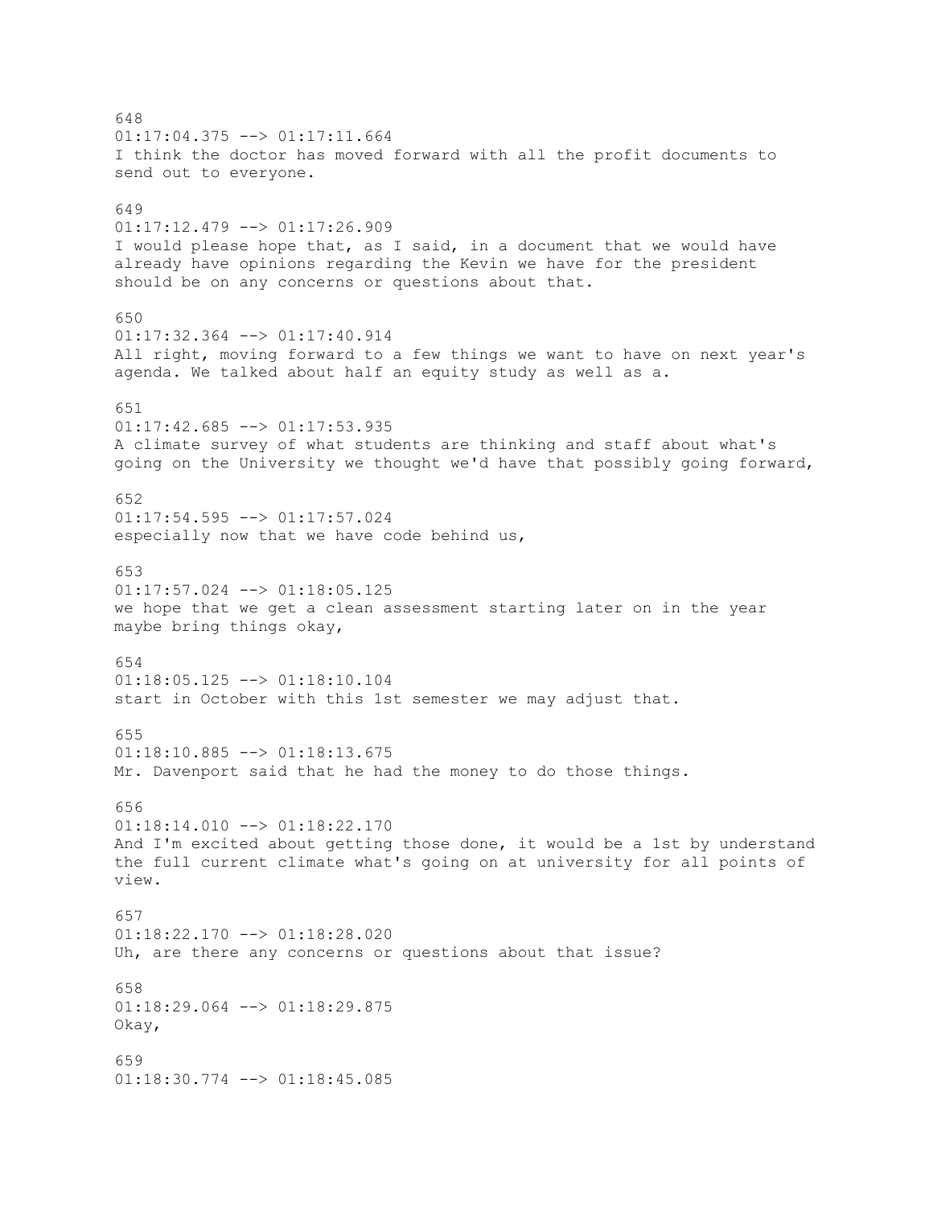648
01:17:04.375 --> 01:17:11.664
I think the doctor has moved forward with all the profit documents to send out to everyone.

649
01:17:12.479 --> 01:17:26.909
I would please hope that, as I said, in a document that we would have already have opinions regarding the Kevin we have for the president should be on any concerns or questions about that.

650
01:17:32.364 --> 01:17:40.914
All right, moving forward to a few things we want to have on next year's agenda. We talked about half an equity study as well as a.

651
01:17:42.685 --> 01:17:53.935
A climate survey of what students are thinking and staff about what's going on the University we thought we'd have that possibly going forward,

652
01:17:54.595 --> 01:17:57.024
especially now that we have code behind us,

653
01:17:57.024 --> 01:18:05.125
we hope that we get a clean assessment starting later on in the year maybe bring things okay,

654
01:18:05.125 --> 01:18:10.104
start in October with this 1st semester we may adjust that.

655
01:18:10.885 --> 01:18:13.675
Mr. Davenport said that he had the money to do those things.

656
01:18:14.010 --> 01:18:22.170
And I'm excited about getting those done, it would be a 1st by understand the full current climate what's going on at university for all points of view.

657
01:18:22.170 --> 01:18:28.020
Uh, are there any concerns or questions about that issue?

658
01:18:29.064 --> 01:18:29.875
Okay,

659
01:18:30.774 --> 01:18:45.085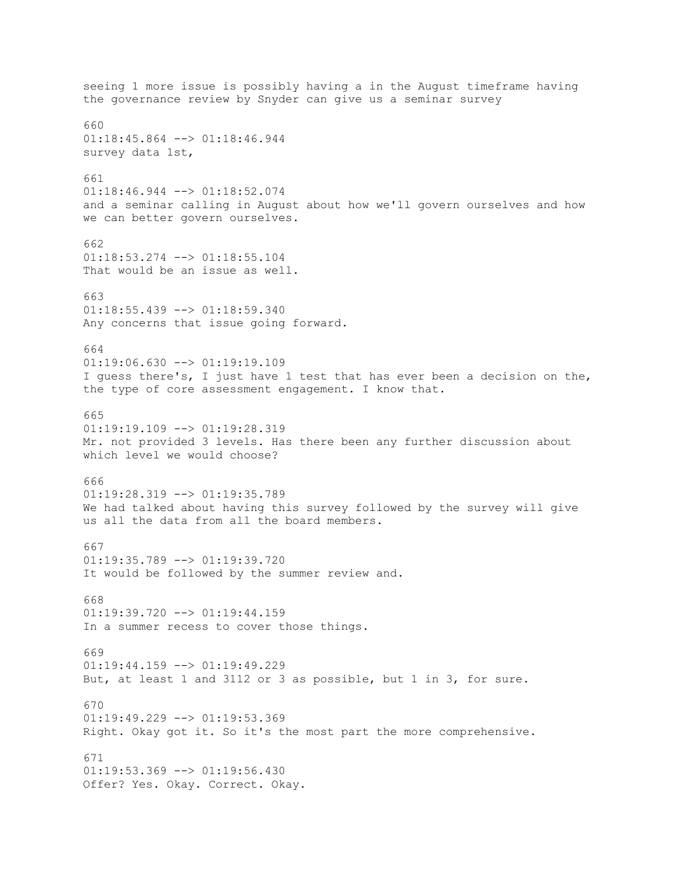seeing 1 more issue is possibly having a in the August timeframe having the governance review by Snyder can give us a seminar survey

660
01:18:45.864 --> 01:18:46.944
survey data 1st,

661
01:18:46.944 --> 01:18:52.074
and a seminar calling in August about how we'll govern ourselves and how we can better govern ourselves.

662
01:18:53.274 --> 01:18:55.104
That would be an issue as well.

663
01:18:55.439 --> 01:18:59.340
Any concerns that issue going forward.

664
01:19:06.630 --> 01:19:19.109
I guess there's, I just have 1 test that has ever been a decision on the, the type of core assessment engagement. I know that.

665
01:19:19.109 --> 01:19:28.319
Mr. not provided 3 levels. Has there been any further discussion about which level we would choose?

666
01:19:28.319 --> 01:19:35.789
We had talked about having this survey followed by the survey will give us all the data from all the board members.

667
01:19:35.789 --> 01:19:39.720
It would be followed by the summer review and.

668
01:19:39.720 --> 01:19:44.159
In a summer recess to cover those things.

669
01:19:44.159 --> 01:19:49.229
But, at least 1 and 3112 or 3 as possible, but 1 in 3, for sure.

670
01:19:49.229 --> 01:19:53.369
Right. Okay got it. So it's the most part the more comprehensive.

671
01:19:53.369 --> 01:19:56.430
Offer? Yes. Okay. Correct. Okay.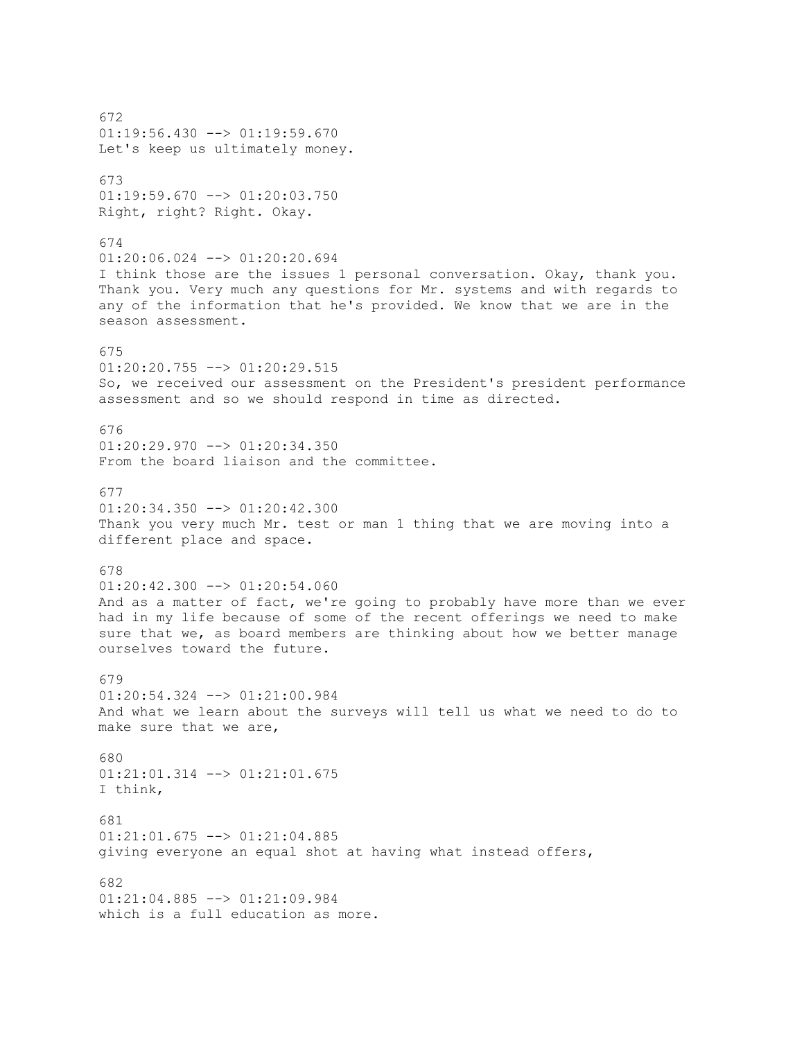672
01:19:56.430 --> 01:19:59.670
Let's keep us ultimately money.

673
01:19:59.670 --> 01:20:03.750
Right, right? Right. Okay.

674
01:20:06.024 --> 01:20:20.694
I think those are the issues 1 personal conversation. Okay, thank you. Thank you. Very much any questions for Mr. systems and with regards to any of the information that he's provided. We know that we are in the season assessment.

675
01:20:20.755 --> 01:20:29.515
So, we received our assessment on the President's president performance assessment and so we should respond in time as directed.

676
01:20:29.970 --> 01:20:34.350
From the board liaison and the committee.

677
01:20:34.350 --> 01:20:42.300
Thank you very much Mr. test or man 1 thing that we are moving into a different place and space.

678
01:20:42.300 --> 01:20:54.060
And as a matter of fact, we're going to probably have more than we ever had in my life because of some of the recent offerings we need to make sure that we, as board members are thinking about how we better manage ourselves toward the future.

679
01:20:54.324 --> 01:21:00.984
And what we learn about the surveys will tell us what we need to do to make sure that we are,

680
01:21:01.314 --> 01:21:01.675
I think,

681
01:21:01.675 --> 01:21:04.885
giving everyone an equal shot at having what instead offers,

682
01:21:04.885 --> 01:21:09.984
which is a full education as more.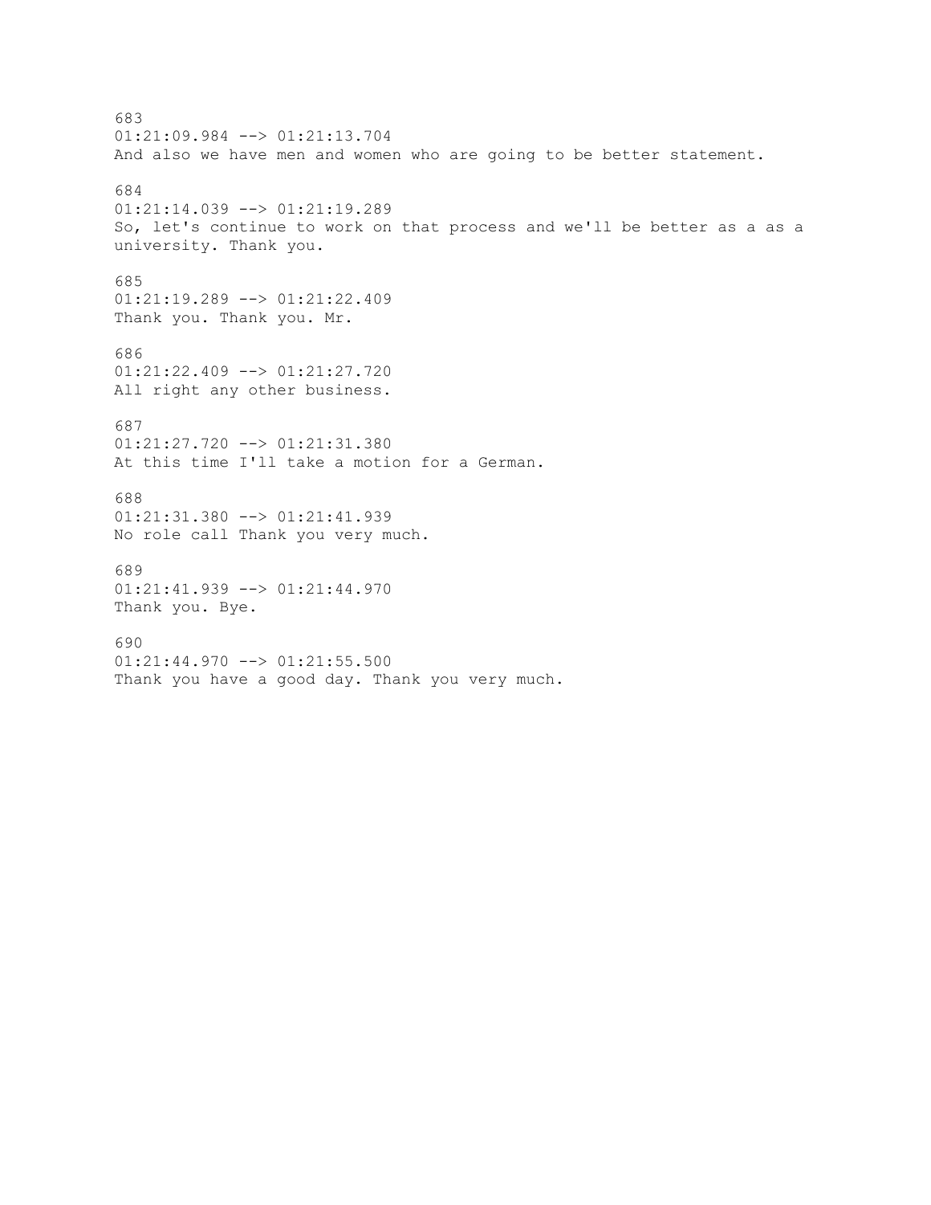683
01:21:09.984 --> 01:21:13.704
And also we have men and women who are going to be better statement.

684
01:21:14.039 --> 01:21:19.289
So, let's continue to work on that process and we'll be better as a as a university. Thank you.

685
01:21:19.289 --> 01:21:22.409
Thank you. Thank you. Mr.

686
01:21:22.409 --> 01:21:27.720
All right any other business.

687
01:21:27.720 --> 01:21:31.380
At this time I'll take a motion for a German.

688
01:21:31.380 --> 01:21:41.939
No role call Thank you very much.

689
01:21:41.939 --> 01:21:44.970
Thank you. Bye.

690
01:21:44.970 --> 01:21:55.500
Thank you have a good day. Thank you very much.